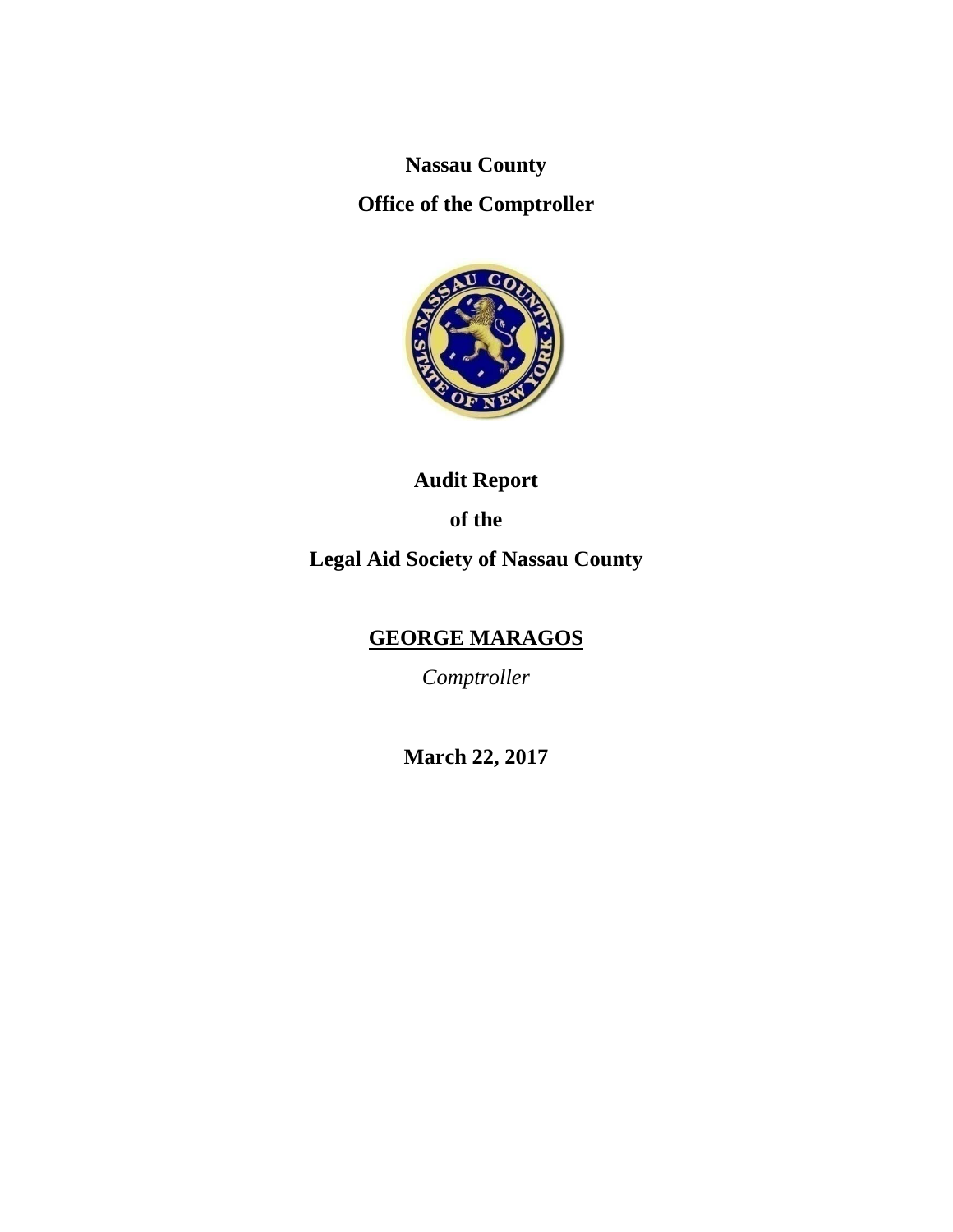**Nassau County**

**Office of the Comptroller**

# Audit Report

# of the

# Legal Aid Society of Nassau County

**<u>GEORGE MARAGOS</u>**

*Comptroller*

**March 22, 2017**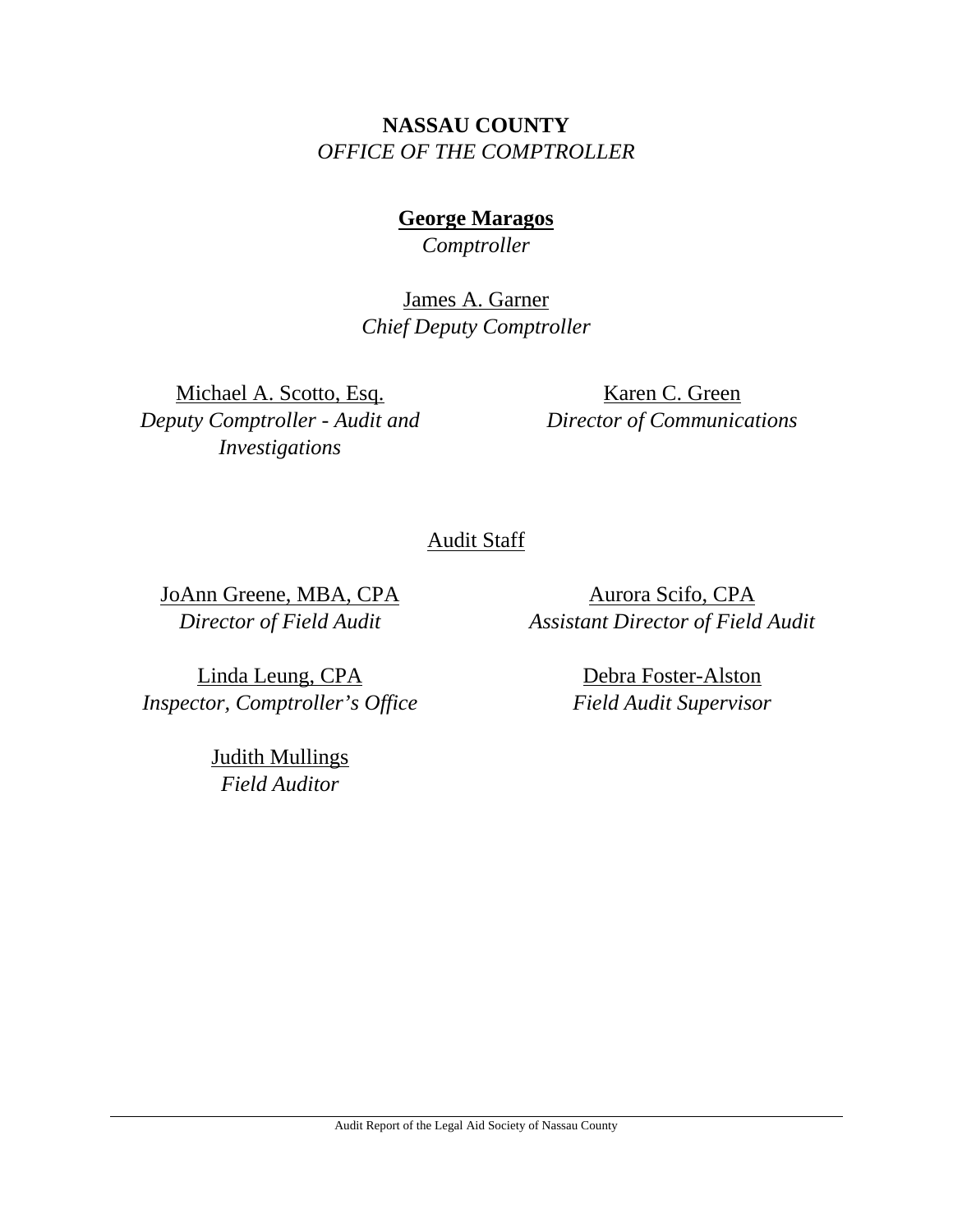**NASSAU COUNTY**
*OFFICE OF THE COMPTROLLER*

**George Maragos**
*Comptroller*

James A. Garner
*Chief Deputy Comptroller*

Michael A. Scotto, Esq.
*Deputy Comptroller - Audit and Investigations*

Karen C. Green
*Director of Communications*

Audit Staff

JoAnn Greene, MBA, CPA
*Director of Field Audit*

Aurora Scifo, CPA
*Assistant Director of Field Audit*

Linda Leung, CPA
*Inspector, Comptroller's Office*

Debra Foster-Alston
*Field Audit Supervisor*

Judith Mullings
*Field Auditor*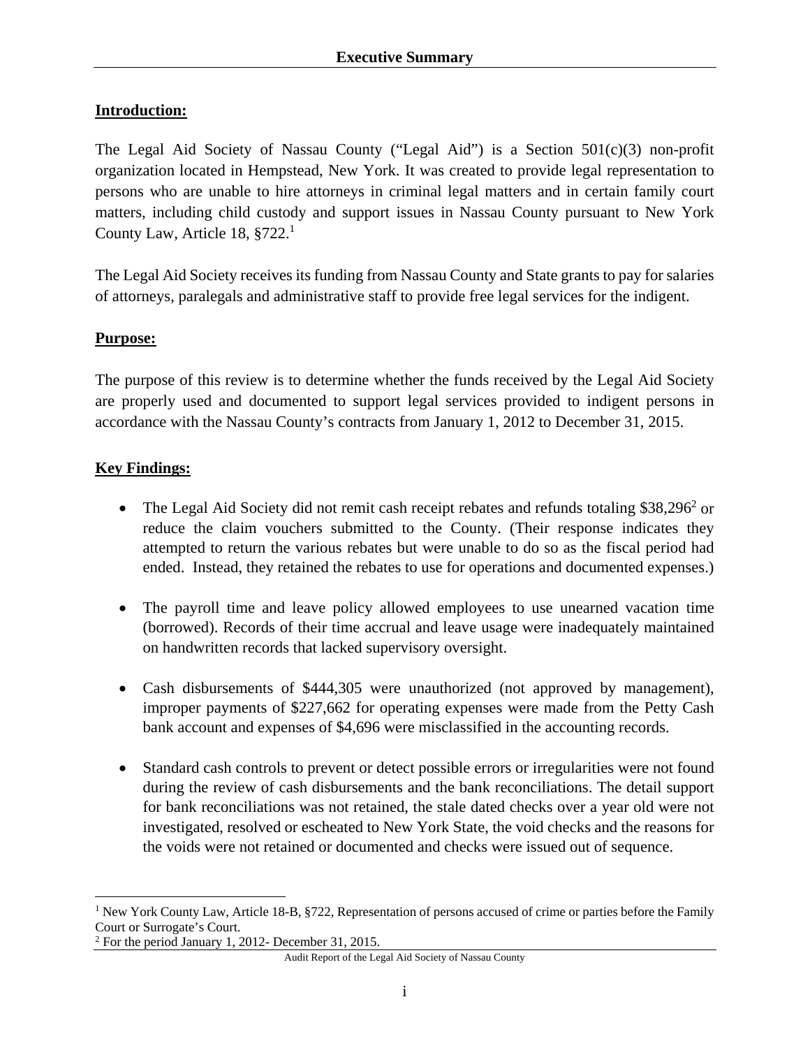## Executive Summary

**Introduction:**

The Legal Aid Society of Nassau County ("Legal Aid") is a Section 501(c)(3) non-profit organization located in Hempstead, New York. It was created to provide legal representation to persons who are unable to hire attorneys in criminal legal matters and in certain family court matters, including child custody and support issues in Nassau County pursuant to New York County Law, Article 18, §722.[1]

The Legal Aid Society receives its funding from Nassau County and State grants to pay for salaries of attorneys, paralegals and administrative staff to provide free legal services for the indigent.

**Purpose:**

The purpose of this review is to determine whether the funds received by the Legal Aid Society are properly used and documented to support legal services provided to indigent persons in accordance with the Nassau County's contracts from January 1, 2012 to December 31, 2015.

**Key Findings:**

- The Legal Aid Society did not remit cash receipt rebates and refunds totaling $38,296[2] or reduce the claim vouchers submitted to the County. (Their response indicates they attempted to return the various rebates but were unable to do so as the fiscal period had ended. Instead, they retained the rebates to use for operations and documented expenses.)
- The payroll time and leave policy allowed employees to use unearned vacation time (borrowed). Records of their time accrual and leave usage were inadequately maintained on handwritten records that lacked supervisory oversight.
- Cash disbursements of $444,305 were unauthorized (not approved by management), improper payments of $227,662 for operating expenses were made from the Petty Cash bank account and expenses of $4,696 were misclassified in the accounting records.
- Standard cash controls to prevent or detect possible errors or irregularities were not found during the review of cash disbursements and the bank reconciliations. The detail support for bank reconciliations was not retained, the stale dated checks over a year old were not investigated, resolved or escheated to New York State, the void checks and the reasons for the voids were not retained or documented and checks were issued out of sequence.

[1] New York County Law, Article 18-B, §722, Representation of persons accused of crime or parties before the Family Court or Surrogate's Court.

[2] For the period January 1, 2012- December 31, 2015.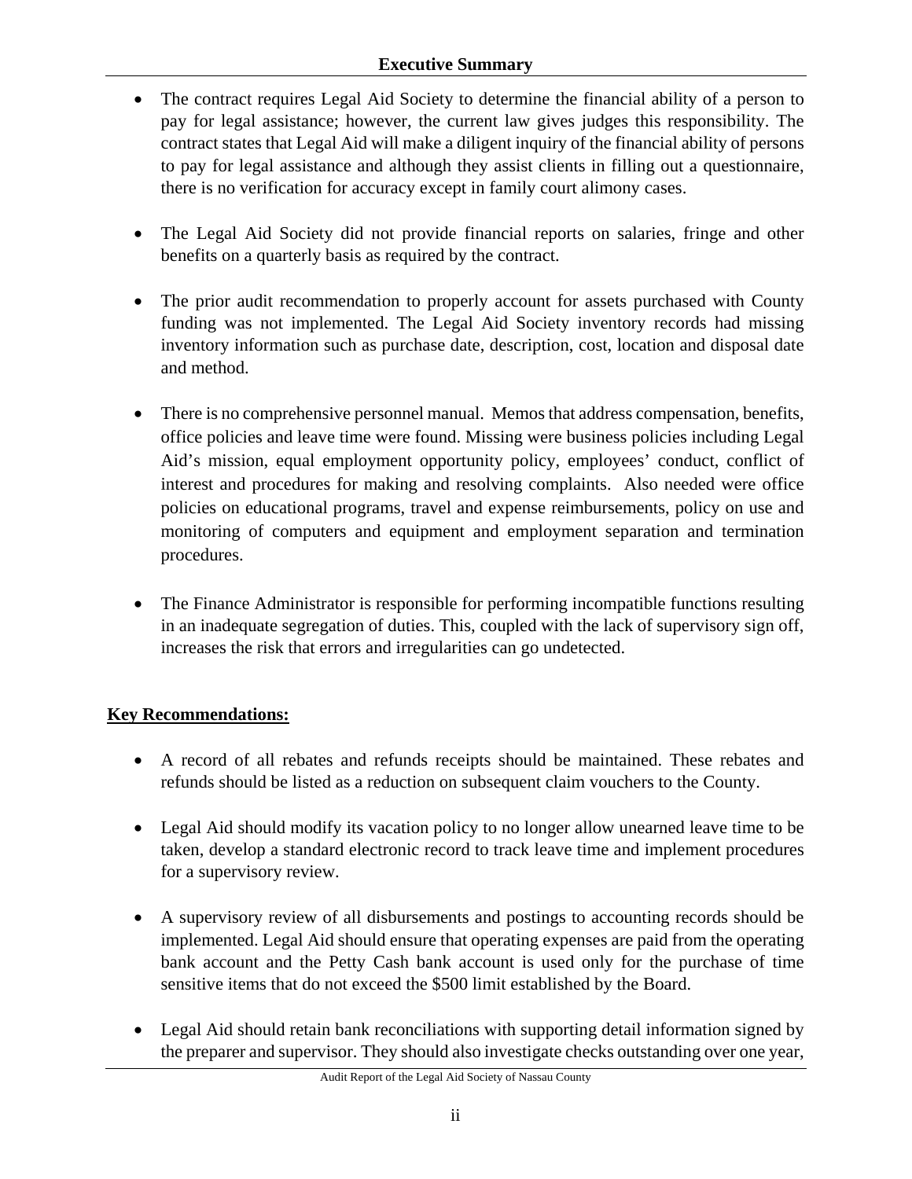- The contract requires Legal Aid Society to determine the financial ability of a person to pay for legal assistance; however, the current law gives judges this responsibility. The contract states that Legal Aid will make a diligent inquiry of the financial ability of persons to pay for legal assistance and although they assist clients in filling out a questionnaire, there is no verification for accuracy except in family court alimony cases.

- The Legal Aid Society did not provide financial reports on salaries, fringe and other benefits on a quarterly basis as required by the contract.

- The prior audit recommendation to properly account for assets purchased with County funding was not implemented. The Legal Aid Society inventory records had missing inventory information such as purchase date, description, cost, location and disposal date and method.

- There is no comprehensive personnel manual. Memos that address compensation, benefits, office policies and leave time were found. Missing were business policies including Legal Aid's mission, equal employment opportunity policy, employees' conduct, conflict of interest and procedures for making and resolving complaints. Also needed were office policies on educational programs, travel and expense reimbursements, policy on use and monitoring of computers and equipment and employment separation and termination procedures.

- The Finance Administrator is responsible for performing incompatible functions resulting in an inadequate segregation of duties. This, coupled with the lack of supervisory sign off, increases the risk that errors and irregularities can go undetected.

**Key Recommendations:**

- A record of all rebates and refunds receipts should be maintained. These rebates and refunds should be listed as a reduction on subsequent claim vouchers to the County.

- Legal Aid should modify its vacation policy to no longer allow unearned leave time to be taken, develop a standard electronic record to track leave time and implement procedures for a supervisory review.

- A supervisory review of all disbursements and postings to accounting records should be implemented. Legal Aid should ensure that operating expenses are paid from the operating bank account and the Petty Cash bank account is used only for the purchase of time sensitive items that do not exceed the $500 limit established by the Board.

- Legal Aid should retain bank reconciliations with supporting detail information signed by the preparer and supervisor. They should also investigate checks outstanding over one year,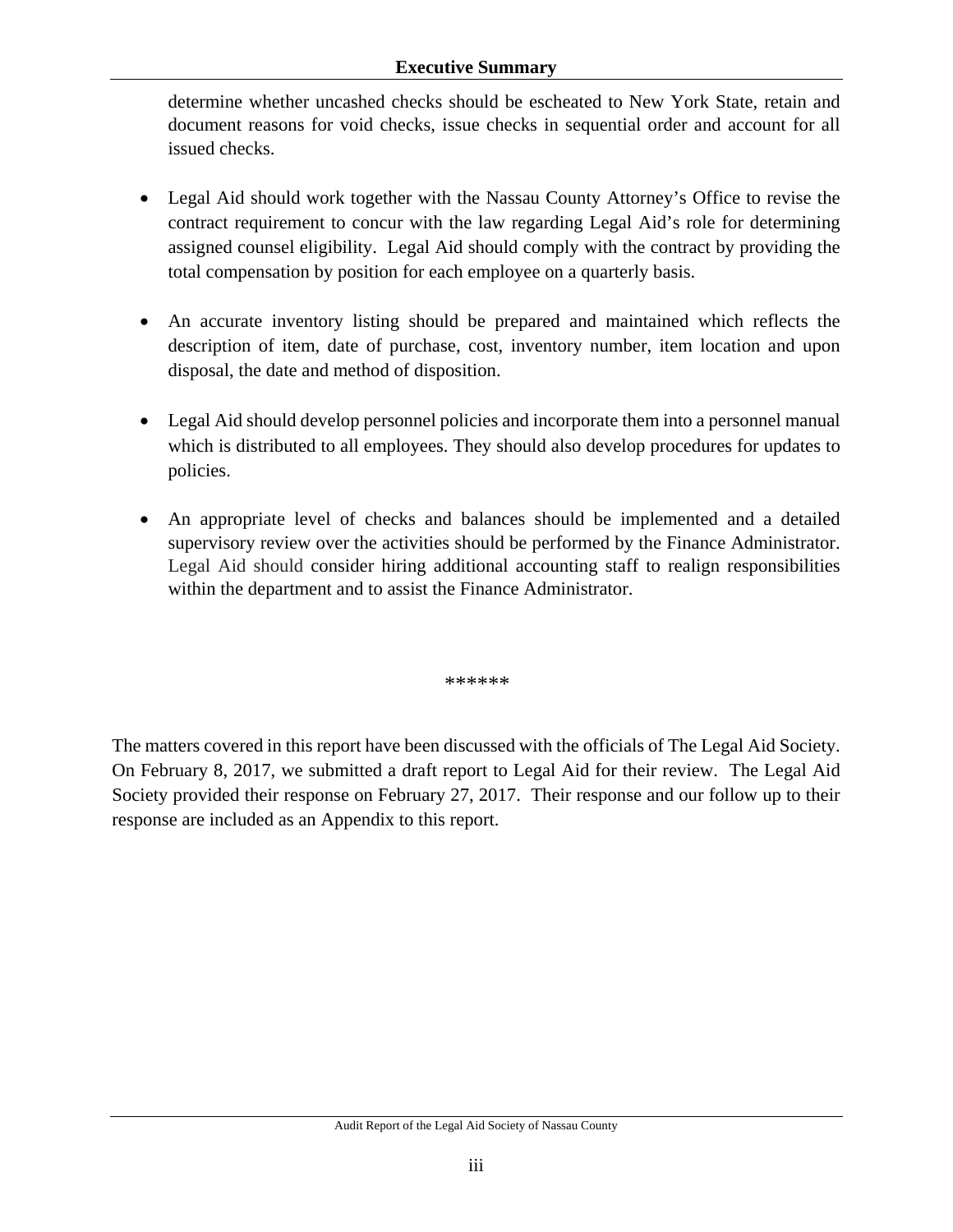determine whether uncashed checks should be escheated to New York State, retain and document reasons for void checks, issue checks in sequential order and account for all issued checks.

- Legal Aid should work together with the Nassau County Attorney's Office to revise the contract requirement to concur with the law regarding Legal Aid's role for determining assigned counsel eligibility. Legal Aid should comply with the contract by providing the total compensation by position for each employee on a quarterly basis.

- An accurate inventory listing should be prepared and maintained which reflects the description of item, date of purchase, cost, inventory number, item location and upon disposal, the date and method of disposition.

- Legal Aid should develop personnel policies and incorporate them into a personnel manual which is distributed to all employees. They should also develop procedures for updates to policies.

- An appropriate level of checks and balances should be implemented and a detailed supervisory review over the activities should be performed by the Finance Administrator. Legal Aid should consider hiring additional accounting staff to realign responsibilities within the department and to assist the Finance Administrator.

******

The matters covered in this report have been discussed with the officials of The Legal Aid Society. On February 8, 2017, we submitted a draft report to Legal Aid for their review. The Legal Aid Society provided their response on February 27, 2017. Their response and our follow up to their response are included as an Appendix to this report.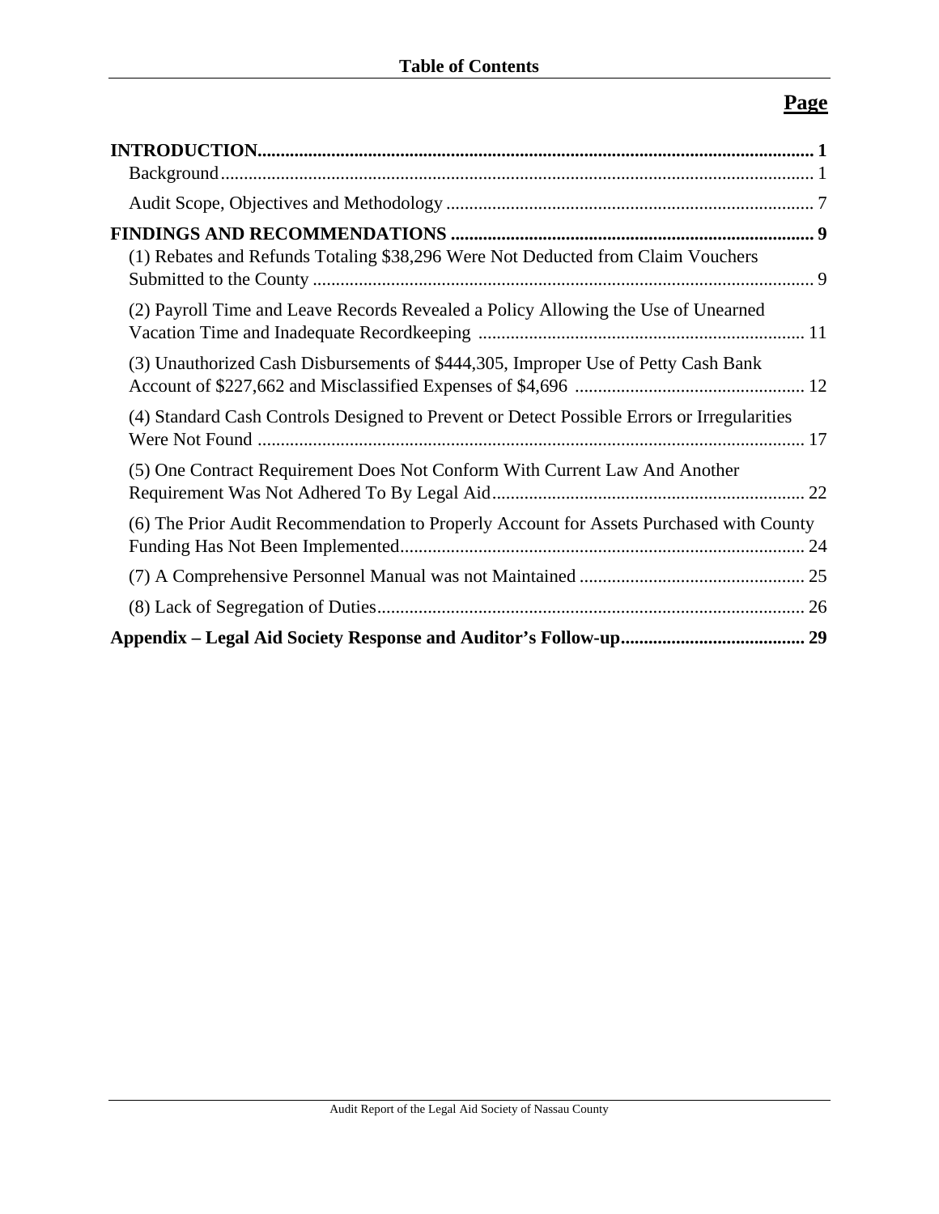## Table of Contents

| | Page |
|---|---|
| **INTRODUCTION** | **1** |
| Background | 1 |
| Audit Scope, Objectives and Methodology | 7 |
| **FINDINGS AND RECOMMENDATIONS** | **9** |
| (1) Rebates and Refunds Totaling $38,296 Were Not Deducted from Claim Vouchers Submitted to the County | 9 |
| (2) Payroll Time and Leave Records Revealed a Policy Allowing the Use of Unearned Vacation Time and Inadequate Recordkeeping | 11 |
| (3) Unauthorized Cash Disbursements of $444,305, Improper Use of Petty Cash Bank Account of $227,662 and Misclassified Expenses of $4,696 | 12 |
| (4) Standard Cash Controls Designed to Prevent or Detect Possible Errors or Irregularities Were Not Found | 17 |
| (5) One Contract Requirement Does Not Conform With Current Law And Another Requirement Was Not Adhered To By Legal Aid | 22 |
| (6) The Prior Audit Recommendation to Properly Account for Assets Purchased with County Funding Has Not Been Implemented | 24 |
| (7) A Comprehensive Personnel Manual was not Maintained | 25 |
| (8) Lack of Segregation of Duties | 26 |
| **Appendix – Legal Aid Society Response and Auditor's Follow-up** | **29** |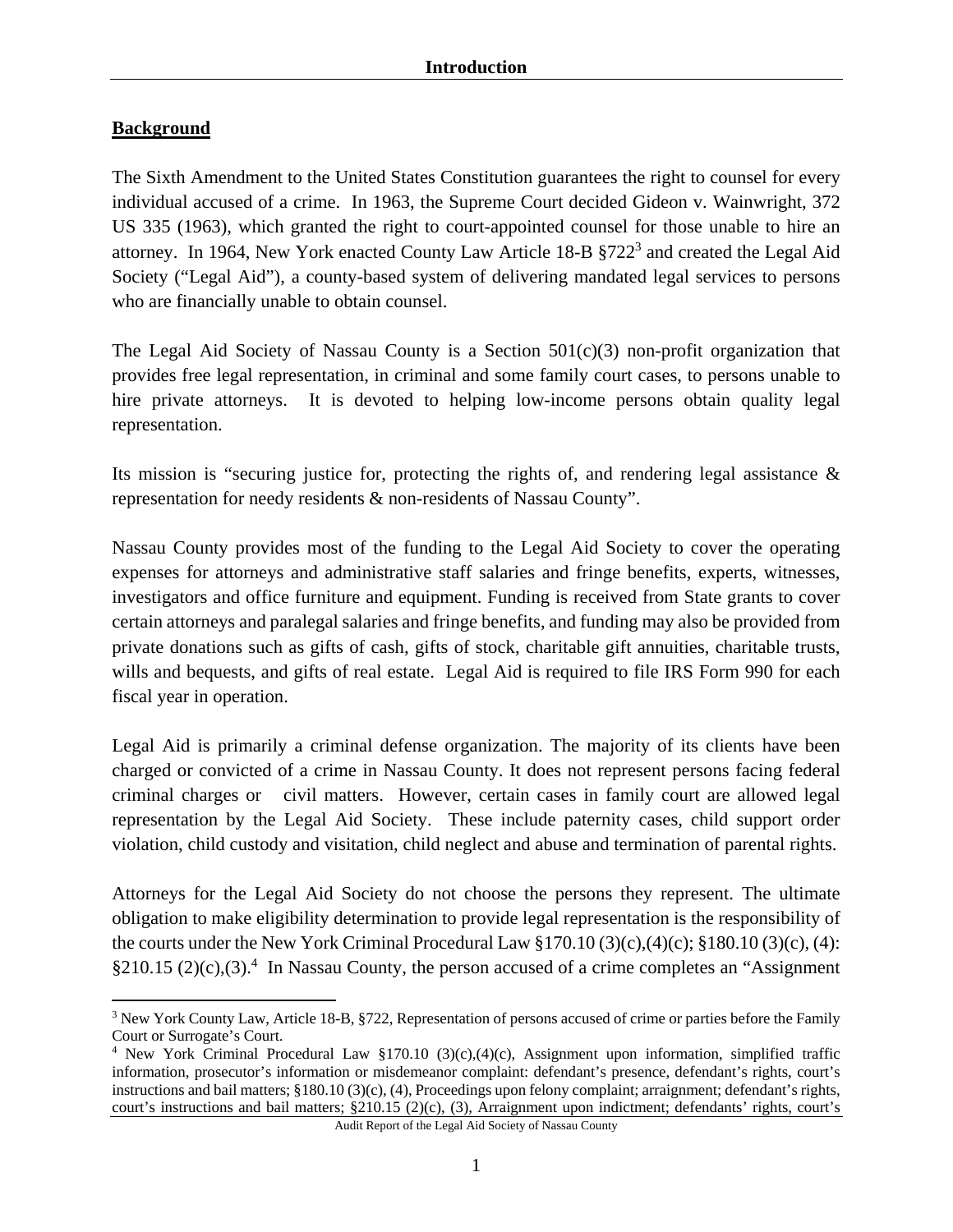## Introduction

### Background

The Sixth Amendment to the United States Constitution guarantees the right to counsel for every individual accused of a crime. In 1963, the Supreme Court decided Gideon v. Wainwright, 372 US 335 (1963), which granted the right to court-appointed counsel for those unable to hire an attorney. In 1964, New York enacted County Law Article 18-B §722[3] and created the Legal Aid Society ("Legal Aid"), a county-based system of delivering mandated legal services to persons who are financially unable to obtain counsel.

The Legal Aid Society of Nassau County is a Section 501(c)(3) non-profit organization that provides free legal representation, in criminal and some family court cases, to persons unable to hire private attorneys. It is devoted to helping low-income persons obtain quality legal representation.

Its mission is "securing justice for, protecting the rights of, and rendering legal assistance & representation for needy residents & non-residents of Nassau County".

Nassau County provides most of the funding to the Legal Aid Society to cover the operating expenses for attorneys and administrative staff salaries and fringe benefits, experts, witnesses, investigators and office furniture and equipment. Funding is received from State grants to cover certain attorneys and paralegal salaries and fringe benefits, and funding may also be provided from private donations such as gifts of cash, gifts of stock, charitable gift annuities, charitable trusts, wills and bequests, and gifts of real estate. Legal Aid is required to file IRS Form 990 for each fiscal year in operation.

Legal Aid is primarily a criminal defense organization. The majority of its clients have been charged or convicted of a crime in Nassau County. It does not represent persons facing federal criminal charges or civil matters. However, certain cases in family court are allowed legal representation by the Legal Aid Society. These include paternity cases, child support order violation, child custody and visitation, child neglect and abuse and termination of parental rights.

Attorneys for the Legal Aid Society do not choose the persons they represent. The ultimate obligation to make eligibility determination to provide legal representation is the responsibility of the courts under the New York Criminal Procedural Law §170.10 (3)(c),(4)(c); §180.10 (3)(c), (4): §210.15 (2)(c),(3).[4] In Nassau County, the person accused of a crime completes an "Assignment

---

[3] New York County Law, Article 18-B, §722, Representation of persons accused of crime or parties before the Family Court or Surrogate's Court.

[4] New York Criminal Procedural Law §170.10 (3)(c),(4)(c), Assignment upon information, simplified traffic information, prosecutor's information or misdemeanor complaint: defendant's presence, defendant's rights, court's instructions and bail matters; §180.10 (3)(c), (4), Proceedings upon felony complaint; arraignment; defendant's rights, court's instructions and bail matters; §210.15 (2)(c), (3), Arraignment upon indictment; defendants' rights, court's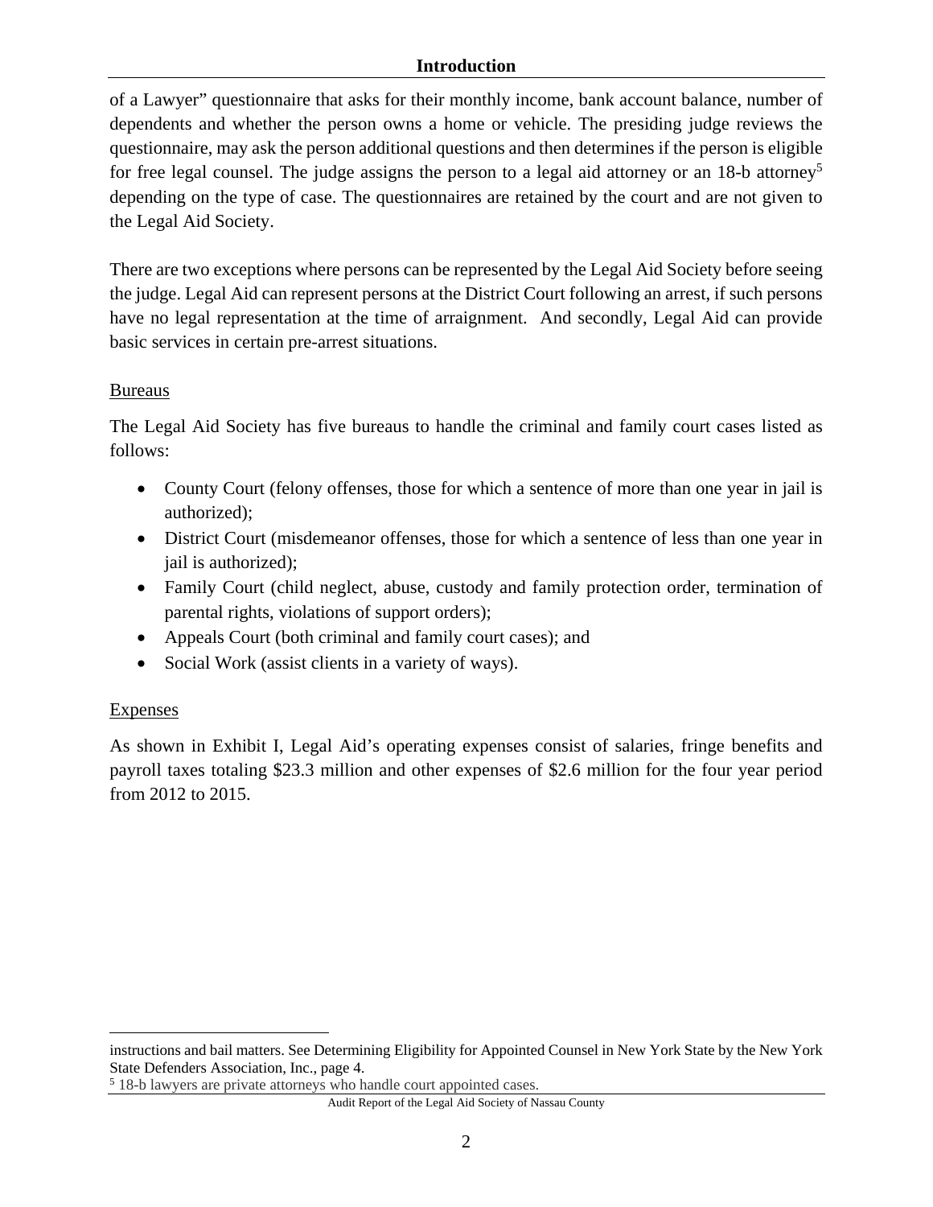of a Lawyer" questionnaire that asks for their monthly income, bank account balance, number of dependents and whether the person owns a home or vehicle. The presiding judge reviews the questionnaire, may ask the person additional questions and then determines if the person is eligible for free legal counsel. The judge assigns the person to a legal aid attorney or an 18-b attorney[5] depending on the type of case. The questionnaires are retained by the court and are not given to the Legal Aid Society.

There are two exceptions where persons can be represented by the Legal Aid Society before seeing the judge. Legal Aid can represent persons at the District Court following an arrest, if such persons have no legal representation at the time of arraignment. And secondly, Legal Aid can provide basic services in certain pre-arrest situations.

## Bureaus

The Legal Aid Society has five bureaus to handle the criminal and family court cases listed as follows:

- County Court (felony offenses, those for which a sentence of more than one year in jail is authorized);
- District Court (misdemeanor offenses, those for which a sentence of less than one year in jail is authorized);
- Family Court (child neglect, abuse, custody and family protection order, termination of parental rights, violations of support orders);
- Appeals Court (both criminal and family court cases); and
- Social Work (assist clients in a variety of ways).

## Expenses

As shown in Exhibit I, Legal Aid's operating expenses consist of salaries, fringe benefits and payroll taxes totaling $23.3 million and other expenses of $2.6 million for the four year period from 2012 to 2015.

---

instructions and bail matters. See Determining Eligibility for Appointed Counsel in New York State by the New York State Defenders Association, Inc., page 4.

[5] 18-b lawyers are private attorneys who handle court appointed cases.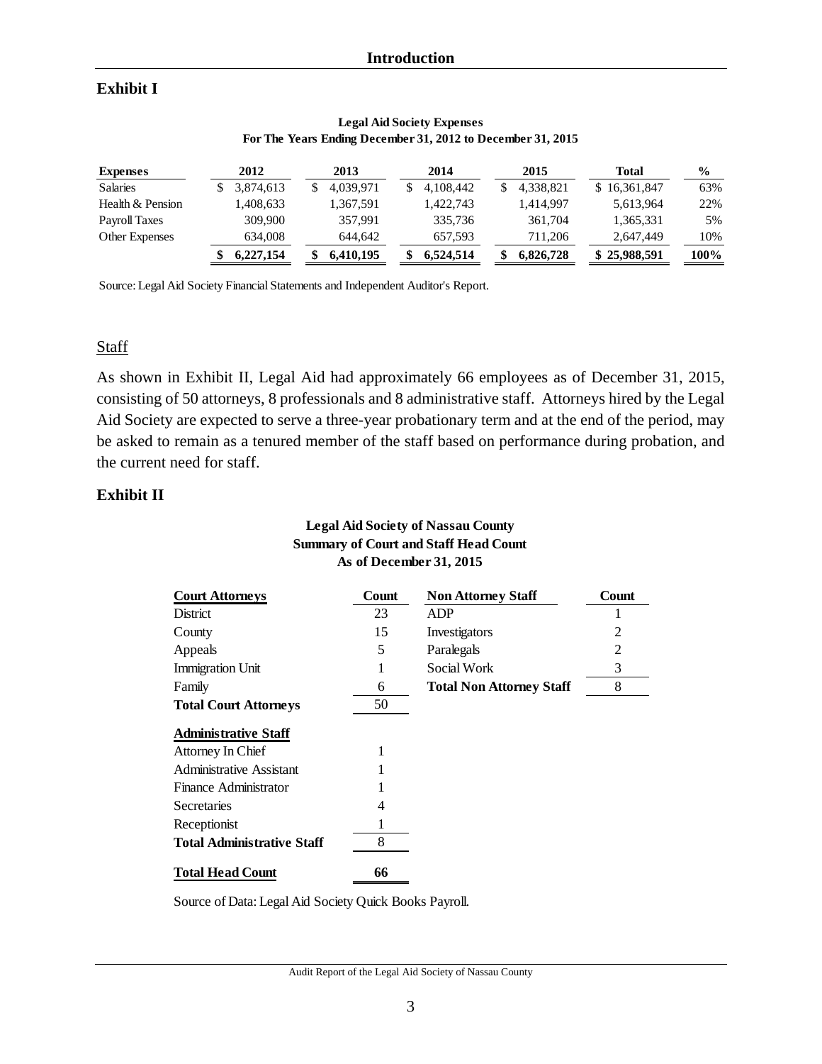## Exhibit I

**Legal Aid Society Expenses**
**For The Years Ending December 31, 2012 to December 31, 2015**

| Expenses | 2012 | 2013 | 2014 | 2015 | Total | % |
|---|---|---|---|---|---|---|
| Salaries | $ 3,874,613 | $ 4,039,971 | $ 4,108,442 | $ 4,338,821 | $ 16,361,847 | 63% |
| Health & Pension | 1,408,633 | 1,367,591 | 1,422,743 | 1,414,997 | 5,613,964 | 22% |
| Payroll Taxes | 309,900 | 357,991 | 335,736 | 361,704 | 1,365,331 | 5% |
| Other Expenses | 634,008 | 644,642 | 657,593 | 711,206 | 2,647,449 | 10% |
| | **$ 6,227,154** | **$ 6,410,195** | **$ 6,524,514** | **$ 6,826,728** | **$ 25,988,591** | **100%** |

Source: Legal Aid Society Financial Statements and Independent Auditor's Report.

### Staff

As shown in Exhibit II, Legal Aid had approximately 66 employees as of December 31, 2015, consisting of 50 attorneys, 8 professionals and 8 administrative staff. Attorneys hired by the Legal Aid Society are expected to serve a three-year probationary term and at the end of the period, may be asked to remain as a tenured member of the staff based on performance during probation, and the current need for staff.

## Exhibit II

**Legal Aid Society of Nassau County**
**Summary of Court and Staff Head Count**
**As of December 31, 2015**

| Court Attorneys | Count | Non Attorney Staff | Count |
|---|---|---|---|
| District | 23 | ADP | 1 |
| County | 15 | Investigators | 2 |
| Appeals | 5 | Paralegals | 2 |
| Immigration Unit | 1 | Social Work | 3 |
| Family | 6 | **Total Non Attorney Staff** | 8 |
| **Total Court Attorneys** | 50 | | |
| **Administrative Staff** | | | |
| Attorney In Chief | 1 | | |
| Administrative Assistant | 1 | | |
| Finance Administrator | 1 | | |
| Secretaries | 4 | | |
| Receptionist | 1 | | |
| **Total Administrative Staff** | 8 | | |
| **Total Head Count** | **66** | | |

Source of Data: Legal Aid Society Quick Books Payroll.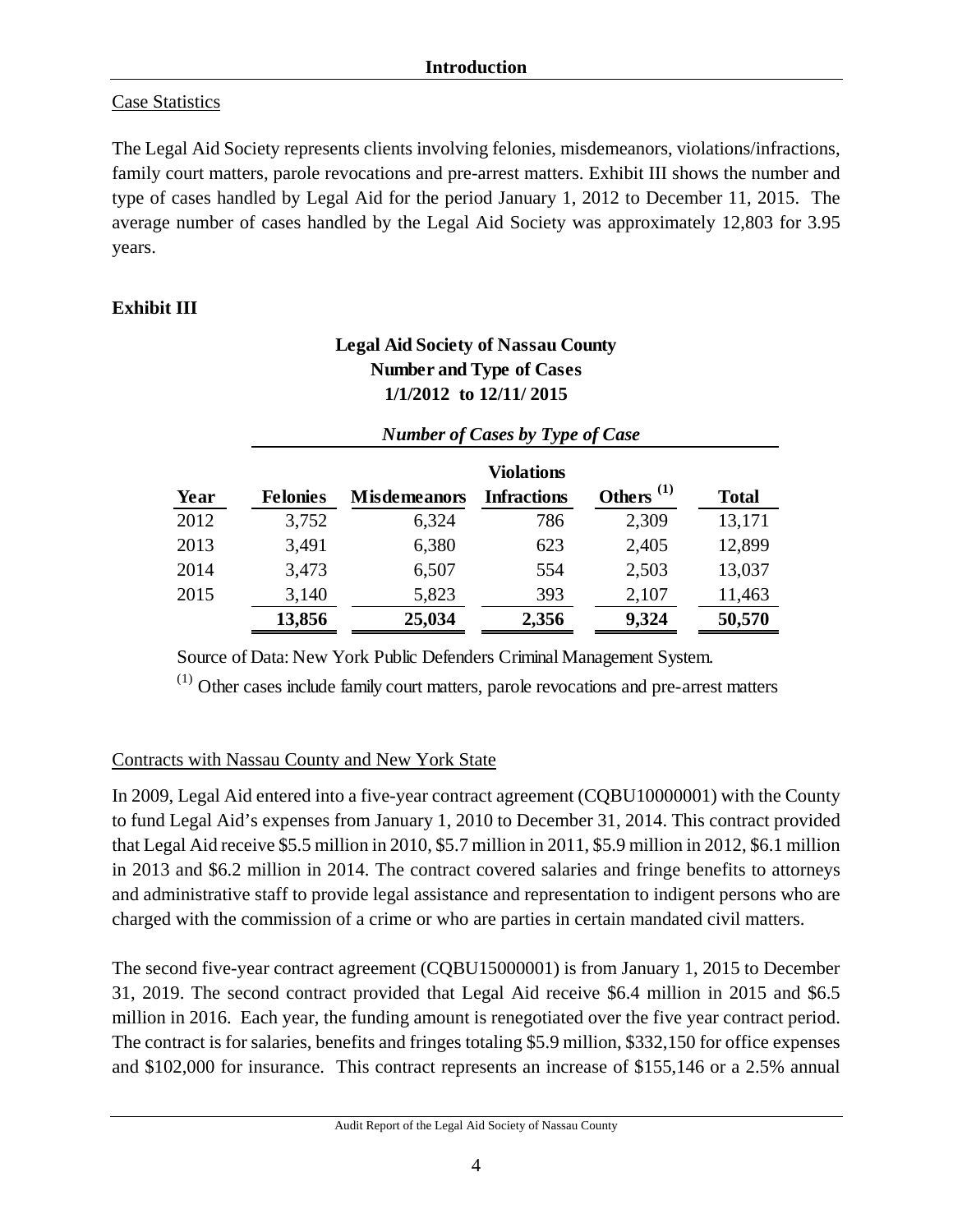## Introduction

Case Statistics

The Legal Aid Society represents clients involving felonies, misdemeanors, violations/infractions, family court matters, parole revocations and pre-arrest matters. Exhibit III shows the number and type of cases handled by Legal Aid for the period January 1, 2012 to December 11, 2015. The average number of cases handled by the Legal Aid Society was approximately 12,803 for 3.95 years.

**Exhibit III**

**Legal Aid Society of Nassau County**
**Number and Type of Cases**
**1/1/2012 to 12/11/ 2015**

| | *Number of Cases by Type of Case* | | | | |
|---|---|---|---|---|---|
| **Year** | **Felonies** | **Misdemeanors** | **Violations Infractions** | **Others [1]** | **Total** |
| 2012 | 3,752 | 6,324 | 786 | 2,309 | 13,171 |
| 2013 | 3,491 | 6,380 | 623 | 2,405 | 12,899 |
| 2014 | 3,473 | 6,507 | 554 | 2,503 | 13,037 |
| 2015 | 3,140 | 5,823 | 393 | 2,107 | 11,463 |
| | **13,856** | **25,034** | **2,356** | **9,324** | **50,570** |

Source of Data: New York Public Defenders Criminal Management System.

[1] Other cases include family court matters, parole revocations and pre-arrest matters

Contracts with Nassau County and New York State

In 2009, Legal Aid entered into a five-year contract agreement (CQBU10000001) with the County to fund Legal Aid's expenses from January 1, 2010 to December 31, 2014. This contract provided that Legal Aid receive $5.5 million in 2010, $5.7 million in 2011, $5.9 million in 2012, $6.1 million in 2013 and $6.2 million in 2014. The contract covered salaries and fringe benefits to attorneys and administrative staff to provide legal assistance and representation to indigent persons who are charged with the commission of a crime or who are parties in certain mandated civil matters.

The second five-year contract agreement (CQBU15000001) is from January 1, 2015 to December 31, 2019. The second contract provided that Legal Aid receive $6.4 million in 2015 and $6.5 million in 2016. Each year, the funding amount is renegotiated over the five year contract period. The contract is for salaries, benefits and fringes totaling $5.9 million, $332,150 for office expenses and $102,000 for insurance. This contract represents an increase of $155,146 or a 2.5% annual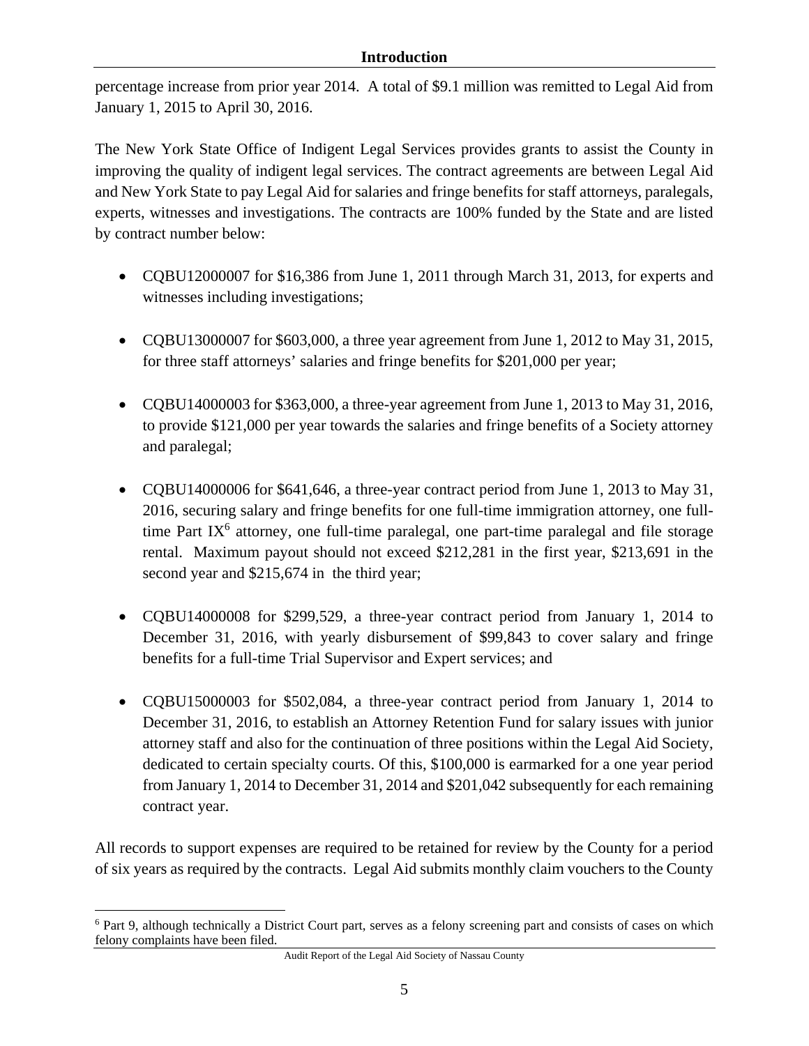percentage increase from prior year 2014. A total of $9.1 million was remitted to Legal Aid from January 1, 2015 to April 30, 2016.

The New York State Office of Indigent Legal Services provides grants to assist the County in improving the quality of indigent legal services. The contract agreements are between Legal Aid and New York State to pay Legal Aid for salaries and fringe benefits for staff attorneys, paralegals, experts, witnesses and investigations. The contracts are 100% funded by the State and are listed by contract number below:

- CQBU12000007 for $16,386 from June 1, 2011 through March 31, 2013, for experts and witnesses including investigations;
- CQBU13000007 for $603,000, a three year agreement from June 1, 2012 to May 31, 2015, for three staff attorneys' salaries and fringe benefits for $201,000 per year;
- CQBU14000003 for $363,000, a three-year agreement from June 1, 2013 to May 31, 2016, to provide $121,000 per year towards the salaries and fringe benefits of a Society attorney and paralegal;
- CQBU14000006 for $641,646, a three-year contract period from June 1, 2013 to May 31, 2016, securing salary and fringe benefits for one full-time immigration attorney, one full-time Part IX[6] attorney, one full-time paralegal, one part-time paralegal and file storage rental. Maximum payout should not exceed $212,281 in the first year, $213,691 in the second year and $215,674 in the third year;
- CQBU14000008 for $299,529, a three-year contract period from January 1, 2014 to December 31, 2016, with yearly disbursement of $99,843 to cover salary and fringe benefits for a full-time Trial Supervisor and Expert services; and
- CQBU15000003 for $502,084, a three-year contract period from January 1, 2014 to December 31, 2016, to establish an Attorney Retention Fund for salary issues with junior attorney staff and also for the continuation of three positions within the Legal Aid Society, dedicated to certain specialty courts. Of this, $100,000 is earmarked for a one year period from January 1, 2014 to December 31, 2014 and $201,042 subsequently for each remaining contract year.

All records to support expenses are required to be retained for review by the County for a period of six years as required by the contracts. Legal Aid submits monthly claim vouchers to the County

[6] Part 9, although technically a District Court part, serves as a felony screening part and consists of cases on which felony complaints have been filed.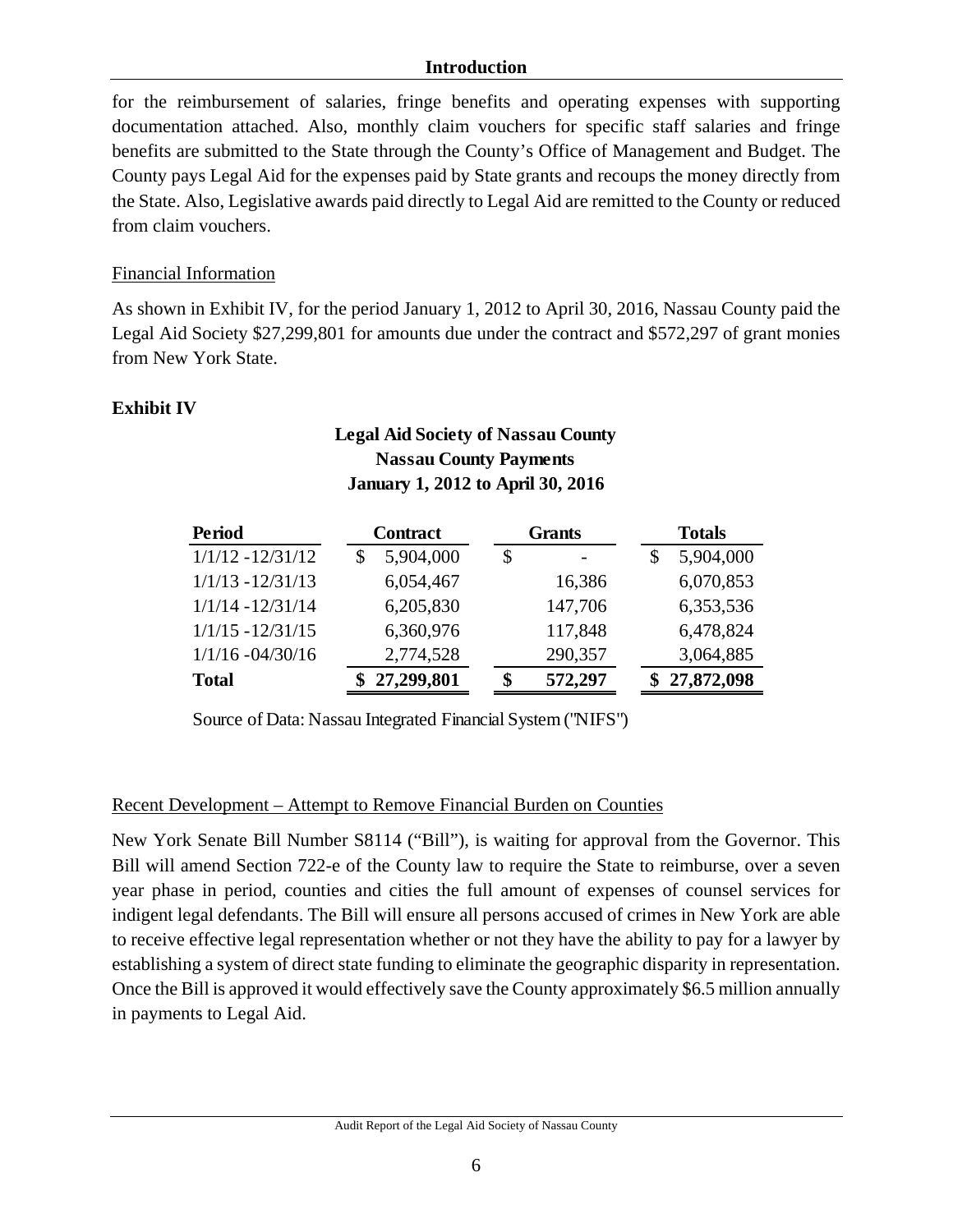for the reimbursement of salaries, fringe benefits and operating expenses with supporting documentation attached. Also, monthly claim vouchers for specific staff salaries and fringe benefits are submitted to the State through the County's Office of Management and Budget. The County pays Legal Aid for the expenses paid by State grants and recoups the money directly from the State. Also, Legislative awards paid directly to Legal Aid are remitted to the County or reduced from claim vouchers.

## Financial Information

As shown in Exhibit IV, for the period January 1, 2012 to April 30, 2016, Nassau County paid the Legal Aid Society $27,299,801 for amounts due under the contract and $572,297 of grant monies from New York State.

**Exhibit IV**

**Legal Aid Society of Nassau County**
**Nassau County Payments**
**January 1, 2012 to April 30, 2016**

| Period | Contract | Grants | Totals |
|---|---|---|---|
| 1/1/12 -12/31/12 | $ 5,904,000 | $ - | $ 5,904,000 |
| 1/1/13 -12/31/13 | 6,054,467 | 16,386 | 6,070,853 |
| 1/1/14 -12/31/14 | 6,205,830 | 147,706 | 6,353,536 |
| 1/1/15 -12/31/15 | 6,360,976 | 117,848 | 6,478,824 |
| 1/1/16 -04/30/16 | 2,774,528 | 290,357 | 3,064,885 |
| **Total** | **$ 27,299,801** | **$ 572,297** | **$ 27,872,098** |

Source of Data: Nassau Integrated Financial System ("NIFS")

## Recent Development – Attempt to Remove Financial Burden on Counties

New York Senate Bill Number S8114 ("Bill"), is waiting for approval from the Governor. This Bill will amend Section 722-e of the County law to require the State to reimburse, over a seven year phase in period, counties and cities the full amount of expenses of counsel services for indigent legal defendants. The Bill will ensure all persons accused of crimes in New York are able to receive effective legal representation whether or not they have the ability to pay for a lawyer by establishing a system of direct state funding to eliminate the geographic disparity in representation. Once the Bill is approved it would effectively save the County approximately $6.5 million annually in payments to Legal Aid.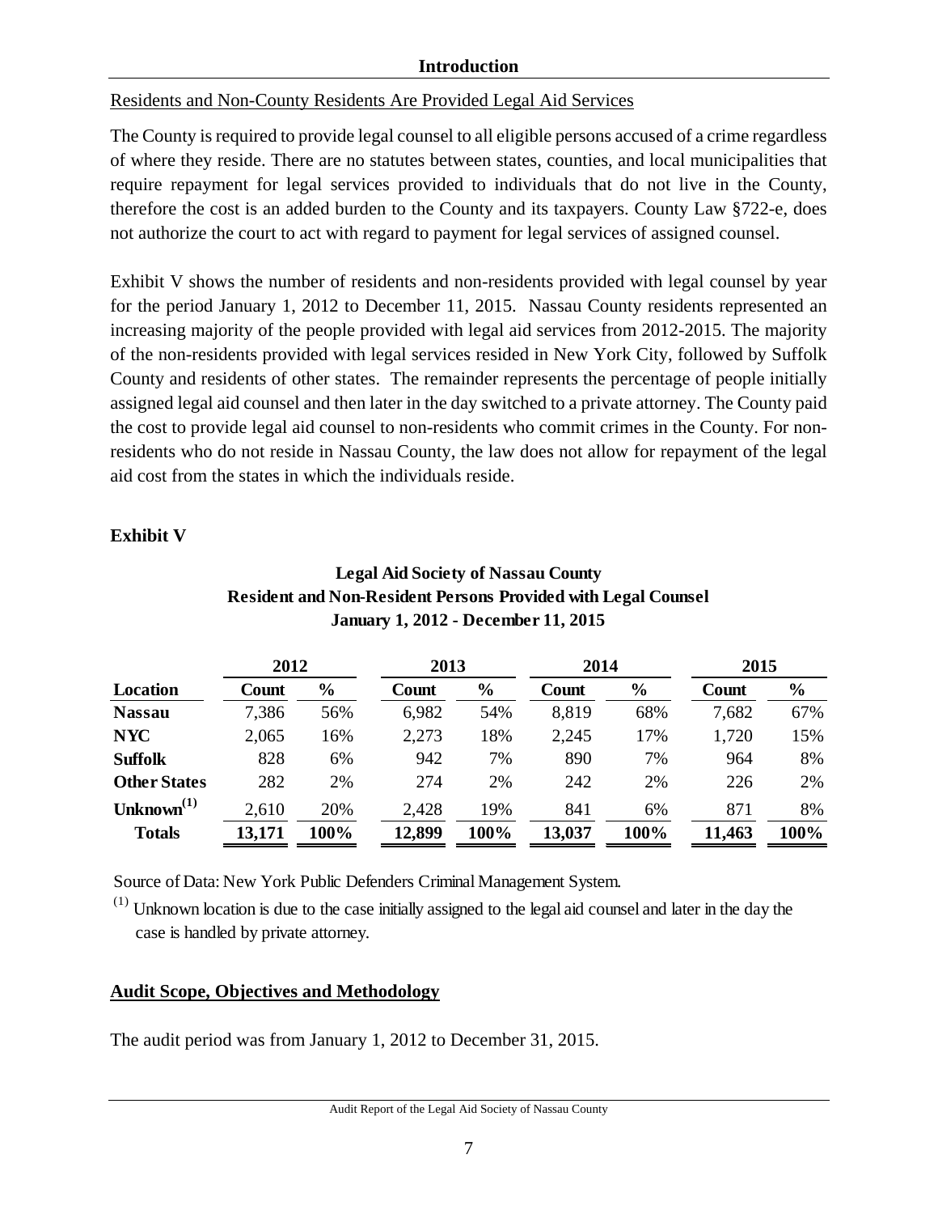## Introduction

Residents and Non-County Residents Are Provided Legal Aid Services

The County is required to provide legal counsel to all eligible persons accused of a crime regardless of where they reside. There are no statutes between states, counties, and local municipalities that require repayment for legal services provided to individuals that do not live in the County, therefore the cost is an added burden to the County and its taxpayers. County Law §722-e, does not authorize the court to act with regard to payment for legal services of assigned counsel.

Exhibit V shows the number of residents and non-residents provided with legal counsel by year for the period January 1, 2012 to December 11, 2015. Nassau County residents represented an increasing majority of the people provided with legal aid services from 2012-2015. The majority of the non-residents provided with legal services resided in New York City, followed by Suffolk County and residents of other states. The remainder represents the percentage of people initially assigned legal aid counsel and then later in the day switched to a private attorney. The County paid the cost to provide legal aid counsel to non-residents who commit crimes in the County. For non-residents who do not reside in Nassau County, the law does not allow for repayment of the legal aid cost from the states in which the individuals reside.

**Exhibit V**

**Legal Aid Society of Nassau County**
**Resident and Non-Resident Persons Provided with Legal Counsel**
**January 1, 2012 - December 11, 2015**

| | 2012 | | 2013 | | 2014 | | 2015 | |
|---|---|---|---|---|---|---|---|---|
| **Location** | **Count** | **%** | **Count** | **%** | **Count** | **%** | **Count** | **%** |
| **Nassau** | 7,386 | 56% | 6,982 | 54% | 8,819 | 68% | 7,682 | 67% |
| **NYC** | 2,065 | 16% | 2,273 | 18% | 2,245 | 17% | 1,720 | 15% |
| **Suffolk** | 828 | 6% | 942 | 7% | 890 | 7% | 964 | 8% |
| **Other States** | 282 | 2% | 274 | 2% | 242 | 2% | 226 | 2% |
| **Unknown**[(1)] | 2,610 | 20% | 2,428 | 19% | 841 | 6% | 871 | 8% |
| **Totals** | **13,171** | **100%** | **12,899** | **100%** | **13,037** | **100%** | **11,463** | **100%** |

Source of Data: New York Public Defenders Criminal Management System.

(1) Unknown location is due to the case initially assigned to the legal aid counsel and later in the day the case is handled by private attorney.

## Audit Scope, Objectives and Methodology

The audit period was from January 1, 2012 to December 31, 2015.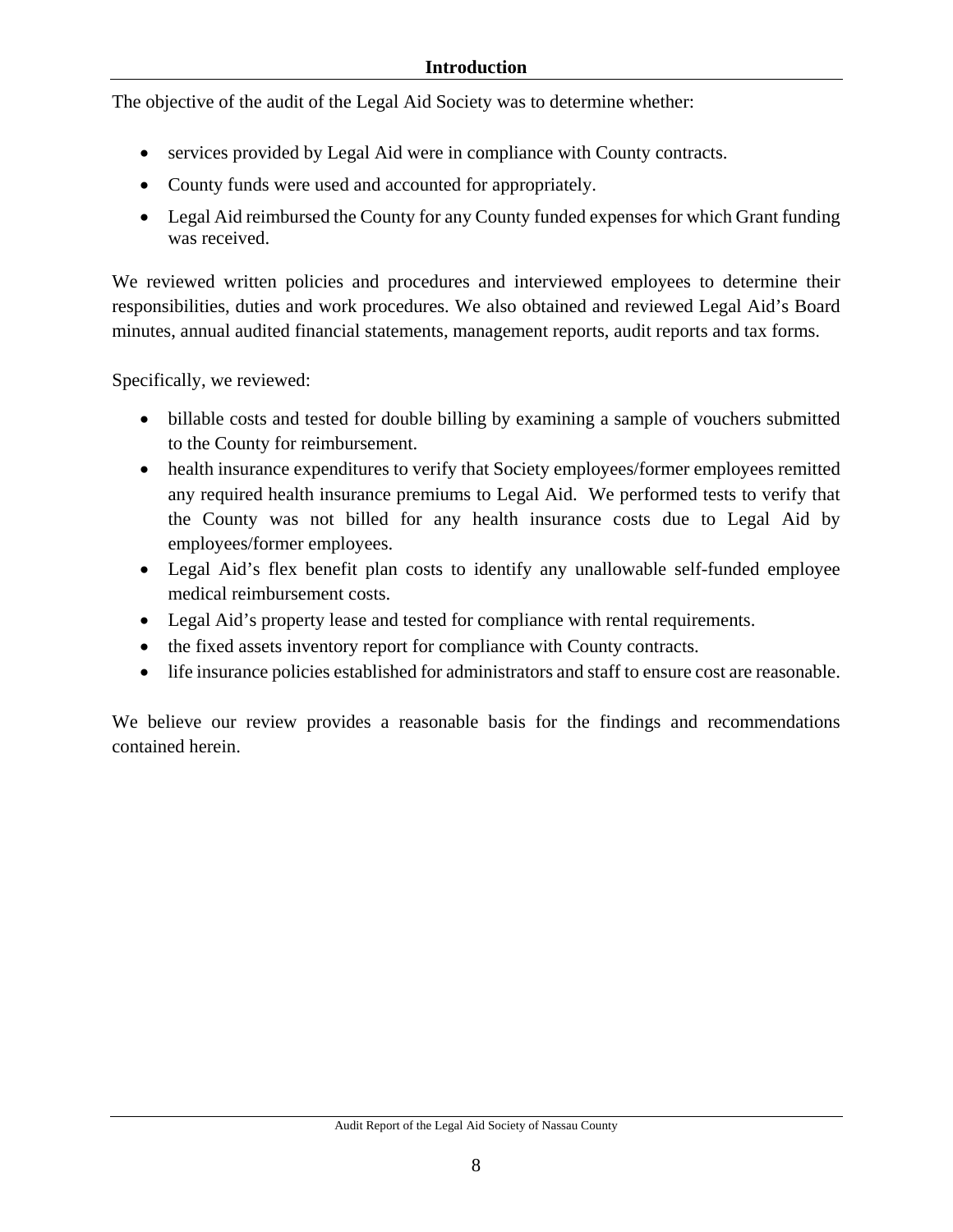## Introduction

The objective of the audit of the Legal Aid Society was to determine whether:

- services provided by Legal Aid were in compliance with County contracts.
- County funds were used and accounted for appropriately.
- Legal Aid reimbursed the County for any County funded expenses for which Grant funding was received.

We reviewed written policies and procedures and interviewed employees to determine their responsibilities, duties and work procedures. We also obtained and reviewed Legal Aid's Board minutes, annual audited financial statements, management reports, audit reports and tax forms.

Specifically, we reviewed:

- billable costs and tested for double billing by examining a sample of vouchers submitted to the County for reimbursement.
- health insurance expenditures to verify that Society employees/former employees remitted any required health insurance premiums to Legal Aid. We performed tests to verify that the County was not billed for any health insurance costs due to Legal Aid by employees/former employees.
- Legal Aid's flex benefit plan costs to identify any unallowable self-funded employee medical reimbursement costs.
- Legal Aid's property lease and tested for compliance with rental requirements.
- the fixed assets inventory report for compliance with County contracts.
- life insurance policies established for administrators and staff to ensure cost are reasonable.

We believe our review provides a reasonable basis for the findings and recommendations contained herein.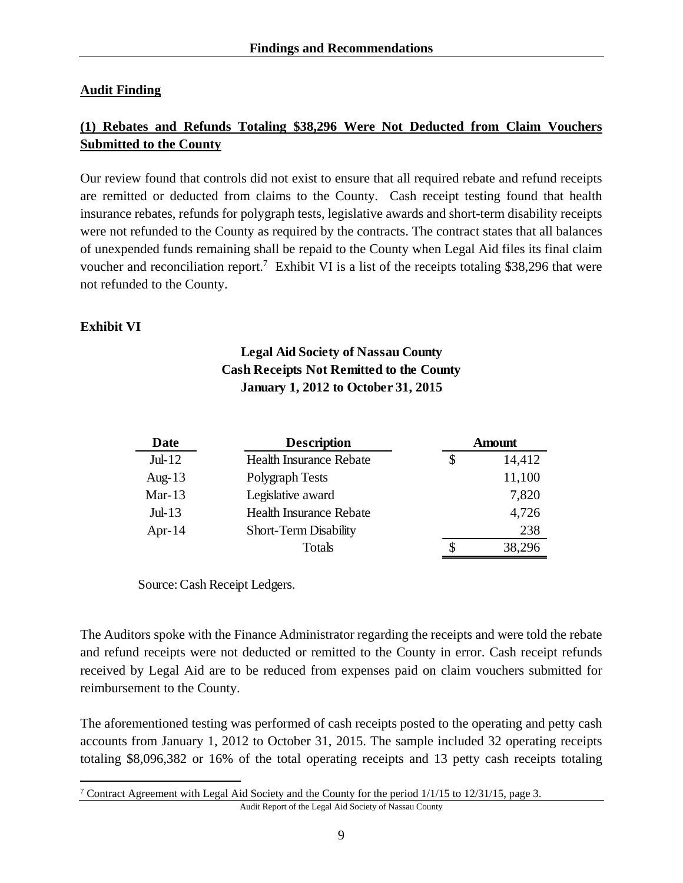## Audit Finding

**(1) Rebates and Refunds Totaling $38,296 Were Not Deducted from Claim Vouchers Submitted to the County**

Our review found that controls did not exist to ensure that all required rebate and refund receipts are remitted or deducted from claims to the County. Cash receipt testing found that health insurance rebates, refunds for polygraph tests, legislative awards and short-term disability receipts were not refunded to the County as required by the contracts. The contract states that all balances of unexpended funds remaining shall be repaid to the County when Legal Aid files its final claim voucher and reconciliation report.[7] Exhibit VI is a list of the receipts totaling $38,296 that were not refunded to the County.

**Exhibit VI**

**Legal Aid Society of Nassau County**
**Cash Receipts Not Remitted to the County**
**January 1, 2012 to October 31, 2015**

| Date | Description | Amount |
|---|---|---|
| Jul-12 | Health Insurance Rebate | $ 14,412 |
| Aug-13 | Polygraph Tests | 11,100 |
| Mar-13 | Legislative award | 7,820 |
| Jul-13 | Health Insurance Rebate | 4,726 |
| Apr-14 | Short-Term Disability | 238 |
| | Totals | $ 38,296 |

Source: Cash Receipt Ledgers.

The Auditors spoke with the Finance Administrator regarding the receipts and were told the rebate and refund receipts were not deducted or remitted to the County in error. Cash receipt refunds received by Legal Aid are to be reduced from expenses paid on claim vouchers submitted for reimbursement to the County.

The aforementioned testing was performed of cash receipts posted to the operating and petty cash accounts from January 1, 2012 to October 31, 2015. The sample included 32 operating receipts totaling $8,096,382 or 16% of the total operating receipts and 13 petty cash receipts totaling

[7] Contract Agreement with Legal Aid Society and the County for the period 1/1/15 to 12/31/15, page 3.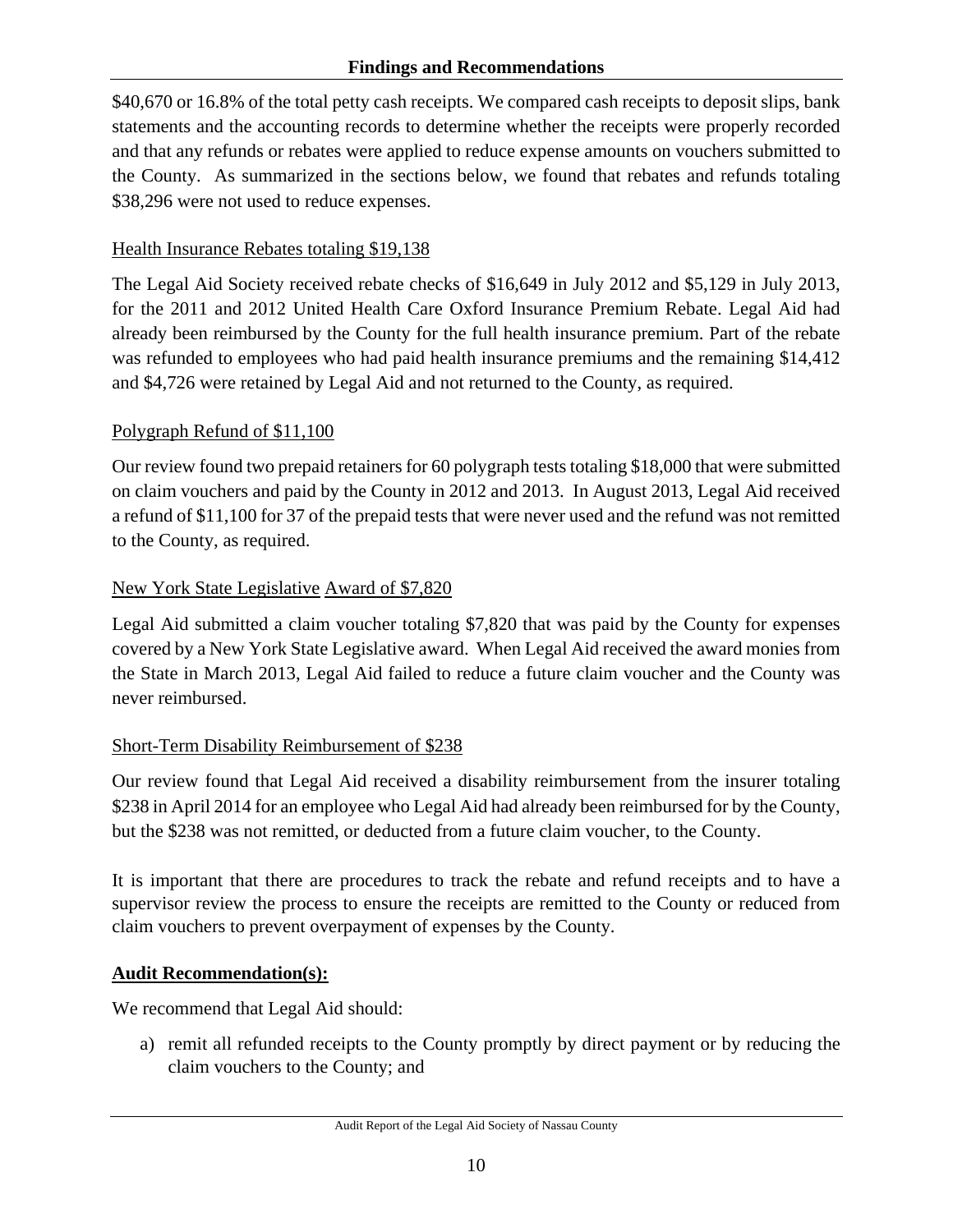$40,670 or 16.8% of the total petty cash receipts. We compared cash receipts to deposit slips, bank statements and the accounting records to determine whether the receipts were properly recorded and that any refunds or rebates were applied to reduce expense amounts on vouchers submitted to the County. As summarized in the sections below, we found that rebates and refunds totaling $38,296 were not used to reduce expenses.

<u>Health Insurance Rebates totaling $19,138</u>

The Legal Aid Society received rebate checks of $16,649 in July 2012 and $5,129 in July 2013, for the 2011 and 2012 United Health Care Oxford Insurance Premium Rebate. Legal Aid had already been reimbursed by the County for the full health insurance premium. Part of the rebate was refunded to employees who had paid health insurance premiums and the remaining $14,412 and $4,726 were retained by Legal Aid and not returned to the County, as required.

<u>Polygraph Refund of $11,100</u>

Our review found two prepaid retainers for 60 polygraph tests totaling $18,000 that were submitted on claim vouchers and paid by the County in 2012 and 2013. In August 2013, Legal Aid received a refund of $11,100 for 37 of the prepaid tests that were never used and the refund was not remitted to the County, as required.

<u>New York State Legislative Award of $7,820</u>

Legal Aid submitted a claim voucher totaling $7,820 that was paid by the County for expenses covered by a New York State Legislative award. When Legal Aid received the award monies from the State in March 2013, Legal Aid failed to reduce a future claim voucher and the County was never reimbursed.

<u>Short-Term Disability Reimbursement of $238</u>

Our review found that Legal Aid received a disability reimbursement from the insurer totaling $238 in April 2014 for an employee who Legal Aid had already been reimbursed for by the County, but the $238 was not remitted, or deducted from a future claim voucher, to the County.

It is important that there are procedures to track the rebate and refund receipts and to have a supervisor review the process to ensure the receipts are remitted to the County or reduced from claim vouchers to prevent overpayment of expenses by the County.

**<u>Audit Recommendation(s):</u>**

We recommend that Legal Aid should:

a) remit all refunded receipts to the County promptly by direct payment or by reducing the claim vouchers to the County; and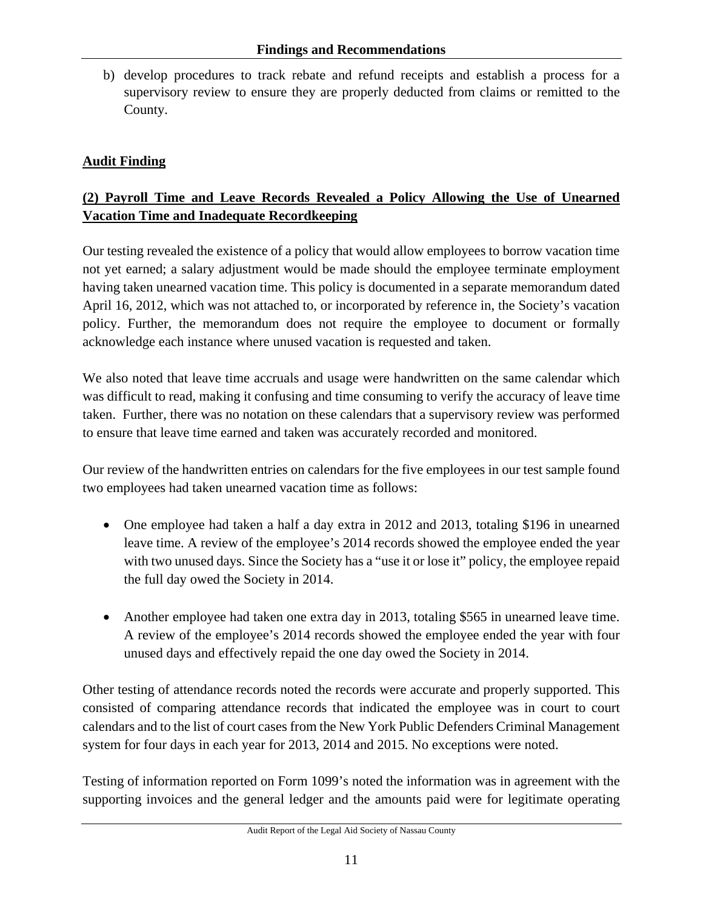b) develop procedures to track rebate and refund receipts and establish a process for a supervisory review to ensure they are properly deducted from claims or remitted to the County.

**Audit Finding**

**(2) Payroll Time and Leave Records Revealed a Policy Allowing the Use of Unearned Vacation Time and Inadequate Recordkeeping**

Our testing revealed the existence of a policy that would allow employees to borrow vacation time not yet earned; a salary adjustment would be made should the employee terminate employment having taken unearned vacation time. This policy is documented in a separate memorandum dated April 16, 2012, which was not attached to, or incorporated by reference in, the Society's vacation policy. Further, the memorandum does not require the employee to document or formally acknowledge each instance where unused vacation is requested and taken.

We also noted that leave time accruals and usage were handwritten on the same calendar which was difficult to read, making it confusing and time consuming to verify the accuracy of leave time taken. Further, there was no notation on these calendars that a supervisory review was performed to ensure that leave time earned and taken was accurately recorded and monitored.

Our review of the handwritten entries on calendars for the five employees in our test sample found two employees had taken unearned vacation time as follows:

- One employee had taken a half a day extra in 2012 and 2013, totaling $196 in unearned leave time. A review of the employee's 2014 records showed the employee ended the year with two unused days. Since the Society has a "use it or lose it" policy, the employee repaid the full day owed the Society in 2014.
- Another employee had taken one extra day in 2013, totaling $565 in unearned leave time. A review of the employee's 2014 records showed the employee ended the year with four unused days and effectively repaid the one day owed the Society in 2014.

Other testing of attendance records noted the records were accurate and properly supported. This consisted of comparing attendance records that indicated the employee was in court to court calendars and to the list of court cases from the New York Public Defenders Criminal Management system for four days in each year for 2013, 2014 and 2015. No exceptions were noted.

Testing of information reported on Form 1099's noted the information was in agreement with the supporting invoices and the general ledger and the amounts paid were for legitimate operating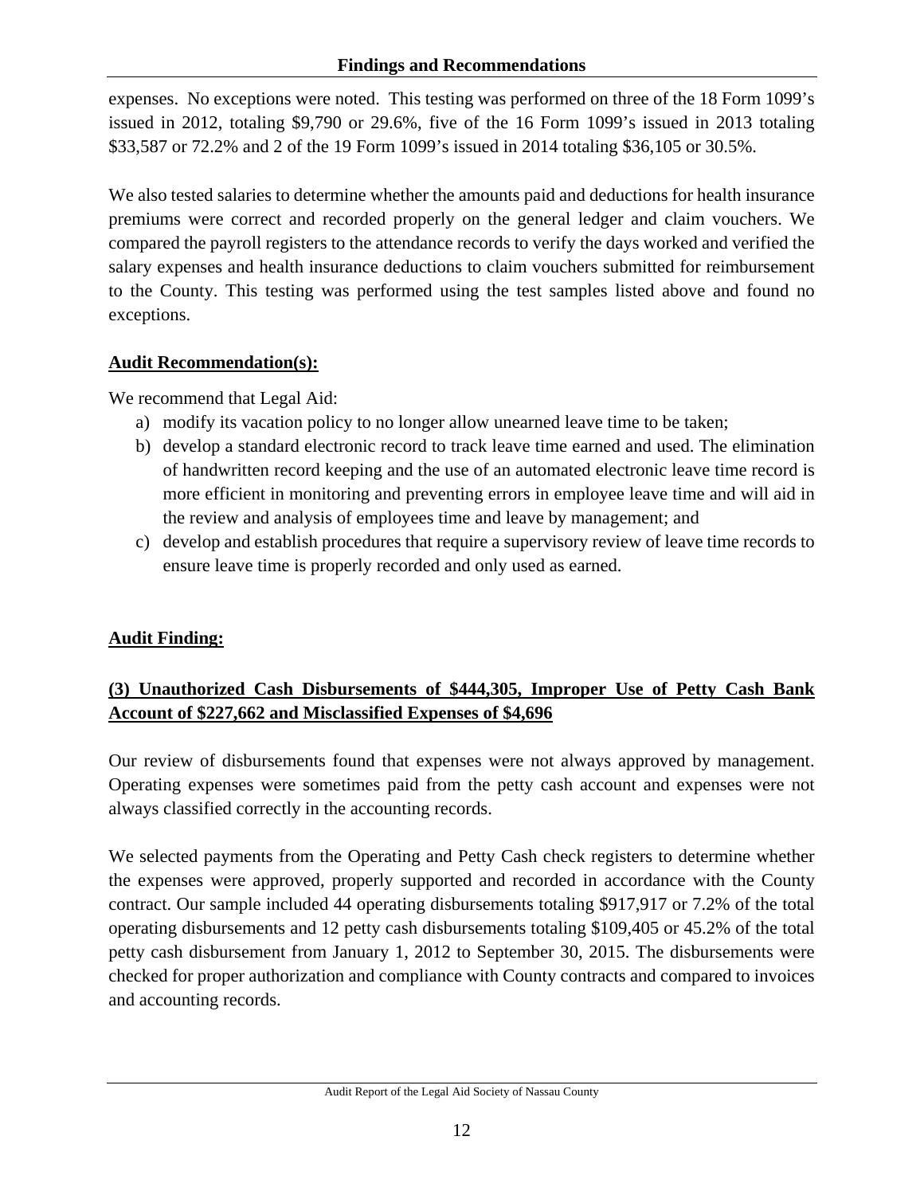expenses. No exceptions were noted. This testing was performed on three of the 18 Form 1099's issued in 2012, totaling $9,790 or 29.6%, five of the 16 Form 1099's issued in 2013 totaling $33,587 or 72.2% and 2 of the 19 Form 1099's issued in 2014 totaling $36,105 or 30.5%.

We also tested salaries to determine whether the amounts paid and deductions for health insurance premiums were correct and recorded properly on the general ledger and claim vouchers. We compared the payroll registers to the attendance records to verify the days worked and verified the salary expenses and health insurance deductions to claim vouchers submitted for reimbursement to the County. This testing was performed using the test samples listed above and found no exceptions.

**Audit Recommendation(s):**

We recommend that Legal Aid:

a) modify its vacation policy to no longer allow unearned leave time to be taken;
b) develop a standard electronic record to track leave time earned and used. The elimination of handwritten record keeping and the use of an automated electronic leave time record is more efficient in monitoring and preventing errors in employee leave time and will aid in the review and analysis of employees time and leave by management; and
c) develop and establish procedures that require a supervisory review of leave time records to ensure leave time is properly recorded and only used as earned.

**Audit Finding:**

**(3) Unauthorized Cash Disbursements of $444,305, Improper Use of Petty Cash Bank Account of $227,662 and Misclassified Expenses of $4,696**

Our review of disbursements found that expenses were not always approved by management. Operating expenses were sometimes paid from the petty cash account and expenses were not always classified correctly in the accounting records.

We selected payments from the Operating and Petty Cash check registers to determine whether the expenses were approved, properly supported and recorded in accordance with the County contract. Our sample included 44 operating disbursements totaling $917,917 or 7.2% of the total operating disbursements and 12 petty cash disbursements totaling $109,405 or 45.2% of the total petty cash disbursement from January 1, 2012 to September 30, 2015. The disbursements were checked for proper authorization and compliance with County contracts and compared to invoices and accounting records.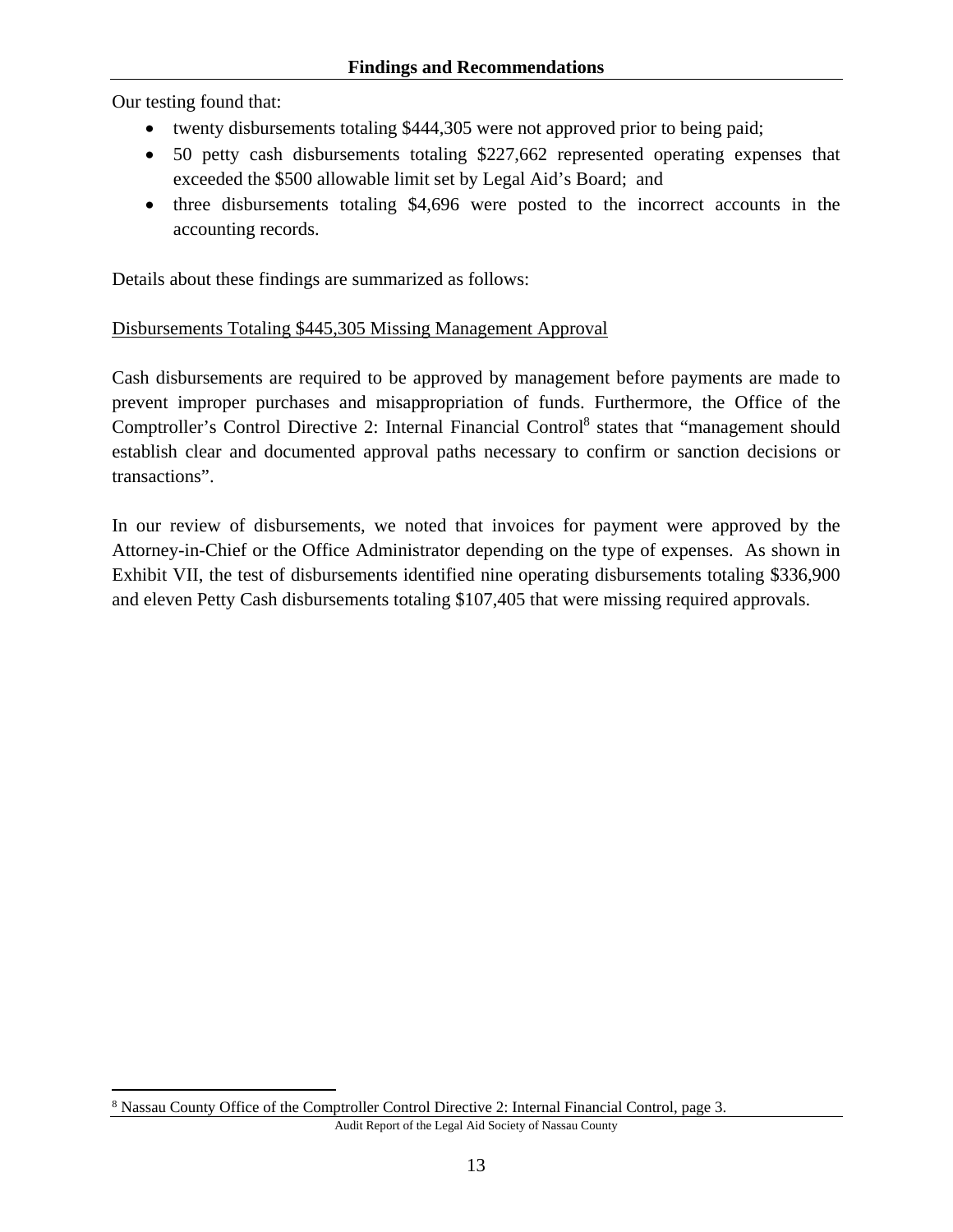## Findings and Recommendations

Our testing found that:

- twenty disbursements totaling $444,305 were not approved prior to being paid;
- 50 petty cash disbursements totaling $227,662 represented operating expenses that exceeded the $500 allowable limit set by Legal Aid's Board; and
- three disbursements totaling $4,696 were posted to the incorrect accounts in the accounting records.

Details about these findings are summarized as follows:

<u>Disbursements Totaling $445,305 Missing Management Approval</u>

Cash disbursements are required to be approved by management before payments are made to prevent improper purchases and misappropriation of funds. Furthermore, the Office of the Comptroller's Control Directive 2: Internal Financial Control[8] states that "management should establish clear and documented approval paths necessary to confirm or sanction decisions or transactions".

In our review of disbursements, we noted that invoices for payment were approved by the Attorney-in-Chief or the Office Administrator depending on the type of expenses. As shown in Exhibit VII, the test of disbursements identified nine operating disbursements totaling $336,900 and eleven Petty Cash disbursements totaling $107,405 that were missing required approvals.

---

[8] Nassau County Office of the Comptroller Control Directive 2: Internal Financial Control, page 3.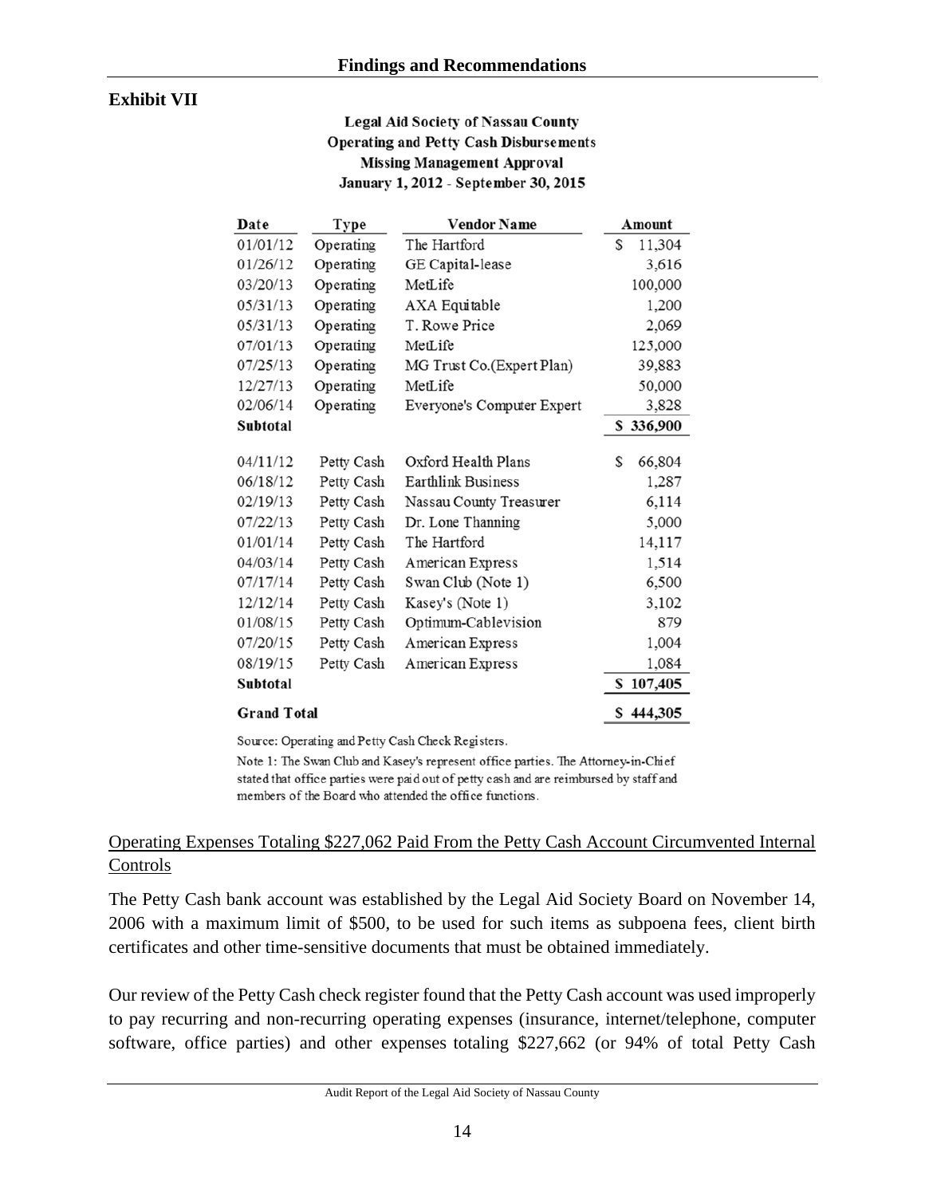**Exhibit VII**

**Legal Aid Society of Nassau County**
**Operating and Petty Cash Disbursements**
**Missing Management Approval**
**January 1, 2012 - September 30, 2015**

| Date | Type | Vendor Name | Amount |
|---|---|---|---|
| 01/01/12 | Operating | The Hartford | $ 11,304 |
| 01/26/12 | Operating | GE Capital-lease | 3,616 |
| 03/20/13 | Operating | MetLife | 100,000 |
| 05/31/13 | Operating | AXA Equitable | 1,200 |
| 05/31/13 | Operating | T. Rowe Price | 2,069 |
| 07/01/13 | Operating | MetLife | 125,000 |
| 07/25/13 | Operating | MG Trust Co.(Expert Plan) | 39,883 |
| 12/27/13 | Operating | MetLife | 50,000 |
| 02/06/14 | Operating | Everyone's Computer Expert | 3,828 |
| **Subtotal** | | | **$ 336,900** |
| 04/11/12 | Petty Cash | Oxford Health Plans | $ 66,804 |
| 06/18/12 | Petty Cash | Earthlink Business | 1,287 |
| 02/19/13 | Petty Cash | Nassau County Treasurer | 6,114 |
| 07/22/13 | Petty Cash | Dr. Lone Thanning | 5,000 |
| 01/01/14 | Petty Cash | The Hartford | 14,117 |
| 04/03/14 | Petty Cash | American Express | 1,514 |
| 07/17/14 | Petty Cash | Swan Club (Note 1) | 6,500 |
| 12/12/14 | Petty Cash | Kasey's (Note 1) | 3,102 |
| 01/08/15 | Petty Cash | Optimum-Cablevision | 879 |
| 07/20/15 | Petty Cash | American Express | 1,004 |
| 08/19/15 | Petty Cash | American Express | 1,084 |
| **Subtotal** | | | **$ 107,405** |
| **Grand Total** | | | **$ 444,305** |

Source: Operating and Petty Cash Check Registers.

Note 1: The Swan Club and Kasey's represent office parties. The Attorney-in-Chief stated that office parties were paid out of petty cash and are reimbursed by staff and members of the Board who attended the office functions.

Operating Expenses Totaling $227,062 Paid From the Petty Cash Account Circumvented Internal Controls

The Petty Cash bank account was established by the Legal Aid Society Board on November 14, 2006 with a maximum limit of $500, to be used for such items as subpoena fees, client birth certificates and other time-sensitive documents that must be obtained immediately.

Our review of the Petty Cash check register found that the Petty Cash account was used improperly to pay recurring and non-recurring operating expenses (insurance, internet/telephone, computer software, office parties) and other expenses totaling $227,662 (or 94% of total Petty Cash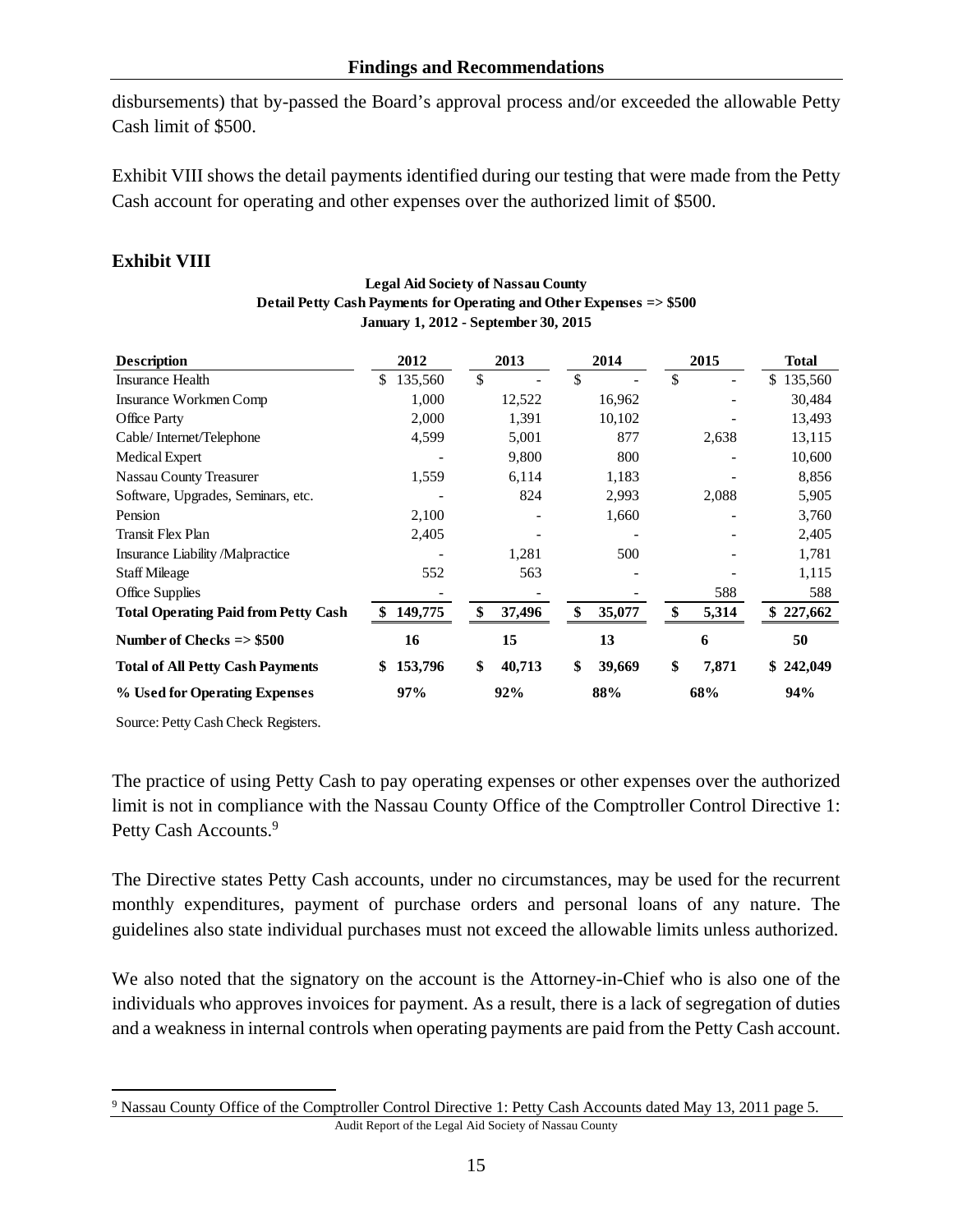disbursements) that by-passed the Board's approval process and/or exceeded the allowable Petty Cash limit of $500.

Exhibit VIII shows the detail payments identified during our testing that were made from the Petty Cash account for operating and other expenses over the authorized limit of $500.

## Exhibit VIII

**Legal Aid Society of Nassau County**
**Detail Petty Cash Payments for Operating and Other Expenses => $500**
**January 1, 2012 - September 30, 2015**

| Description | 2012 | 2013 | 2014 | 2015 | Total |
|---|---|---|---|---|---|
| Insurance Health | $ 135,560 | $ - | $ - | $ - | $ 135,560 |
| Insurance Workmen Comp | 1,000 | 12,522 | 16,962 | - | 30,484 |
| Office Party | 2,000 | 1,391 | 10,102 | - | 13,493 |
| Cable/ Internet/Telephone | 4,599 | 5,001 | 877 | 2,638 | 13,115 |
| Medical Expert | - | 9,800 | 800 | - | 10,600 |
| Nassau County Treasurer | 1,559 | 6,114 | 1,183 | - | 8,856 |
| Software, Upgrades, Seminars, etc. | - | 824 | 2,993 | 2,088 | 5,905 |
| Pension | 2,100 | - | 1,660 | - | 3,760 |
| Transit Flex Plan | 2,405 | - | - | - | 2,405 |
| Insurance Liability /Malpractice | - | 1,281 | 500 | - | 1,781 |
| Staff Mileage | 552 | 563 | - | - | 1,115 |
| Office Supplies | - | - | - | 588 | 588 |
| **Total Operating Paid from Petty Cash** | **$ 149,775** | **$ 37,496** | **$ 35,077** | **$ 5,314** | **$ 227,662** |
| **Number of Checks => $500** | **16** | **15** | **13** | **6** | **50** |
| **Total of All Petty Cash Payments** | **$ 153,796** | **$ 40,713** | **$ 39,669** | **$ 7,871** | **$ 242,049** |
| **% Used for Operating Expenses** | **97%** | **92%** | **88%** | **68%** | **94%** |

Source: Petty Cash Check Registers.

The practice of using Petty Cash to pay operating expenses or other expenses over the authorized limit is not in compliance with the Nassau County Office of the Comptroller Control Directive 1: Petty Cash Accounts.[9]

The Directive states Petty Cash accounts, under no circumstances, may be used for the recurrent monthly expenditures, payment of purchase orders and personal loans of any nature. The guidelines also state individual purchases must not exceed the allowable limits unless authorized.

We also noted that the signatory on the account is the Attorney-in-Chief who is also one of the individuals who approves invoices for payment. As a result, there is a lack of segregation of duties and a weakness in internal controls when operating payments are paid from the Petty Cash account.

[9] Nassau County Office of the Comptroller Control Directive 1: Petty Cash Accounts dated May 13, 2011 page 5.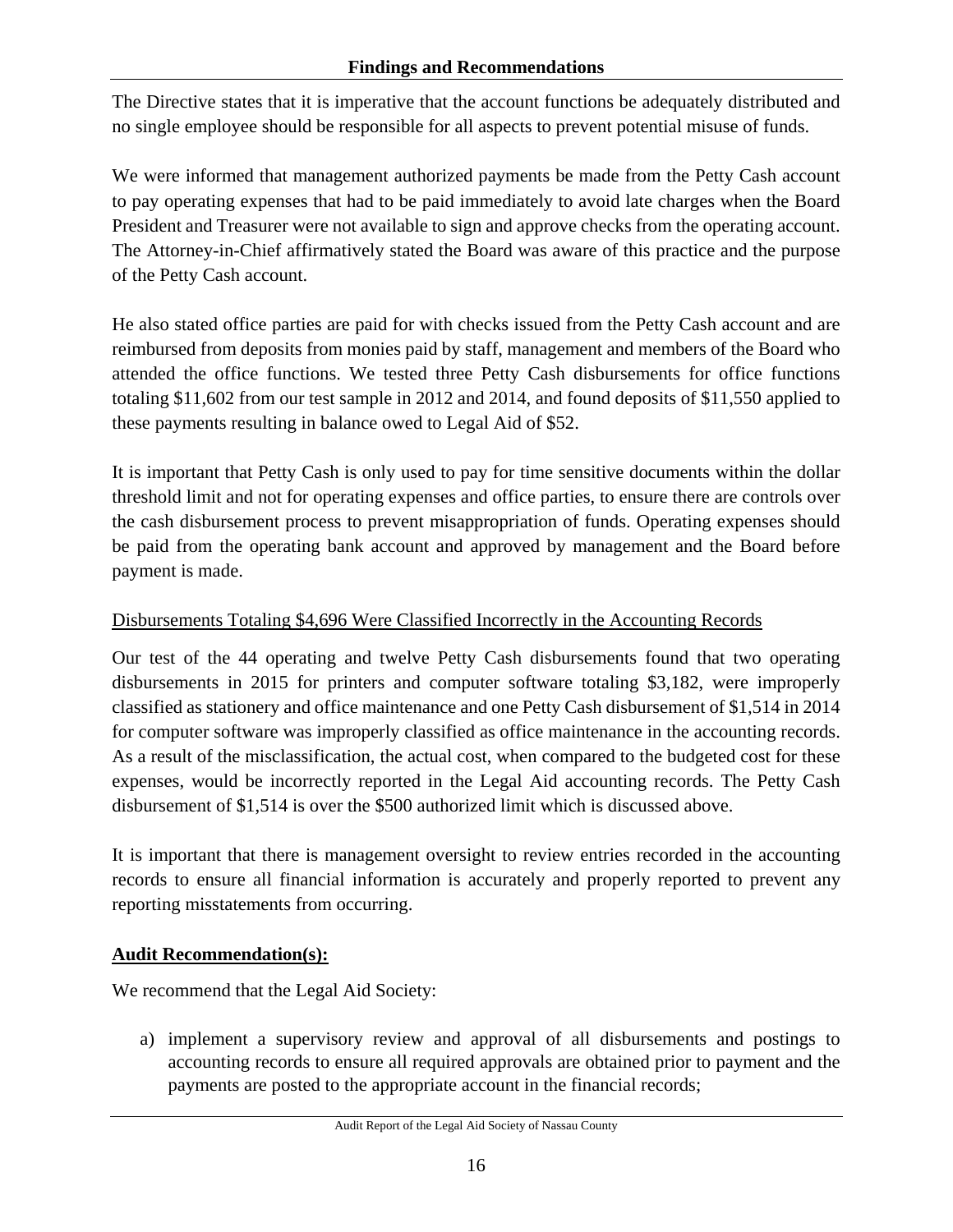The Directive states that it is imperative that the account functions be adequately distributed and no single employee should be responsible for all aspects to prevent potential misuse of funds.

We were informed that management authorized payments be made from the Petty Cash account to pay operating expenses that had to be paid immediately to avoid late charges when the Board President and Treasurer were not available to sign and approve checks from the operating account. The Attorney-in-Chief affirmatively stated the Board was aware of this practice and the purpose of the Petty Cash account.

He also stated office parties are paid for with checks issued from the Petty Cash account and are reimbursed from deposits from monies paid by staff, management and members of the Board who attended the office functions. We tested three Petty Cash disbursements for office functions totaling $11,602 from our test sample in 2012 and 2014, and found deposits of $11,550 applied to these payments resulting in balance owed to Legal Aid of $52.

It is important that Petty Cash is only used to pay for time sensitive documents within the dollar threshold limit and not for operating expenses and office parties, to ensure there are controls over the cash disbursement process to prevent misappropriation of funds. Operating expenses should be paid from the operating bank account and approved by management and the Board before payment is made.

Disbursements Totaling $4,696 Were Classified Incorrectly in the Accounting Records

Our test of the 44 operating and twelve Petty Cash disbursements found that two operating disbursements in 2015 for printers and computer software totaling $3,182, were improperly classified as stationery and office maintenance and one Petty Cash disbursement of $1,514 in 2014 for computer software was improperly classified as office maintenance in the accounting records. As a result of the misclassification, the actual cost, when compared to the budgeted cost for these expenses, would be incorrectly reported in the Legal Aid accounting records. The Petty Cash disbursement of $1,514 is over the $500 authorized limit which is discussed above.

It is important that there is management oversight to review entries recorded in the accounting records to ensure all financial information is accurately and properly reported to prevent any reporting misstatements from occurring.

**Audit Recommendation(s):**

We recommend that the Legal Aid Society:

a) implement a supervisory review and approval of all disbursements and postings to accounting records to ensure all required approvals are obtained prior to payment and the payments are posted to the appropriate account in the financial records;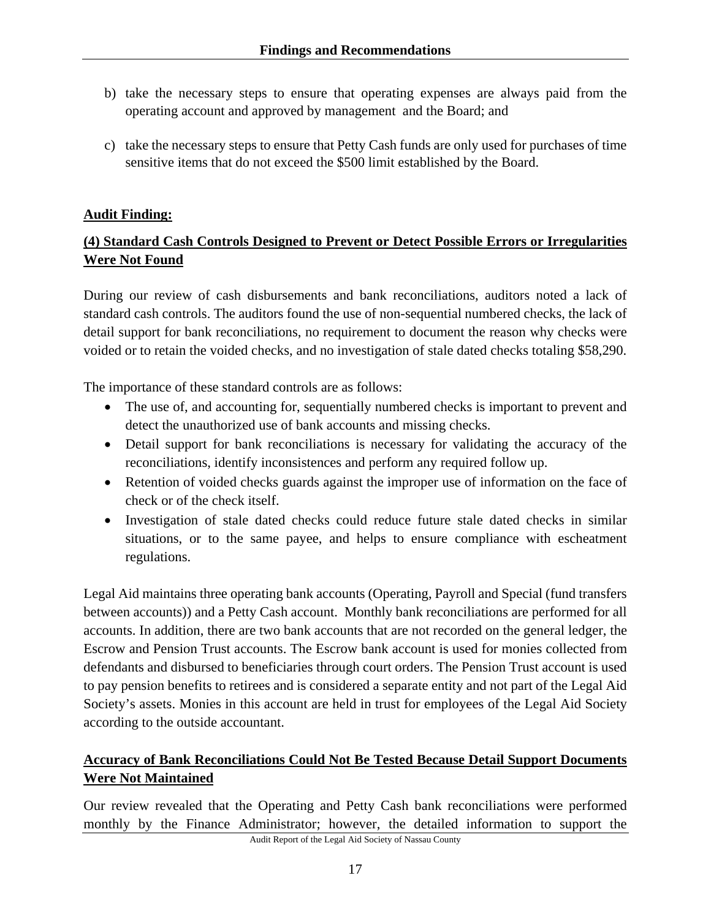b) take the necessary steps to ensure that operating expenses are always paid from the operating account and approved by management and the Board; and

c) take the necessary steps to ensure that Petty Cash funds are only used for purchases of time sensitive items that do not exceed the $500 limit established by the Board.

**Audit Finding:**

**(4) Standard Cash Controls Designed to Prevent or Detect Possible Errors or Irregularities Were Not Found**

During our review of cash disbursements and bank reconciliations, auditors noted a lack of standard cash controls. The auditors found the use of non-sequential numbered checks, the lack of detail support for bank reconciliations, no requirement to document the reason why checks were voided or to retain the voided checks, and no investigation of stale dated checks totaling $58,290.

The importance of these standard controls are as follows:

- The use of, and accounting for, sequentially numbered checks is important to prevent and detect the unauthorized use of bank accounts and missing checks.
- Detail support for bank reconciliations is necessary for validating the accuracy of the reconciliations, identify inconsistences and perform any required follow up.
- Retention of voided checks guards against the improper use of information on the face of check or of the check itself.
- Investigation of stale dated checks could reduce future stale dated checks in similar situations, or to the same payee, and helps to ensure compliance with escheatment regulations.

Legal Aid maintains three operating bank accounts (Operating, Payroll and Special (fund transfers between accounts)) and a Petty Cash account. Monthly bank reconciliations are performed for all accounts. In addition, there are two bank accounts that are not recorded on the general ledger, the Escrow and Pension Trust accounts. The Escrow bank account is used for monies collected from defendants and disbursed to beneficiaries through court orders. The Pension Trust account is used to pay pension benefits to retirees and is considered a separate entity and not part of the Legal Aid Society's assets. Monies in this account are held in trust for employees of the Legal Aid Society according to the outside accountant.

**Accuracy of Bank Reconciliations Could Not Be Tested Because Detail Support Documents Were Not Maintained**

Our review revealed that the Operating and Petty Cash bank reconciliations were performed monthly by the Finance Administrator; however, the detailed information to support the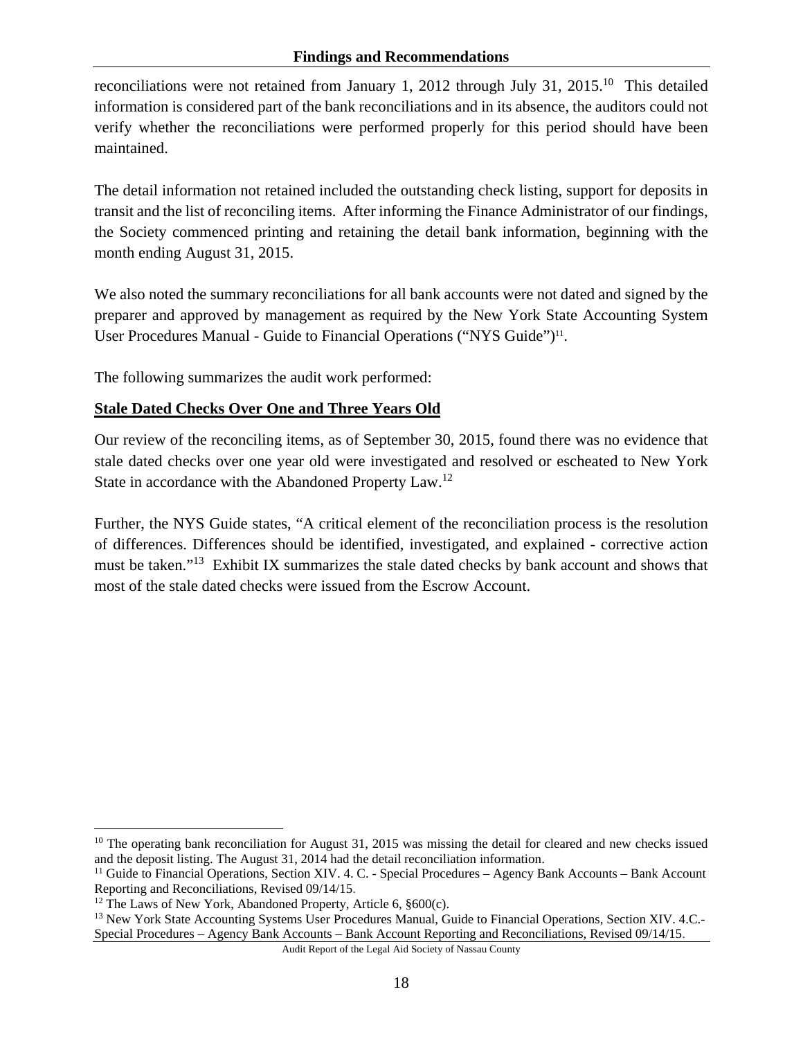reconciliations were not retained from January 1, 2012 through July 31, 2015.[10] This detailed information is considered part of the bank reconciliations and in its absence, the auditors could not verify whether the reconciliations were performed properly for this period should have been maintained.

The detail information not retained included the outstanding check listing, support for deposits in transit and the list of reconciling items. After informing the Finance Administrator of our findings, the Society commenced printing and retaining the detail bank information, beginning with the month ending August 31, 2015.

We also noted the summary reconciliations for all bank accounts were not dated and signed by the preparer and approved by management as required by the New York State Accounting System User Procedures Manual - Guide to Financial Operations ("NYS Guide")[11].

The following summarizes the audit work performed:

**Stale Dated Checks Over One and Three Years Old**

Our review of the reconciling items, as of September 30, 2015, found there was no evidence that stale dated checks over one year old were investigated and resolved or escheated to New York State in accordance with the Abandoned Property Law.[12]

Further, the NYS Guide states, "A critical element of the reconciliation process is the resolution of differences. Differences should be identified, investigated, and explained - corrective action must be taken."[13] Exhibit IX summarizes the stale dated checks by bank account and shows that most of the stale dated checks were issued from the Escrow Account.

---

[10] The operating bank reconciliation for August 31, 2015 was missing the detail for cleared and new checks issued and the deposit listing. The August 31, 2014 had the detail reconciliation information.

[11] Guide to Financial Operations, Section XIV. 4. C. - Special Procedures – Agency Bank Accounts – Bank Account Reporting and Reconciliations, Revised 09/14/15.

[12] The Laws of New York, Abandoned Property, Article 6, §600(c).

[13] New York State Accounting Systems User Procedures Manual, Guide to Financial Operations, Section XIV. 4.C.- Special Procedures – Agency Bank Accounts – Bank Account Reporting and Reconciliations, Revised 09/14/15.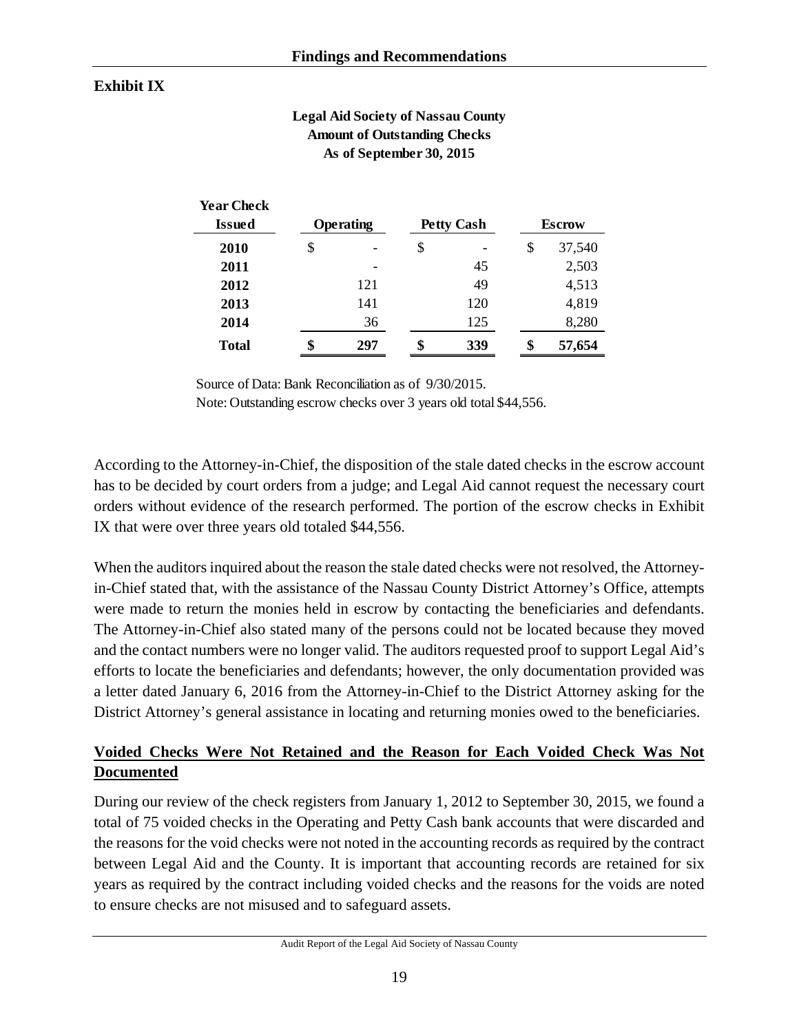**Exhibit IX**

**Legal Aid Society of Nassau County**
**Amount of Outstanding Checks**
**As of September 30, 2015**

| Year Check Issued | Operating | Petty Cash | Escrow |
|---|---|---|---|
| **2010** | $ - | $ - | $ 37,540 |
| **2011** | - | 45 | 2,503 |
| **2012** | 121 | 49 | 4,513 |
| **2013** | 141 | 120 | 4,819 |
| **2014** | 36 | 125 | 8,280 |
| **Total** | **$ 297** | **$ 339** | **$ 57,654** |

Source of Data: Bank Reconciliation as of 9/30/2015.
Note: Outstanding escrow checks over 3 years old total $44,556.

According to the Attorney-in-Chief, the disposition of the stale dated checks in the escrow account has to be decided by court orders from a judge; and Legal Aid cannot request the necessary court orders without evidence of the research performed. The portion of the escrow checks in Exhibit IX that were over three years old totaled $44,556.

When the auditors inquired about the reason the stale dated checks were not resolved, the Attorney-in-Chief stated that, with the assistance of the Nassau County District Attorney's Office, attempts were made to return the monies held in escrow by contacting the beneficiaries and defendants. The Attorney-in-Chief also stated many of the persons could not be located because they moved and the contact numbers were no longer valid. The auditors requested proof to support Legal Aid's efforts to locate the beneficiaries and defendants; however, the only documentation provided was a letter dated January 6, 2016 from the Attorney-in-Chief to the District Attorney asking for the District Attorney's general assistance in locating and returning monies owed to the beneficiaries.

**<u>Voided Checks Were Not Retained and the Reason for Each Voided Check Was Not Documented</u>**

During our review of the check registers from January 1, 2012 to September 30, 2015, we found a total of 75 voided checks in the Operating and Petty Cash bank accounts that were discarded and the reasons for the void checks were not noted in the accounting records as required by the contract between Legal Aid and the County. It is important that accounting records are retained for six years as required by the contract including voided checks and the reasons for the voids are noted to ensure checks are not misused and to safeguard assets.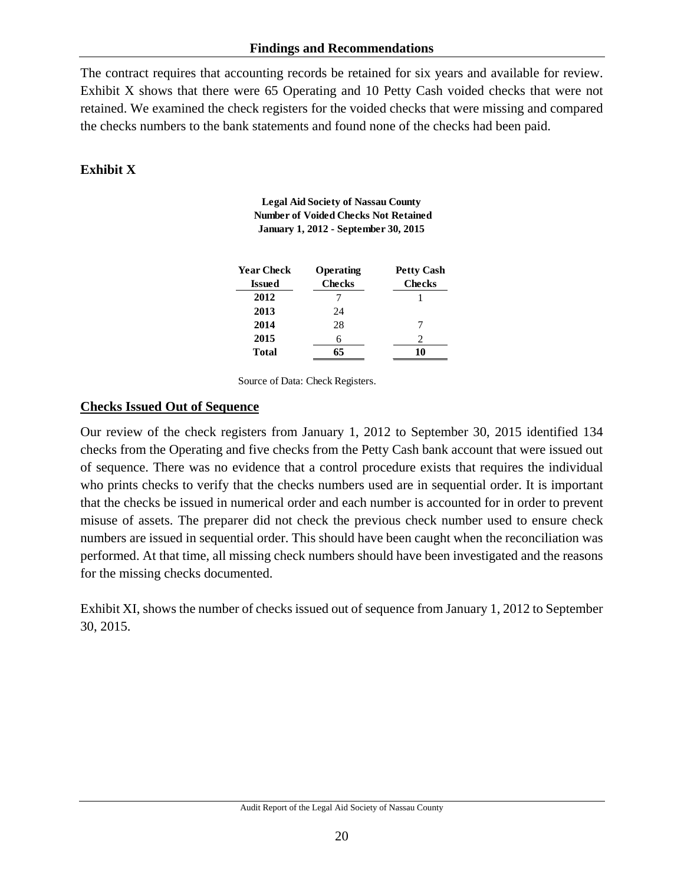The contract requires that accounting records be retained for six years and available for review. Exhibit X shows that there were 65 Operating and 10 Petty Cash voided checks that were not retained. We examined the check registers for the voided checks that were missing and compared the checks numbers to the bank statements and found none of the checks had been paid.

**Exhibit X**

**Legal Aid Society of Nassau County**
**Number of Voided Checks Not Retained**
**January 1, 2012 - September 30, 2015**

| Year Check Issued | Operating Checks | Petty Cash Checks |
|---|---|---|
| **2012** | 7 | 1 |
| **2013** | 24 | |
| **2014** | 28 | 7 |
| **2015** | 6 | 2 |
| **Total** | **65** | **10** |

Source of Data: Check Registers.

## Checks Issued Out of Sequence

Our review of the check registers from January 1, 2012 to September 30, 2015 identified 134 checks from the Operating and five checks from the Petty Cash bank account that were issued out of sequence. There was no evidence that a control procedure exists that requires the individual who prints checks to verify that the checks numbers used are in sequential order. It is important that the checks be issued in numerical order and each number is accounted for in order to prevent misuse of assets. The preparer did not check the previous check number used to ensure check numbers are issued in sequential order. This should have been caught when the reconciliation was performed. At that time, all missing check numbers should have been investigated and the reasons for the missing checks documented.

Exhibit XI, shows the number of checks issued out of sequence from January 1, 2012 to September 30, 2015.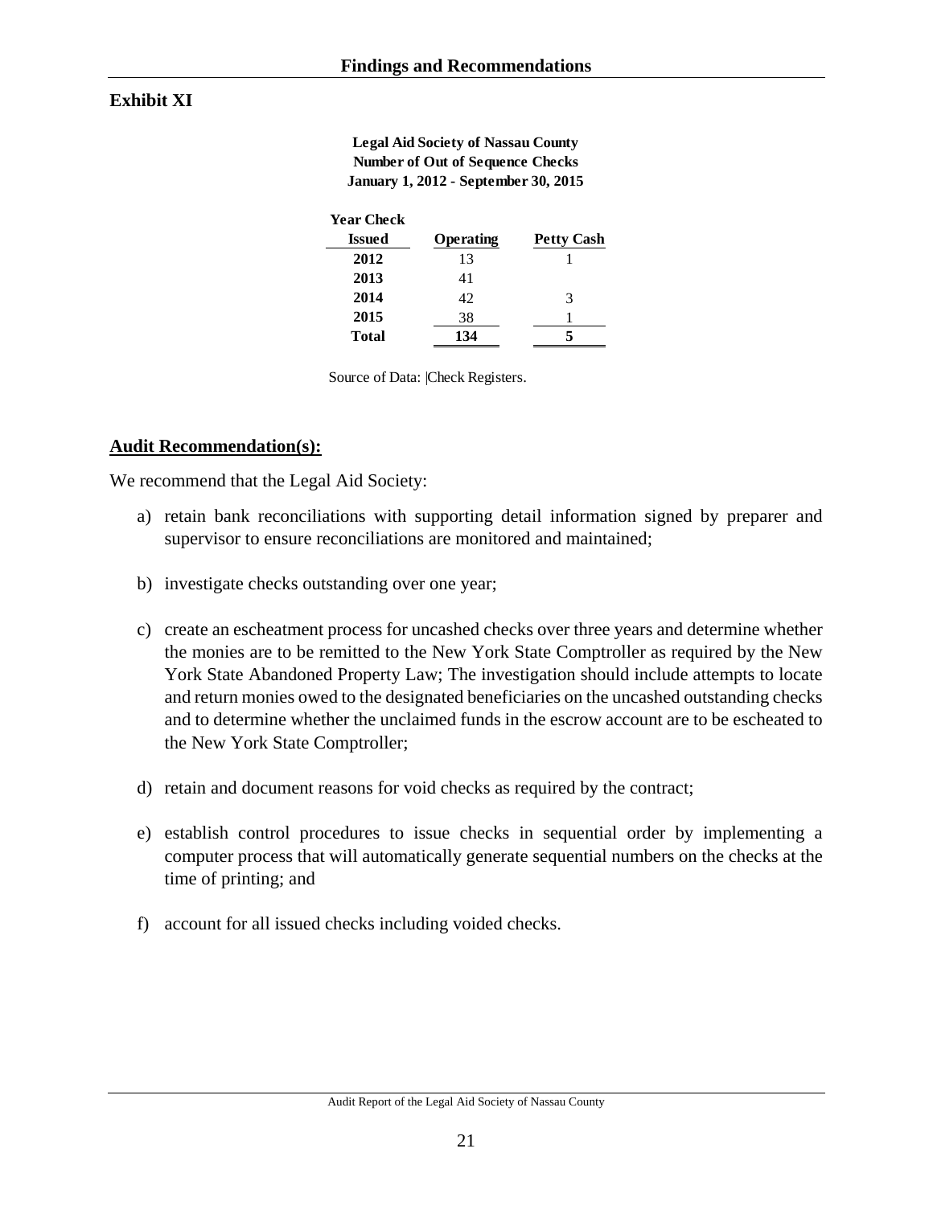## Exhibit XI

**Legal Aid Society of Nassau County**
**Number of Out of Sequence Checks**
**January 1, 2012 - September 30, 2015**

| Year Check Issued | Operating | Petty Cash |
|---|---|---|
| **2012** | 13 | 1 |
| **2013** | 41 | |
| **2014** | 42 | 3 |
| **2015** | 38 | 1 |
| **Total** | **134** | **5** |

Source of Data: Check Registers.

### Audit Recommendation(s):

We recommend that the Legal Aid Society:

a) retain bank reconciliations with supporting detail information signed by preparer and supervisor to ensure reconciliations are monitored and maintained;

b) investigate checks outstanding over one year;

c) create an escheatment process for uncashed checks over three years and determine whether the monies are to be remitted to the New York State Comptroller as required by the New York State Abandoned Property Law; The investigation should include attempts to locate and return monies owed to the designated beneficiaries on the uncashed outstanding checks and to determine whether the unclaimed funds in the escrow account are to be escheated to the New York State Comptroller;

d) retain and document reasons for void checks as required by the contract;

e) establish control procedures to issue checks in sequential order by implementing a computer process that will automatically generate sequential numbers on the checks at the time of printing; and

f) account for all issued checks including voided checks.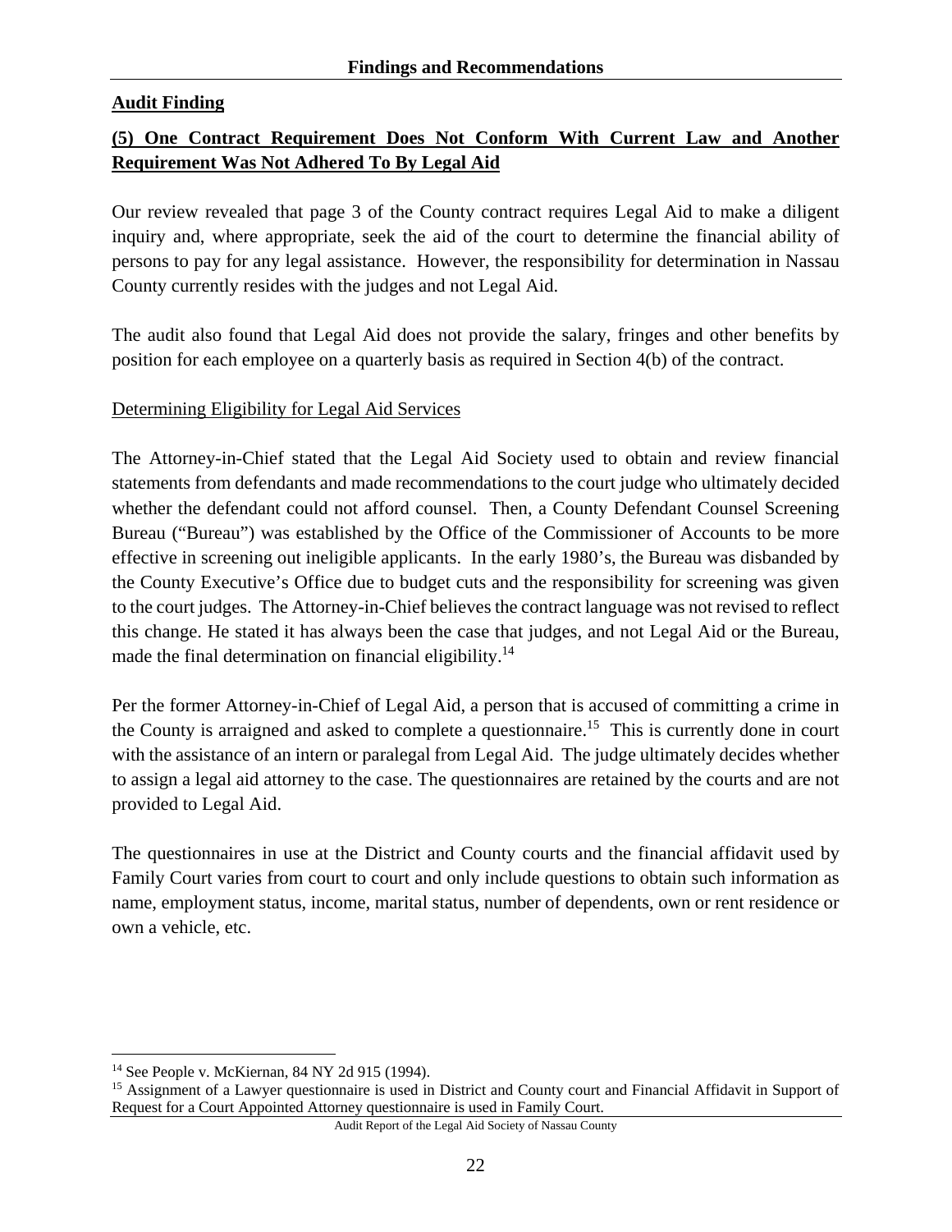## Audit Finding

**(5) One Contract Requirement Does Not Conform With Current Law and Another Requirement Was Not Adhered To By Legal Aid**

Our review revealed that page 3 of the County contract requires Legal Aid to make a diligent inquiry and, where appropriate, seek the aid of the court to determine the financial ability of persons to pay for any legal assistance. However, the responsibility for determination in Nassau County currently resides with the judges and not Legal Aid.

The audit also found that Legal Aid does not provide the salary, fringes and other benefits by position for each employee on a quarterly basis as required in Section 4(b) of the contract.

Determining Eligibility for Legal Aid Services

The Attorney-in-Chief stated that the Legal Aid Society used to obtain and review financial statements from defendants and made recommendations to the court judge who ultimately decided whether the defendant could not afford counsel. Then, a County Defendant Counsel Screening Bureau ("Bureau") was established by the Office of the Commissioner of Accounts to be more effective in screening out ineligible applicants. In the early 1980's, the Bureau was disbanded by the County Executive's Office due to budget cuts and the responsibility for screening was given to the court judges. The Attorney-in-Chief believes the contract language was not revised to reflect this change. He stated it has always been the case that judges, and not Legal Aid or the Bureau, made the final determination on financial eligibility.[14]

Per the former Attorney-in-Chief of Legal Aid, a person that is accused of committing a crime in the County is arraigned and asked to complete a questionnaire.[15] This is currently done in court with the assistance of an intern or paralegal from Legal Aid. The judge ultimately decides whether to assign a legal aid attorney to the case. The questionnaires are retained by the courts and are not provided to Legal Aid.

The questionnaires in use at the District and County courts and the financial affidavit used by Family Court varies from court to court and only include questions to obtain such information as name, employment status, income, marital status, number of dependents, own or rent residence or own a vehicle, etc.

---

[14] See People v. McKiernan, 84 NY 2d 915 (1994).

[15] Assignment of a Lawyer questionnaire is used in District and County court and Financial Affidavit in Support of Request for a Court Appointed Attorney questionnaire is used in Family Court.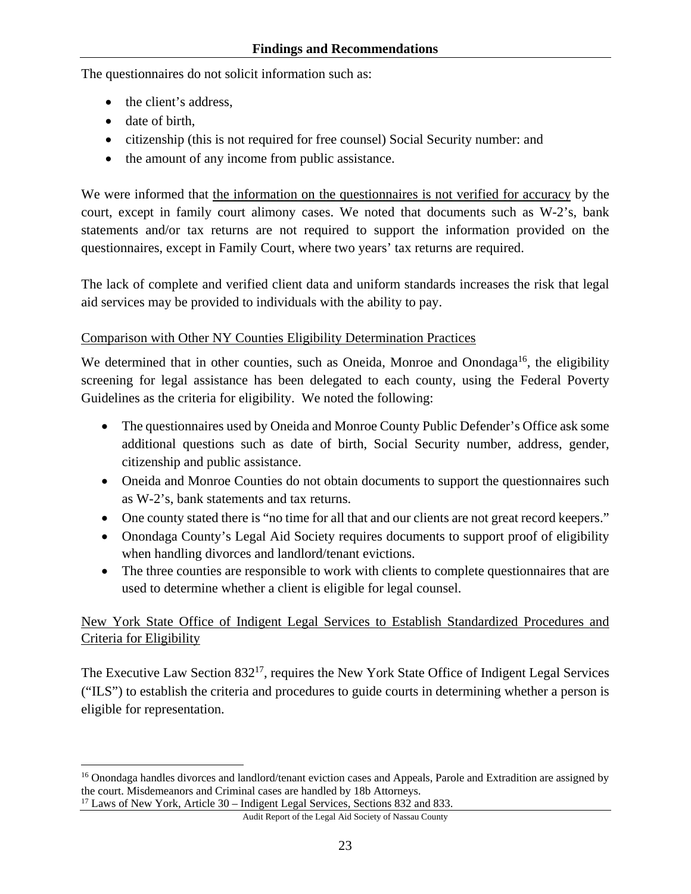The questionnaires do not solicit information such as:

- the client's address,
- date of birth,
- citizenship (this is not required for free counsel) Social Security number: and
- the amount of any income from public assistance.

We were informed that the information on the questionnaires is not verified for accuracy by the court, except in family court alimony cases. We noted that documents such as W-2's, bank statements and/or tax returns are not required to support the information provided on the questionnaires, except in Family Court, where two years' tax returns are required.

The lack of complete and verified client data and uniform standards increases the risk that legal aid services may be provided to individuals with the ability to pay.

Comparison with Other NY Counties Eligibility Determination Practices

We determined that in other counties, such as Oneida, Monroe and Onondaga[16], the eligibility screening for legal assistance has been delegated to each county, using the Federal Poverty Guidelines as the criteria for eligibility. We noted the following:

- The questionnaires used by Oneida and Monroe County Public Defender's Office ask some additional questions such as date of birth, Social Security number, address, gender, citizenship and public assistance.
- Oneida and Monroe Counties do not obtain documents to support the questionnaires such as W-2's, bank statements and tax returns.
- One county stated there is "no time for all that and our clients are not great record keepers."
- Onondaga County's Legal Aid Society requires documents to support proof of eligibility when handling divorces and landlord/tenant evictions.
- The three counties are responsible to work with clients to complete questionnaires that are used to determine whether a client is eligible for legal counsel.

New York State Office of Indigent Legal Services to Establish Standardized Procedures and Criteria for Eligibility

The Executive Law Section 832[17], requires the New York State Office of Indigent Legal Services ("ILS") to establish the criteria and procedures to guide courts in determining whether a person is eligible for representation.

---

[16] Onondaga handles divorces and landlord/tenant eviction cases and Appeals, Parole and Extradition are assigned by the court. Misdemeanors and Criminal cases are handled by 18b Attorneys.

[17] Laws of New York, Article 30 – Indigent Legal Services, Sections 832 and 833.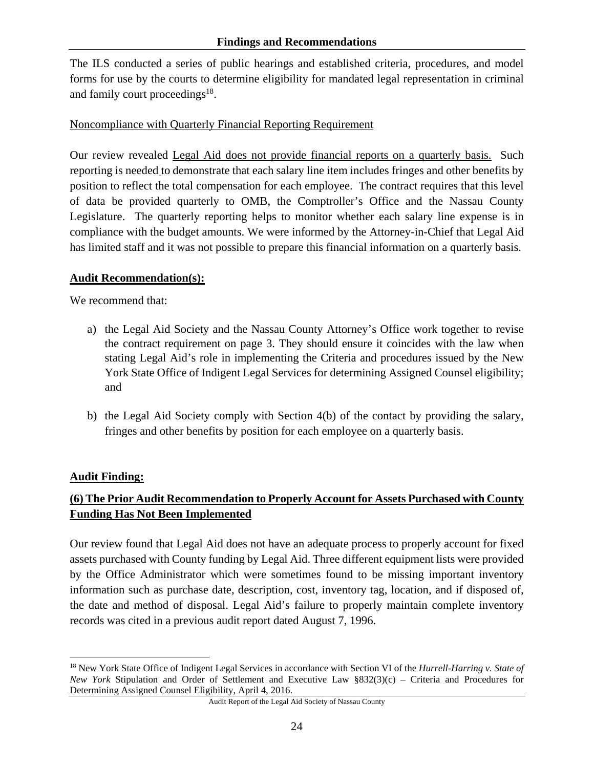The ILS conducted a series of public hearings and established criteria, procedures, and model forms for use by the courts to determine eligibility for mandated legal representation in criminal and family court proceedings[18].

Noncompliance with Quarterly Financial Reporting Requirement

Our review revealed Legal Aid does not provide financial reports on a quarterly basis. Such reporting is needed to demonstrate that each salary line item includes fringes and other benefits by position to reflect the total compensation for each employee. The contract requires that this level of data be provided quarterly to OMB, the Comptroller's Office and the Nassau County Legislature. The quarterly reporting helps to monitor whether each salary line expense is in compliance with the budget amounts. We were informed by the Attorney-in-Chief that Legal Aid has limited staff and it was not possible to prepare this financial information on a quarterly basis.

**Audit Recommendation(s):**

We recommend that:

a) the Legal Aid Society and the Nassau County Attorney's Office work together to revise the contract requirement on page 3. They should ensure it coincides with the law when stating Legal Aid's role in implementing the Criteria and procedures issued by the New York State Office of Indigent Legal Services for determining Assigned Counsel eligibility; and

b) the Legal Aid Society comply with Section 4(b) of the contact by providing the salary, fringes and other benefits by position for each employee on a quarterly basis.

**Audit Finding:**

**(6) The Prior Audit Recommendation to Properly Account for Assets Purchased with County Funding Has Not Been Implemented**

Our review found that Legal Aid does not have an adequate process to properly account for fixed assets purchased with County funding by Legal Aid. Three different equipment lists were provided by the Office Administrator which were sometimes found to be missing important inventory information such as purchase date, description, cost, inventory tag, location, and if disposed of, the date and method of disposal. Legal Aid's failure to properly maintain complete inventory records was cited in a previous audit report dated August 7, 1996.

---

[18] New York State Office of Indigent Legal Services in accordance with Section VI of the *Hurrell-Harring v. State of New York* Stipulation and Order of Settlement and Executive Law §832(3)(c) – Criteria and Procedures for Determining Assigned Counsel Eligibility, April 4, 2016.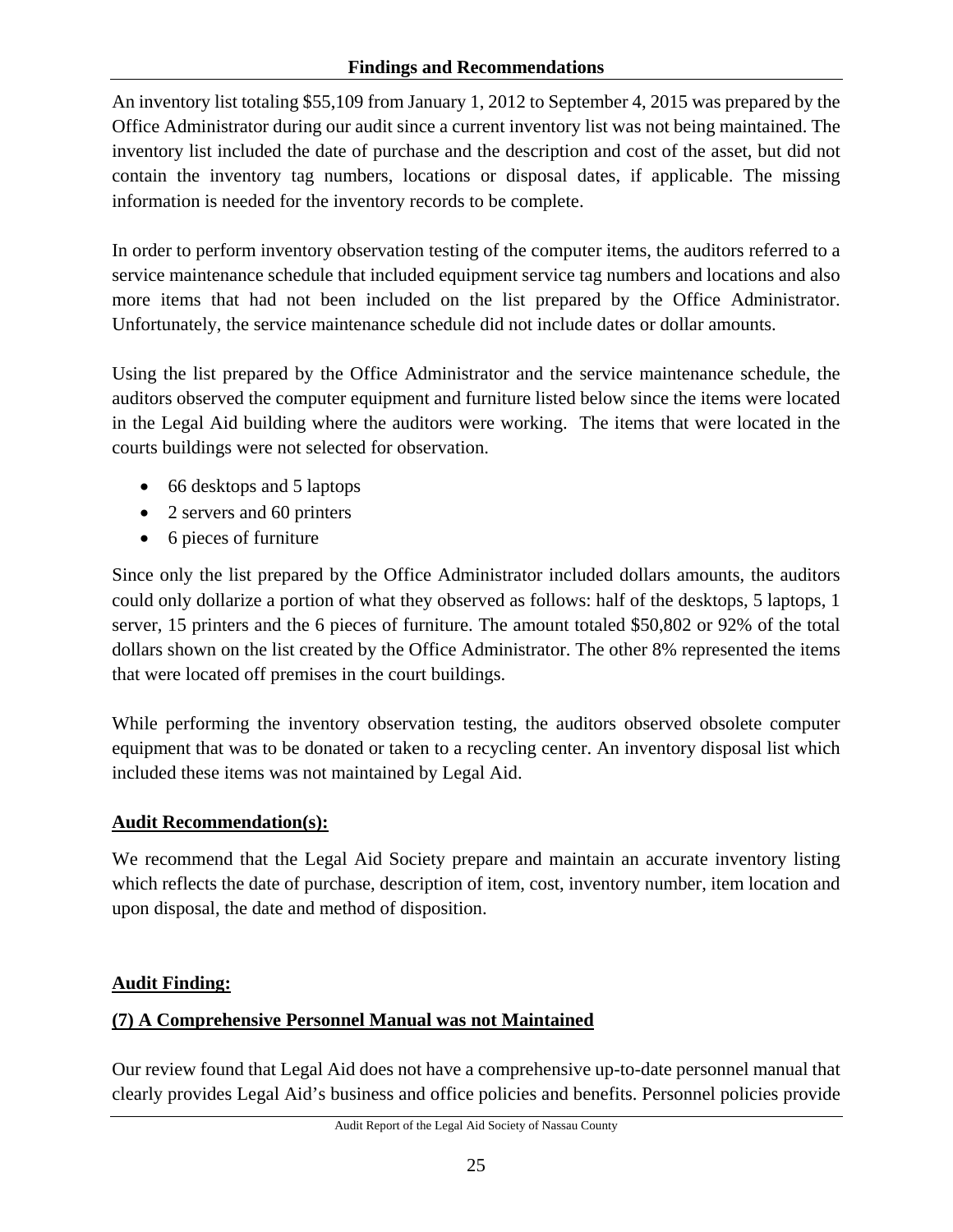An inventory list totaling $55,109 from January 1, 2012 to September 4, 2015 was prepared by the Office Administrator during our audit since a current inventory list was not being maintained. The inventory list included the date of purchase and the description and cost of the asset, but did not contain the inventory tag numbers, locations or disposal dates, if applicable. The missing information is needed for the inventory records to be complete.

In order to perform inventory observation testing of the computer items, the auditors referred to a service maintenance schedule that included equipment service tag numbers and locations and also more items that had not been included on the list prepared by the Office Administrator. Unfortunately, the service maintenance schedule did not include dates or dollar amounts.

Using the list prepared by the Office Administrator and the service maintenance schedule, the auditors observed the computer equipment and furniture listed below since the items were located in the Legal Aid building where the auditors were working. The items that were located in the courts buildings were not selected for observation.

- 66 desktops and 5 laptops
- 2 servers and 60 printers
- 6 pieces of furniture

Since only the list prepared by the Office Administrator included dollars amounts, the auditors could only dollarize a portion of what they observed as follows: half of the desktops, 5 laptops, 1 server, 15 printers and the 6 pieces of furniture. The amount totaled $50,802 or 92% of the total dollars shown on the list created by the Office Administrator. The other 8% represented the items that were located off premises in the court buildings.

While performing the inventory observation testing, the auditors observed obsolete computer equipment that was to be donated or taken to a recycling center. An inventory disposal list which included these items was not maintained by Legal Aid.

**Audit Recommendation(s):**

We recommend that the Legal Aid Society prepare and maintain an accurate inventory listing which reflects the date of purchase, description of item, cost, inventory number, item location and upon disposal, the date and method of disposition.

**Audit Finding:**

**(7) A Comprehensive Personnel Manual was not Maintained**

Our review found that Legal Aid does not have a comprehensive up-to-date personnel manual that clearly provides Legal Aid's business and office policies and benefits. Personnel policies provide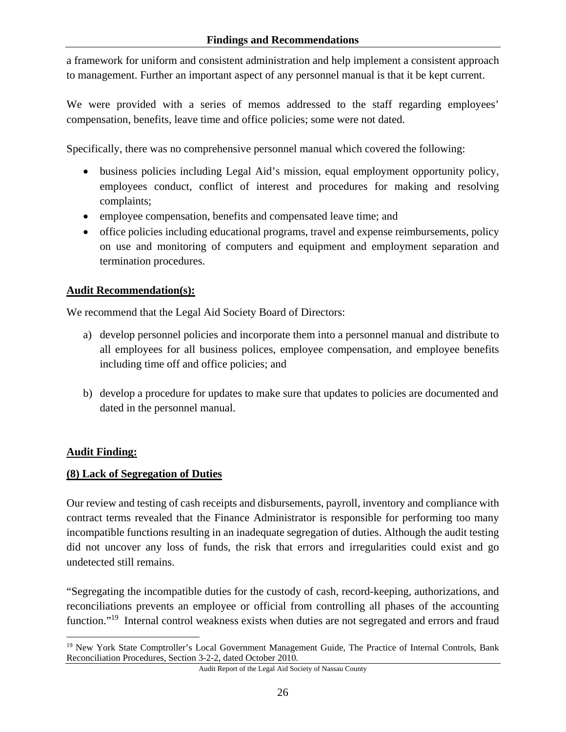a framework for uniform and consistent administration and help implement a consistent approach to management. Further an important aspect of any personnel manual is that it be kept current.

We were provided with a series of memos addressed to the staff regarding employees' compensation, benefits, leave time and office policies; some were not dated.

Specifically, there was no comprehensive personnel manual which covered the following:

- business policies including Legal Aid's mission, equal employment opportunity policy, employees conduct, conflict of interest and procedures for making and resolving complaints;
- employee compensation, benefits and compensated leave time; and
- office policies including educational programs, travel and expense reimbursements, policy on use and monitoring of computers and equipment and employment separation and termination procedures.

**Audit Recommendation(s):**

We recommend that the Legal Aid Society Board of Directors:

a) develop personnel policies and incorporate them into a personnel manual and distribute to all employees for all business polices, employee compensation, and employee benefits including time off and office policies; and

b) develop a procedure for updates to make sure that updates to policies are documented and dated in the personnel manual.

**Audit Finding:**

**(8) Lack of Segregation of Duties**

Our review and testing of cash receipts and disbursements, payroll, inventory and compliance with contract terms revealed that the Finance Administrator is responsible for performing too many incompatible functions resulting in an inadequate segregation of duties. Although the audit testing did not uncover any loss of funds, the risk that errors and irregularities could exist and go undetected still remains.

"Segregating the incompatible duties for the custody of cash, record-keeping, authorizations, and reconciliations prevents an employee or official from controlling all phases of the accounting function."[19] Internal control weakness exists when duties are not segregated and errors and fraud

[19] New York State Comptroller's Local Government Management Guide, The Practice of Internal Controls, Bank Reconciliation Procedures, Section 3-2-2, dated October 2010.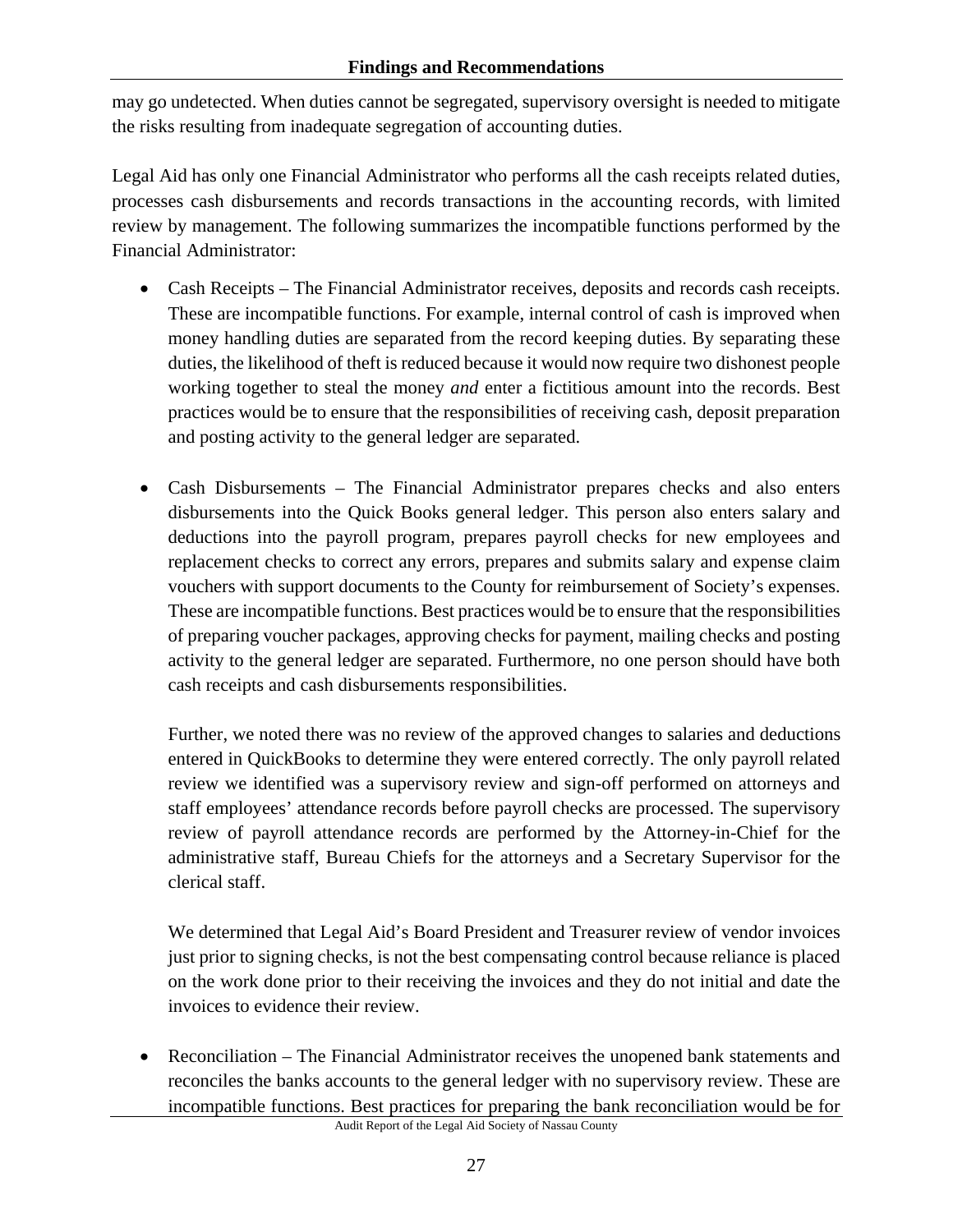may go undetected. When duties cannot be segregated, supervisory oversight is needed to mitigate the risks resulting from inadequate segregation of accounting duties.

Legal Aid has only one Financial Administrator who performs all the cash receipts related duties, processes cash disbursements and records transactions in the accounting records, with limited review by management. The following summarizes the incompatible functions performed by the Financial Administrator:

- Cash Receipts – The Financial Administrator receives, deposits and records cash receipts. These are incompatible functions. For example, internal control of cash is improved when money handling duties are separated from the record keeping duties. By separating these duties, the likelihood of theft is reduced because it would now require two dishonest people working together to steal the money *and* enter a fictitious amount into the records. Best practices would be to ensure that the responsibilities of receiving cash, deposit preparation and posting activity to the general ledger are separated.

- Cash Disbursements – The Financial Administrator prepares checks and also enters disbursements into the Quick Books general ledger. This person also enters salary and deductions into the payroll program, prepares payroll checks for new employees and replacement checks to correct any errors, prepares and submits salary and expense claim vouchers with support documents to the County for reimbursement of Society's expenses. These are incompatible functions. Best practices would be to ensure that the responsibilities of preparing voucher packages, approving checks for payment, mailing checks and posting activity to the general ledger are separated. Furthermore, no one person should have both cash receipts and cash disbursements responsibilities.

  Further, we noted there was no review of the approved changes to salaries and deductions entered in QuickBooks to determine they were entered correctly. The only payroll related review we identified was a supervisory review and sign-off performed on attorneys and staff employees' attendance records before payroll checks are processed. The supervisory review of payroll attendance records are performed by the Attorney-in-Chief for the administrative staff, Bureau Chiefs for the attorneys and a Secretary Supervisor for the clerical staff.

  We determined that Legal Aid's Board President and Treasurer review of vendor invoices just prior to signing checks, is not the best compensating control because reliance is placed on the work done prior to their receiving the invoices and they do not initial and date the invoices to evidence their review.

- Reconciliation – The Financial Administrator receives the unopened bank statements and reconciles the banks accounts to the general ledger with no supervisory review. These are incompatible functions. Best practices for preparing the bank reconciliation would be for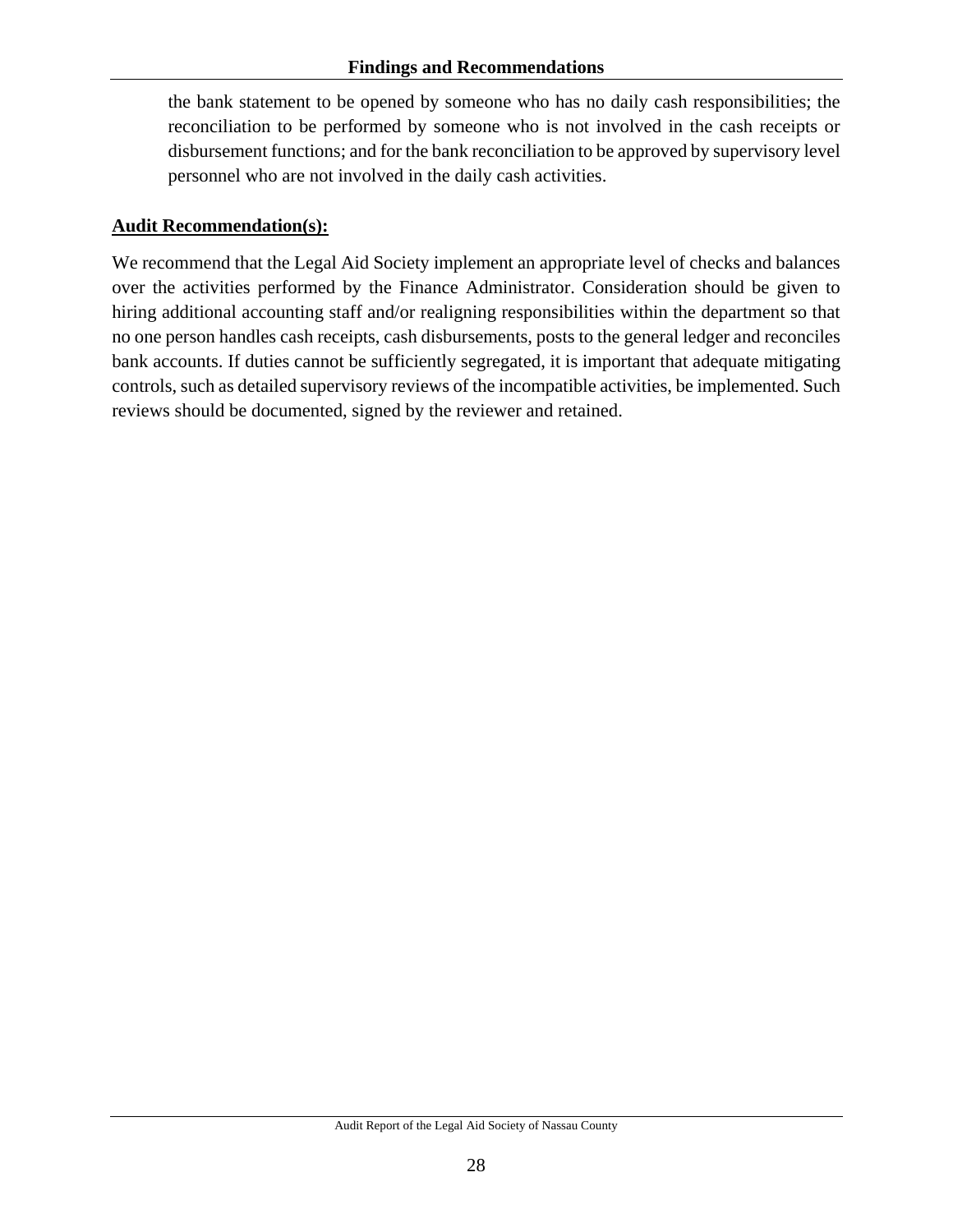the bank statement to be opened by someone who has no daily cash responsibilities; the reconciliation to be performed by someone who is not involved in the cash receipts or disbursement functions; and for the bank reconciliation to be approved by supervisory level personnel who are not involved in the daily cash activities.

**Audit Recommendation(s):**

We recommend that the Legal Aid Society implement an appropriate level of checks and balances over the activities performed by the Finance Administrator. Consideration should be given to hiring additional accounting staff and/or realigning responsibilities within the department so that no one person handles cash receipts, cash disbursements, posts to the general ledger and reconciles bank accounts. If duties cannot be sufficiently segregated, it is important that adequate mitigating controls, such as detailed supervisory reviews of the incompatible activities, be implemented. Such reviews should be documented, signed by the reviewer and retained.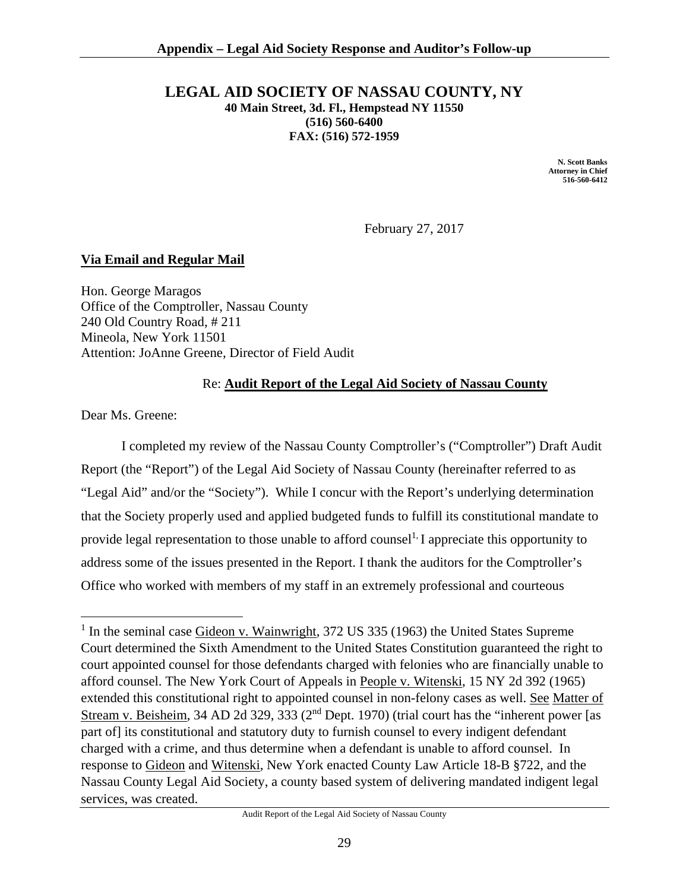# LEGAL AID SOCIETY OF NASSAU COUNTY, NY

**40 Main Street, 3d. Fl., Hempstead NY 11550**
**(516) 560-6400**
**FAX: (516) 572-1959**

**N. Scott Banks**
**Attorney in Chief**
**516-560-6412**

February 27, 2017

**Via Email and Regular Mail**

Hon. George Maragos
Office of the Comptroller, Nassau County
240 Old Country Road, # 211
Mineola, New York 11501
Attention: JoAnne Greene, Director of Field Audit

Re: **Audit Report of the Legal Aid Society of Nassau County**

Dear Ms. Greene:

I completed my review of the Nassau County Comptroller's ("Comptroller") Draft Audit Report (the "Report") of the Legal Aid Society of Nassau County (hereinafter referred to as "Legal Aid" and/or the "Society"). While I concur with the Report's underlying determination that the Society properly used and applied budgeted funds to fulfill its constitutional mandate to provide legal representation to those unable to afford counsel[1], I appreciate this opportunity to address some of the issues presented in the Report. I thank the auditors for the Comptroller's Office who worked with members of my staff in an extremely professional and courteous

---

[1] In the seminal case Gideon v. Wainwright, 372 US 335 (1963) the United States Supreme Court determined the Sixth Amendment to the United States Constitution guaranteed the right to court appointed counsel for those defendants charged with felonies who are financially unable to afford counsel. The New York Court of Appeals in People v. Witenski, 15 NY 2d 392 (1965) extended this constitutional right to appointed counsel in non-felony cases as well. See Matter of Stream v. Beisheim, 34 AD 2d 329, 333 (2nd Dept. 1970) (trial court has the "inherent power [as part of] its constitutional and statutory duty to furnish counsel to every indigent defendant charged with a crime, and thus determine when a defendant is unable to afford counsel. In response to Gideon and Witenski, New York enacted County Law Article 18-B §722, and the Nassau County Legal Aid Society, a county based system of delivering mandated indigent legal services, was created.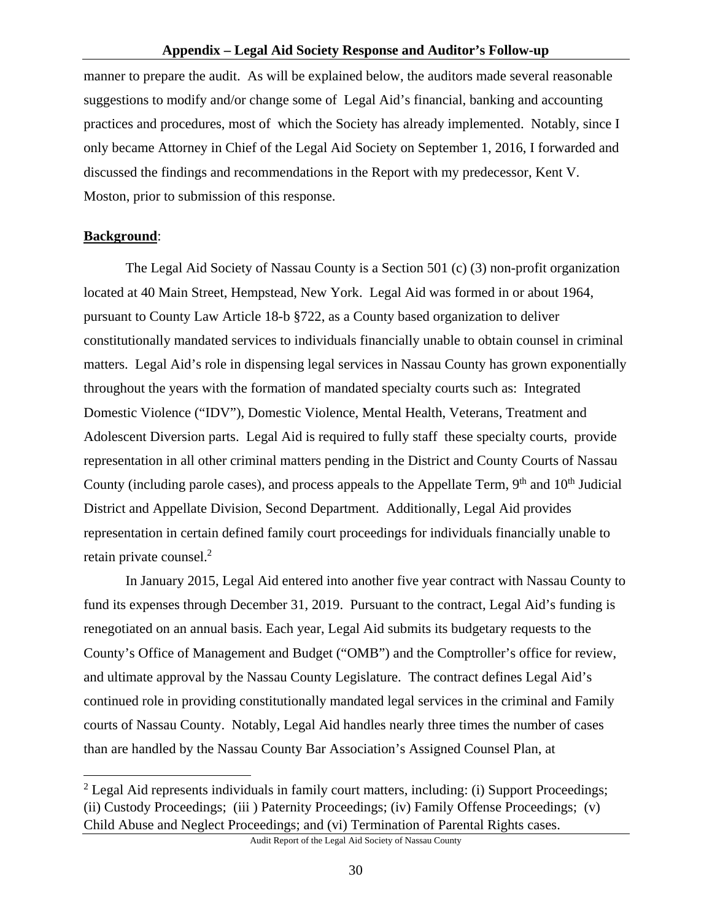manner to prepare the audit. As will be explained below, the auditors made several reasonable suggestions to modify and/or change some of Legal Aid's financial, banking and accounting practices and procedures, most of which the Society has already implemented. Notably, since I only became Attorney in Chief of the Legal Aid Society on September 1, 2016, I forwarded and discussed the findings and recommendations in the Report with my predecessor, Kent V. Moston, prior to submission of this response.

**Background**:

The Legal Aid Society of Nassau County is a Section 501 (c) (3) non-profit organization located at 40 Main Street, Hempstead, New York. Legal Aid was formed in or about 1964, pursuant to County Law Article 18-b §722, as a County based organization to deliver constitutionally mandated services to individuals financially unable to obtain counsel in criminal matters. Legal Aid's role in dispensing legal services in Nassau County has grown exponentially throughout the years with the formation of mandated specialty courts such as: Integrated Domestic Violence ("IDV"), Domestic Violence, Mental Health, Veterans, Treatment and Adolescent Diversion parts. Legal Aid is required to fully staff these specialty courts, provide representation in all other criminal matters pending in the District and County Courts of Nassau County (including parole cases), and process appeals to the Appellate Term, 9th and 10th Judicial District and Appellate Division, Second Department. Additionally, Legal Aid provides representation in certain defined family court proceedings for individuals financially unable to retain private counsel.[2]

In January 2015, Legal Aid entered into another five year contract with Nassau County to fund its expenses through December 31, 2019. Pursuant to the contract, Legal Aid's funding is renegotiated on an annual basis. Each year, Legal Aid submits its budgetary requests to the County's Office of Management and Budget ("OMB") and the Comptroller's office for review, and ultimate approval by the Nassau County Legislature. The contract defines Legal Aid's continued role in providing constitutionally mandated legal services in the criminal and Family courts of Nassau County. Notably, Legal Aid handles nearly three times the number of cases than are handled by the Nassau County Bar Association's Assigned Counsel Plan, at

---

[2] Legal Aid represents individuals in family court matters, including: (i) Support Proceedings; (ii) Custody Proceedings; (iii ) Paternity Proceedings; (iv) Family Offense Proceedings; (v) Child Abuse and Neglect Proceedings; and (vi) Termination of Parental Rights cases.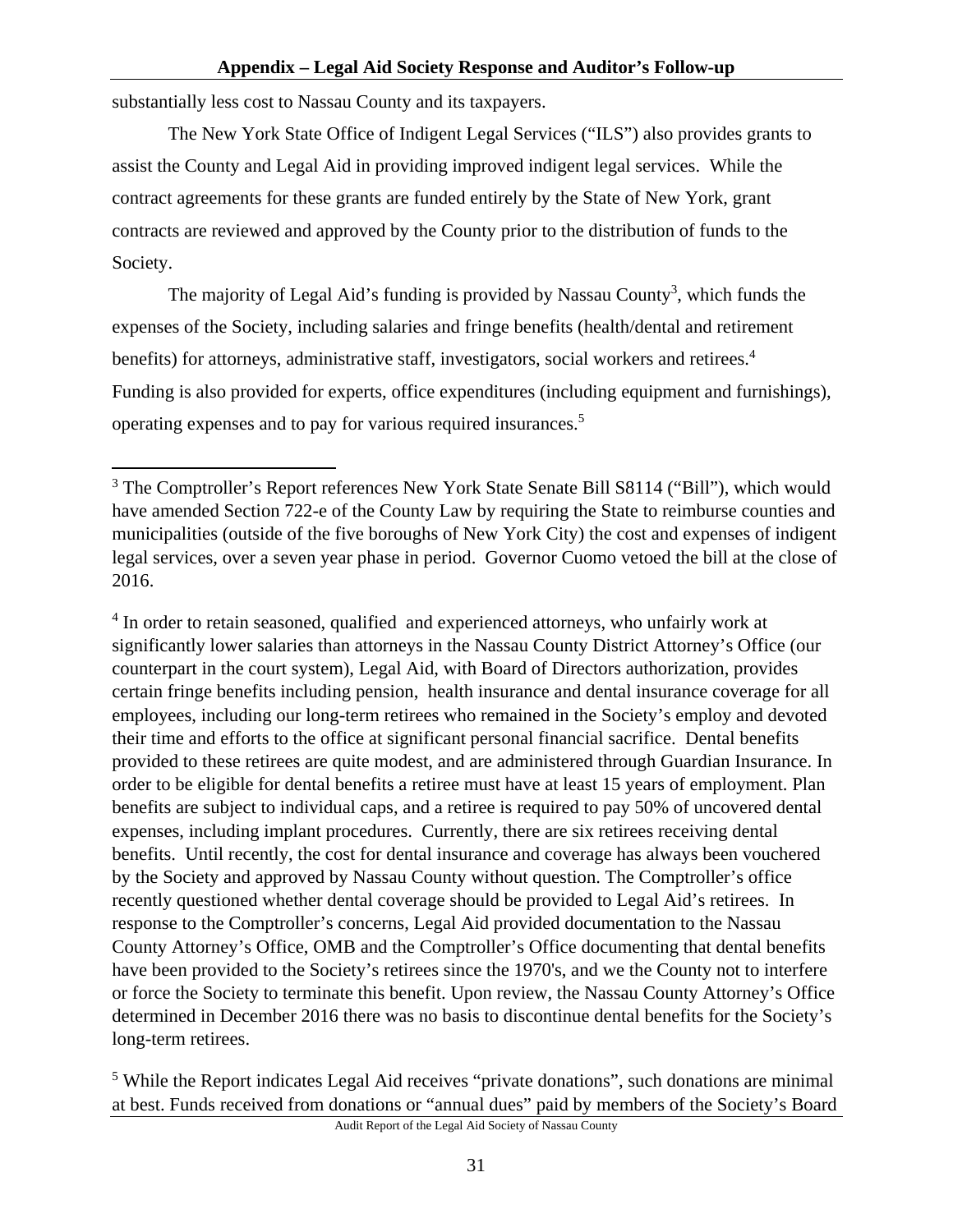substantially less cost to Nassau County and its taxpayers.

The New York State Office of Indigent Legal Services ("ILS") also provides grants to assist the County and Legal Aid in providing improved indigent legal services. While the contract agreements for these grants are funded entirely by the State of New York, grant contracts are reviewed and approved by the County prior to the distribution of funds to the Society.

The majority of Legal Aid's funding is provided by Nassau County[3], which funds the expenses of the Society, including salaries and fringe benefits (health/dental and retirement benefits) for attorneys, administrative staff, investigators, social workers and retirees.[4] Funding is also provided for experts, office expenditures (including equipment and furnishings), operating expenses and to pay for various required insurances.[5]

---

[3] The Comptroller's Report references New York State Senate Bill S8114 ("Bill"), which would have amended Section 722-e of the County Law by requiring the State to reimburse counties and municipalities (outside of the five boroughs of New York City) the cost and expenses of indigent legal services, over a seven year phase in period. Governor Cuomo vetoed the bill at the close of 2016.

[4] In order to retain seasoned, qualified and experienced attorneys, who unfairly work at significantly lower salaries than attorneys in the Nassau County District Attorney's Office (our counterpart in the court system), Legal Aid, with Board of Directors authorization, provides certain fringe benefits including pension, health insurance and dental insurance coverage for all employees, including our long-term retirees who remained in the Society's employ and devoted their time and efforts to the office at significant personal financial sacrifice. Dental benefits provided to these retirees are quite modest, and are administered through Guardian Insurance. In order to be eligible for dental benefits a retiree must have at least 15 years of employment. Plan benefits are subject to individual caps, and a retiree is required to pay 50% of uncovered dental expenses, including implant procedures. Currently, there are six retirees receiving dental benefits. Until recently, the cost for dental insurance and coverage has always been vouchered by the Society and approved by Nassau County without question. The Comptroller's office recently questioned whether dental coverage should be provided to Legal Aid's retirees. In response to the Comptroller's concerns, Legal Aid provided documentation to the Nassau County Attorney's Office, OMB and the Comptroller's Office documenting that dental benefits have been provided to the Society's retirees since the 1970's, and we the County not to interfere or force the Society to terminate this benefit. Upon review, the Nassau County Attorney's Office determined in December 2016 there was no basis to discontinue dental benefits for the Society's long-term retirees.

[5] While the Report indicates Legal Aid receives "private donations", such donations are minimal at best. Funds received from donations or "annual dues" paid by members of the Society's Board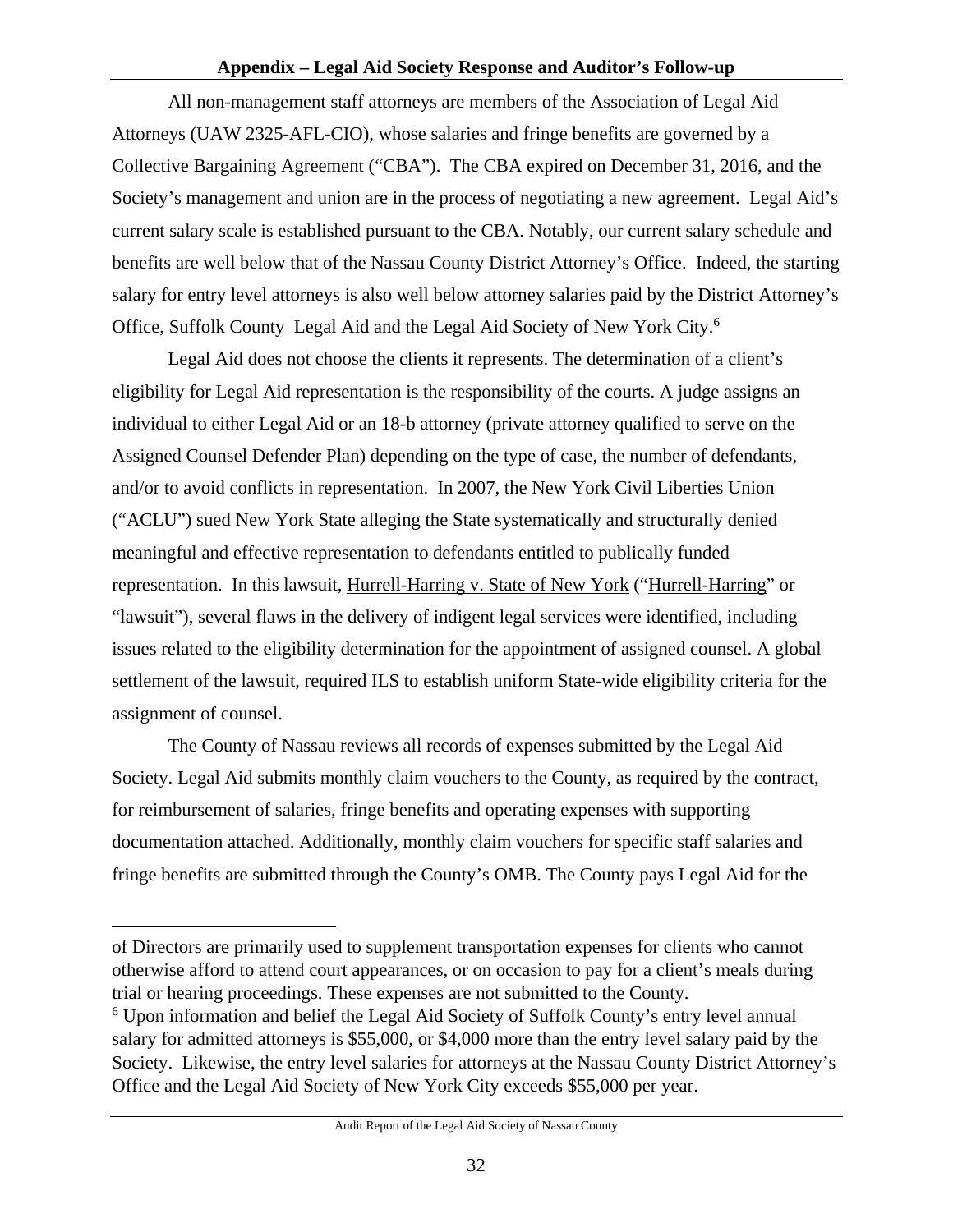All non-management staff attorneys are members of the Association of Legal Aid Attorneys (UAW 2325-AFL-CIO), whose salaries and fringe benefits are governed by a Collective Bargaining Agreement ("CBA"). The CBA expired on December 31, 2016, and the Society's management and union are in the process of negotiating a new agreement. Legal Aid's current salary scale is established pursuant to the CBA. Notably, our current salary schedule and benefits are well below that of the Nassau County District Attorney's Office. Indeed, the starting salary for entry level attorneys is also well below attorney salaries paid by the District Attorney's Office, Suffolk County Legal Aid and the Legal Aid Society of New York City.[6]

Legal Aid does not choose the clients it represents. The determination of a client's eligibility for Legal Aid representation is the responsibility of the courts. A judge assigns an individual to either Legal Aid or an 18-b attorney (private attorney qualified to serve on the Assigned Counsel Defender Plan) depending on the type of case, the number of defendants, and/or to avoid conflicts in representation. In 2007, the New York Civil Liberties Union ("ACLU") sued New York State alleging the State systematically and structurally denied meaningful and effective representation to defendants entitled to publically funded representation. In this lawsuit, Hurrell-Harring v. State of New York ("Hurrell-Harring" or "lawsuit"), several flaws in the delivery of indigent legal services were identified, including issues related to the eligibility determination for the appointment of assigned counsel. A global settlement of the lawsuit, required ILS to establish uniform State-wide eligibility criteria for the assignment of counsel.

The County of Nassau reviews all records of expenses submitted by the Legal Aid Society. Legal Aid submits monthly claim vouchers to the County, as required by the contract, for reimbursement of salaries, fringe benefits and operating expenses with supporting documentation attached. Additionally, monthly claim vouchers for specific staff salaries and fringe benefits are submitted through the County's OMB. The County pays Legal Aid for the

---

of Directors are primarily used to supplement transportation expenses for clients who cannot otherwise afford to attend court appearances, or on occasion to pay for a client's meals during trial or hearing proceedings. These expenses are not submitted to the County.

[6] Upon information and belief the Legal Aid Society of Suffolk County's entry level annual salary for admitted attorneys is $55,000, or $4,000 more than the entry level salary paid by the Society. Likewise, the entry level salaries for attorneys at the Nassau County District Attorney's Office and the Legal Aid Society of New York City exceeds $55,000 per year.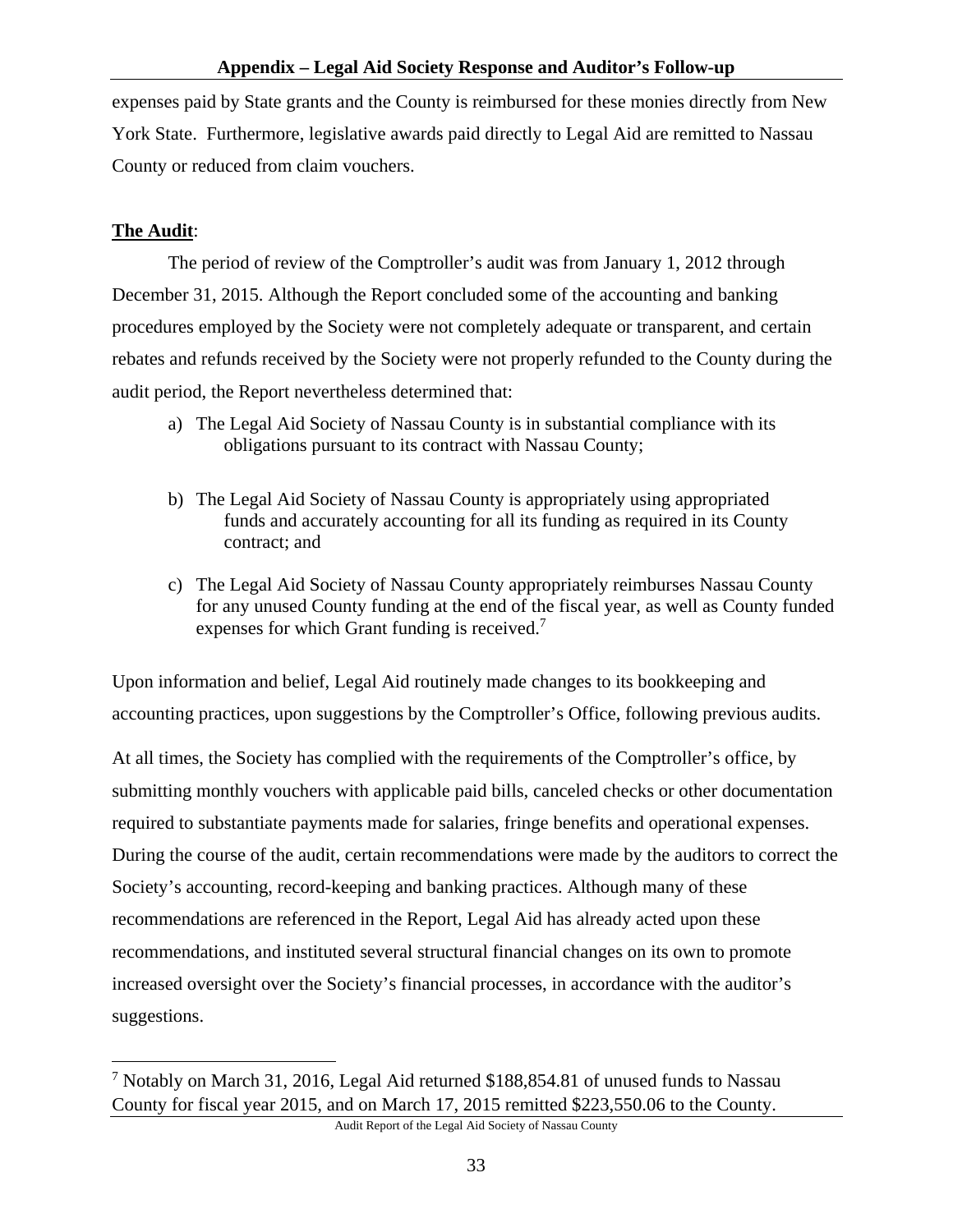expenses paid by State grants and the County is reimbursed for these monies directly from New York State. Furthermore, legislative awards paid directly to Legal Aid are remitted to Nassau County or reduced from claim vouchers.

**The Audit**:

The period of review of the Comptroller's audit was from January 1, 2012 through December 31, 2015. Although the Report concluded some of the accounting and banking procedures employed by the Society were not completely adequate or transparent, and certain rebates and refunds received by the Society were not properly refunded to the County during the audit period, the Report nevertheless determined that:

a) The Legal Aid Society of Nassau County is in substantial compliance with its obligations pursuant to its contract with Nassau County;

b) The Legal Aid Society of Nassau County is appropriately using appropriated funds and accurately accounting for all its funding as required in its County contract; and

c) The Legal Aid Society of Nassau County appropriately reimburses Nassau County for any unused County funding at the end of the fiscal year, as well as County funded expenses for which Grant funding is received.[7]

Upon information and belief, Legal Aid routinely made changes to its bookkeeping and accounting practices, upon suggestions by the Comptroller's Office, following previous audits.

At all times, the Society has complied with the requirements of the Comptroller's office, by submitting monthly vouchers with applicable paid bills, canceled checks or other documentation required to substantiate payments made for salaries, fringe benefits and operational expenses. During the course of the audit, certain recommendations were made by the auditors to correct the Society's accounting, record-keeping and banking practices. Although many of these recommendations are referenced in the Report, Legal Aid has already acted upon these recommendations, and instituted several structural financial changes on its own to promote increased oversight over the Society's financial processes, in accordance with the auditor's suggestions.

[7] Notably on March 31, 2016, Legal Aid returned $188,854.81 of unused funds to Nassau County for fiscal year 2015, and on March 17, 2015 remitted $223,550.06 to the County.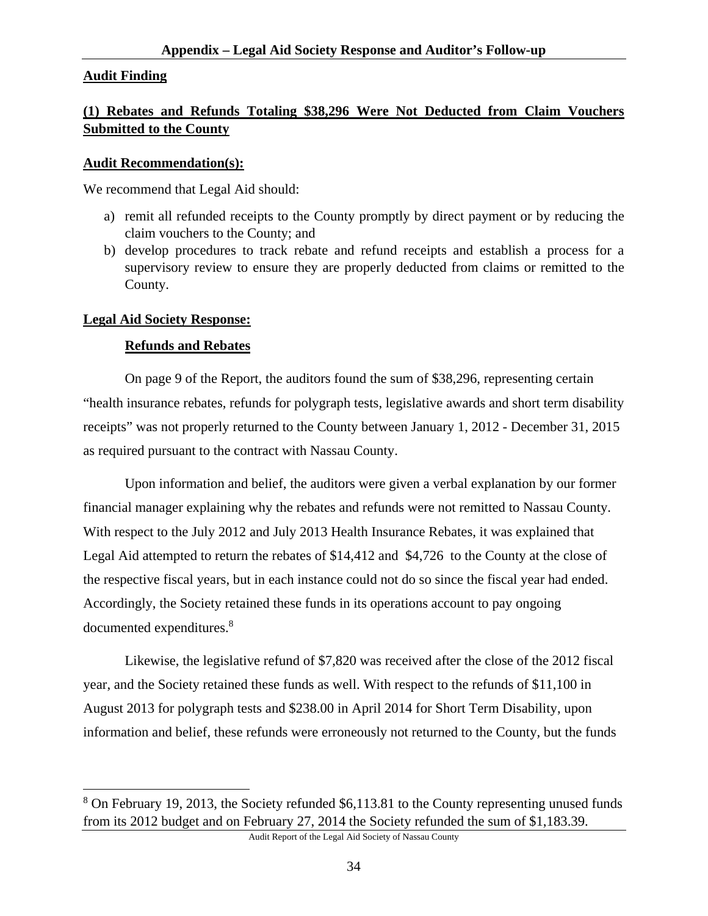## Appendix – Legal Aid Society Response and Auditor's Follow-up

**Audit Finding**

**(1) Rebates and Refunds Totaling $38,296 Were Not Deducted from Claim Vouchers Submitted to the County**

**Audit Recommendation(s):**

We recommend that Legal Aid should:

a) remit all refunded receipts to the County promptly by direct payment or by reducing the claim vouchers to the County; and
b) develop procedures to track rebate and refund receipts and establish a process for a supervisory review to ensure they are properly deducted from claims or remitted to the County.

**Legal Aid Society Response:**

**Refunds and Rebates**

On page 9 of the Report, the auditors found the sum of $38,296, representing certain "health insurance rebates, refunds for polygraph tests, legislative awards and short term disability receipts" was not properly returned to the County between January 1, 2012 - December 31, 2015 as required pursuant to the contract with Nassau County.

Upon information and belief, the auditors were given a verbal explanation by our former financial manager explaining why the rebates and refunds were not remitted to Nassau County. With respect to the July 2012 and July 2013 Health Insurance Rebates, it was explained that Legal Aid attempted to return the rebates of $14,412 and $4,726 to the County at the close of the respective fiscal years, but in each instance could not do so since the fiscal year had ended. Accordingly, the Society retained these funds in its operations account to pay ongoing documented expenditures.[8]

Likewise, the legislative refund of $7,820 was received after the close of the 2012 fiscal year, and the Society retained these funds as well. With respect to the refunds of $11,100 in August 2013 for polygraph tests and $238.00 in April 2014 for Short Term Disability, upon information and belief, these refunds were erroneously not returned to the County, but the funds

[8] On February 19, 2013, the Society refunded $6,113.81 to the County representing unused funds from its 2012 budget and on February 27, 2014 the Society refunded the sum of $1,183.39.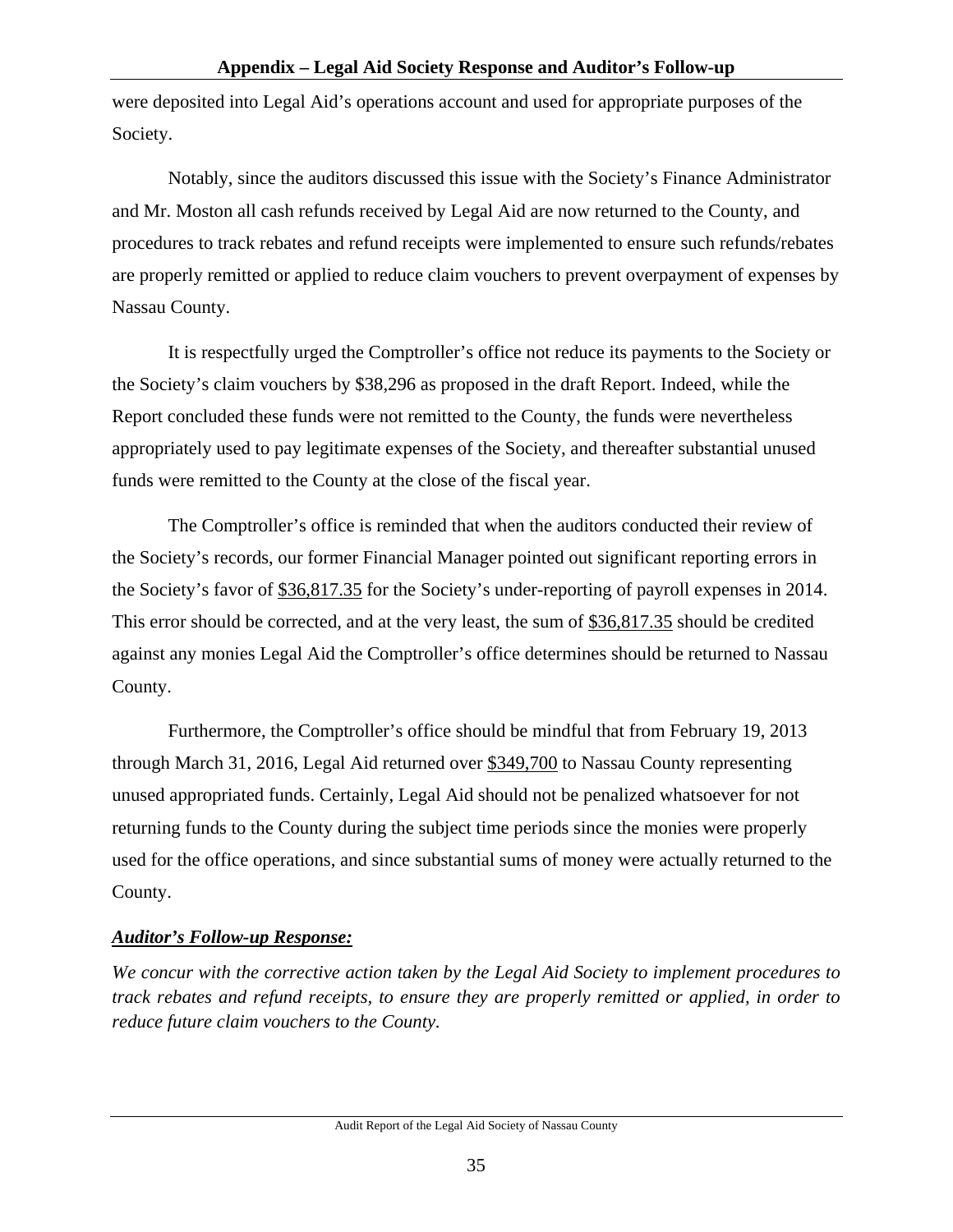were deposited into Legal Aid's operations account and used for appropriate purposes of the Society.

Notably, since the auditors discussed this issue with the Society's Finance Administrator and Mr. Moston all cash refunds received by Legal Aid are now returned to the County, and procedures to track rebates and refund receipts were implemented to ensure such refunds/rebates are properly remitted or applied to reduce claim vouchers to prevent overpayment of expenses by Nassau County.

It is respectfully urged the Comptroller's office not reduce its payments to the Society or the Society's claim vouchers by $38,296 as proposed in the draft Report. Indeed, while the Report concluded these funds were not remitted to the County, the funds were nevertheless appropriately used to pay legitimate expenses of the Society, and thereafter substantial unused funds were remitted to the County at the close of the fiscal year.

The Comptroller's office is reminded that when the auditors conducted their review of the Society's records, our former Financial Manager pointed out significant reporting errors in the Society's favor of <u>$36,817.35</u> for the Society's under-reporting of payroll expenses in 2014. This error should be corrected, and at the very least, the sum of <u>$36,817.35</u> should be credited against any monies Legal Aid the Comptroller's office determines should be returned to Nassau County.

Furthermore, the Comptroller's office should be mindful that from February 19, 2013 through March 31, 2016, Legal Aid returned over <u>$349,700</u> to Nassau County representing unused appropriated funds. Certainly, Legal Aid should not be penalized whatsoever for not returning funds to the County during the subject time periods since the monies were properly used for the office operations, and since substantial sums of money were actually returned to the County.

***<u>Auditor's Follow-up Response:</u>***

*We concur with the corrective action taken by the Legal Aid Society to implement procedures to track rebates and refund receipts, to ensure they are properly remitted or applied, in order to reduce future claim vouchers to the County.*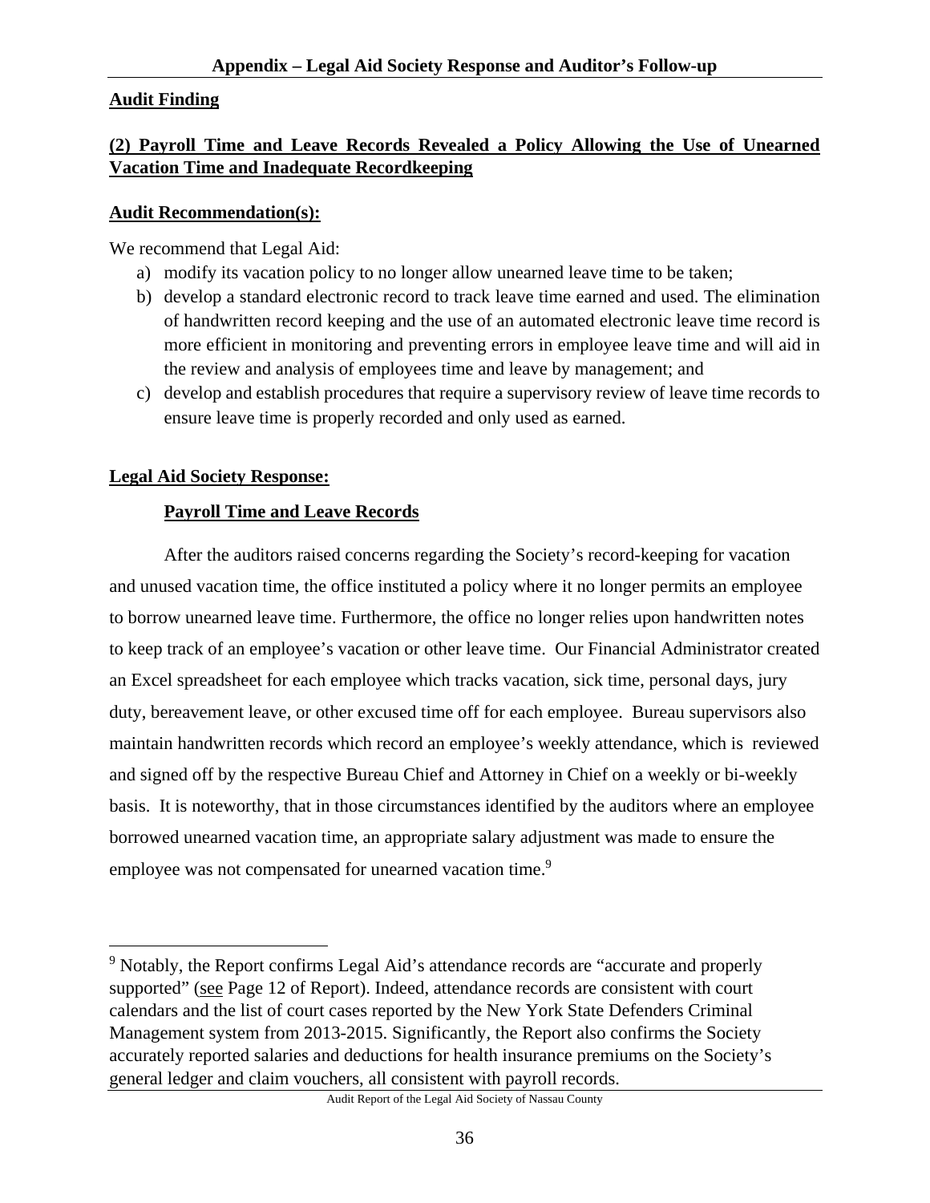**Audit Finding**

**(2) Payroll Time and Leave Records Revealed a Policy Allowing the Use of Unearned Vacation Time and Inadequate Recordkeeping**

**Audit Recommendation(s):**

We recommend that Legal Aid:

a) modify its vacation policy to no longer allow unearned leave time to be taken;
b) develop a standard electronic record to track leave time earned and used. The elimination of handwritten record keeping and the use of an automated electronic leave time record is more efficient in monitoring and preventing errors in employee leave time and will aid in the review and analysis of employees time and leave by management; and
c) develop and establish procedures that require a supervisory review of leave time records to ensure leave time is properly recorded and only used as earned.

**Legal Aid Society Response:**

**Payroll Time and Leave Records**

After the auditors raised concerns regarding the Society's record-keeping for vacation and unused vacation time, the office instituted a policy where it no longer permits an employee to borrow unearned leave time. Furthermore, the office no longer relies upon handwritten notes to keep track of an employee's vacation or other leave time. Our Financial Administrator created an Excel spreadsheet for each employee which tracks vacation, sick time, personal days, jury duty, bereavement leave, or other excused time off for each employee. Bureau supervisors also maintain handwritten records which record an employee's weekly attendance, which is reviewed and signed off by the respective Bureau Chief and Attorney in Chief on a weekly or bi-weekly basis. It is noteworthy, that in those circumstances identified by the auditors where an employee borrowed unearned vacation time, an appropriate salary adjustment was made to ensure the employee was not compensated for unearned vacation time.[9]

[9] Notably, the Report confirms Legal Aid's attendance records are "accurate and properly supported" (see Page 12 of Report). Indeed, attendance records are consistent with court calendars and the list of court cases reported by the New York State Defenders Criminal Management system from 2013-2015. Significantly, the Report also confirms the Society accurately reported salaries and deductions for health insurance premiums on the Society's general ledger and claim vouchers, all consistent with payroll records.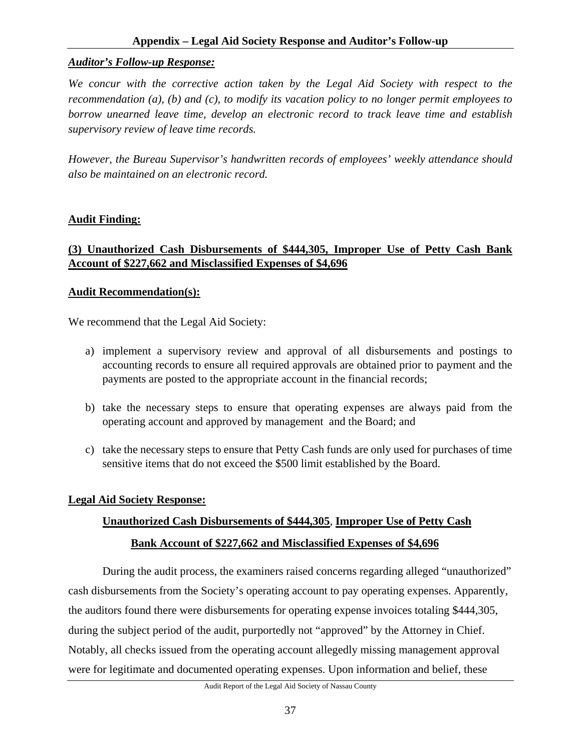***Auditor's Follow-up Response:***

*We concur with the corrective action taken by the Legal Aid Society with respect to the recommendation (a), (b) and (c), to modify its vacation policy to no longer permit employees to borrow unearned leave time, develop an electronic record to track leave time and establish supervisory review of leave time records.*

*However, the Bureau Supervisor's handwritten records of employees' weekly attendance should also be maintained on an electronic record.*

**Audit Finding:**

**(3) Unauthorized Cash Disbursements of $444,305, Improper Use of Petty Cash Bank Account of $227,662 and Misclassified Expenses of $4,696**

**Audit Recommendation(s):**

We recommend that the Legal Aid Society:

a) implement a supervisory review and approval of all disbursements and postings to accounting records to ensure all required approvals are obtained prior to payment and the payments are posted to the appropriate account in the financial records;

b) take the necessary steps to ensure that operating expenses are always paid from the operating account and approved by management and the Board; and

c) take the necessary steps to ensure that Petty Cash funds are only used for purchases of time sensitive items that do not exceed the $500 limit established by the Board.

**Legal Aid Society Response:**

**Unauthorized Cash Disbursements of $444,305, Improper Use of Petty Cash Bank Account of $227,662 and Misclassified Expenses of $4,696**

During the audit process, the examiners raised concerns regarding alleged "unauthorized" cash disbursements from the Society's operating account to pay operating expenses. Apparently, the auditors found there were disbursements for operating expense invoices totaling $444,305, during the subject period of the audit, purportedly not "approved" by the Attorney in Chief. Notably, all checks issued from the operating account allegedly missing management approval were for legitimate and documented operating expenses. Upon information and belief, these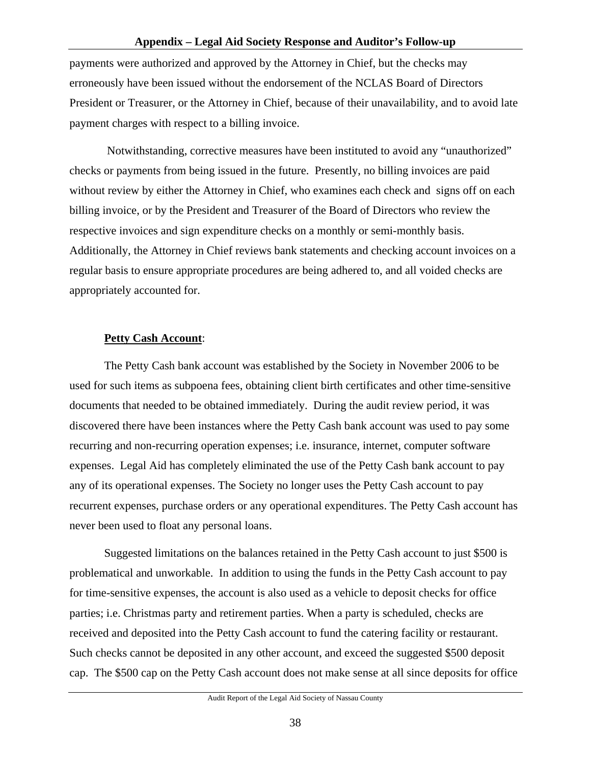payments were authorized and approved by the Attorney in Chief, but the checks may erroneously have been issued without the endorsement of the NCLAS Board of Directors President or Treasurer, or the Attorney in Chief, because of their unavailability, and to avoid late payment charges with respect to a billing invoice.

Notwithstanding, corrective measures have been instituted to avoid any "unauthorized" checks or payments from being issued in the future. Presently, no billing invoices are paid without review by either the Attorney in Chief, who examines each check and signs off on each billing invoice, or by the President and Treasurer of the Board of Directors who review the respective invoices and sign expenditure checks on a monthly or semi-monthly basis. Additionally, the Attorney in Chief reviews bank statements and checking account invoices on a regular basis to ensure appropriate procedures are being adhered to, and all voided checks are appropriately accounted for.

**Petty Cash Account**:

The Petty Cash bank account was established by the Society in November 2006 to be used for such items as subpoena fees, obtaining client birth certificates and other time-sensitive documents that needed to be obtained immediately. During the audit review period, it was discovered there have been instances where the Petty Cash bank account was used to pay some recurring and non-recurring operation expenses; i.e. insurance, internet, computer software expenses. Legal Aid has completely eliminated the use of the Petty Cash bank account to pay any of its operational expenses. The Society no longer uses the Petty Cash account to pay recurrent expenses, purchase orders or any operational expenditures. The Petty Cash account has never been used to float any personal loans.

Suggested limitations on the balances retained in the Petty Cash account to just $500 is problematical and unworkable. In addition to using the funds in the Petty Cash account to pay for time-sensitive expenses, the account is also used as a vehicle to deposit checks for office parties; i.e. Christmas party and retirement parties. When a party is scheduled, checks are received and deposited into the Petty Cash account to fund the catering facility or restaurant. Such checks cannot be deposited in any other account, and exceed the suggested $500 deposit cap. The $500 cap on the Petty Cash account does not make sense at all since deposits for office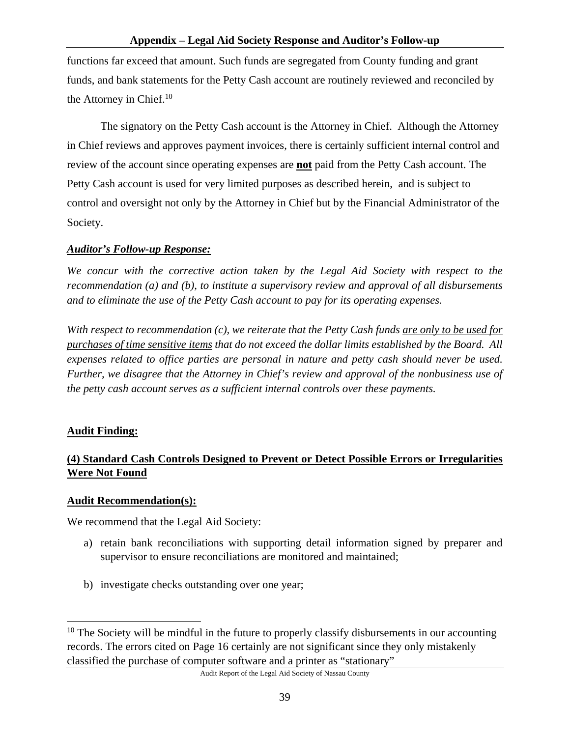functions far exceed that amount. Such funds are segregated from County funding and grant funds, and bank statements for the Petty Cash account are routinely reviewed and reconciled by the Attorney in Chief.[10]

The signatory on the Petty Cash account is the Attorney in Chief. Although the Attorney in Chief reviews and approves payment invoices, there is certainly sufficient internal control and review of the account since operating expenses are **not** paid from the Petty Cash account. The Petty Cash account is used for very limited purposes as described herein, and is subject to control and oversight not only by the Attorney in Chief but by the Financial Administrator of the Society.

***Auditor's Follow-up Response:***

*We concur with the corrective action taken by the Legal Aid Society with respect to the recommendation (a) and (b), to institute a supervisory review and approval of all disbursements and to eliminate the use of the Petty Cash account to pay for its operating expenses.*

*With respect to recommendation (c), we reiterate that the Petty Cash funds are only to be used for purchases of time sensitive items that do not exceed the dollar limits established by the Board. All expenses related to office parties are personal in nature and petty cash should never be used. Further, we disagree that the Attorney in Chief's review and approval of the nonbusiness use of the petty cash account serves as a sufficient internal controls over these payments.*

**Audit Finding:**

**(4) Standard Cash Controls Designed to Prevent or Detect Possible Errors or Irregularities Were Not Found**

**Audit Recommendation(s):**

We recommend that the Legal Aid Society:

a) retain bank reconciliations with supporting detail information signed by preparer and supervisor to ensure reconciliations are monitored and maintained;

b) investigate checks outstanding over one year;

---

[10] The Society will be mindful in the future to properly classify disbursements in our accounting records. The errors cited on Page 16 certainly are not significant since they only mistakenly classified the purchase of computer software and a printer as "stationary"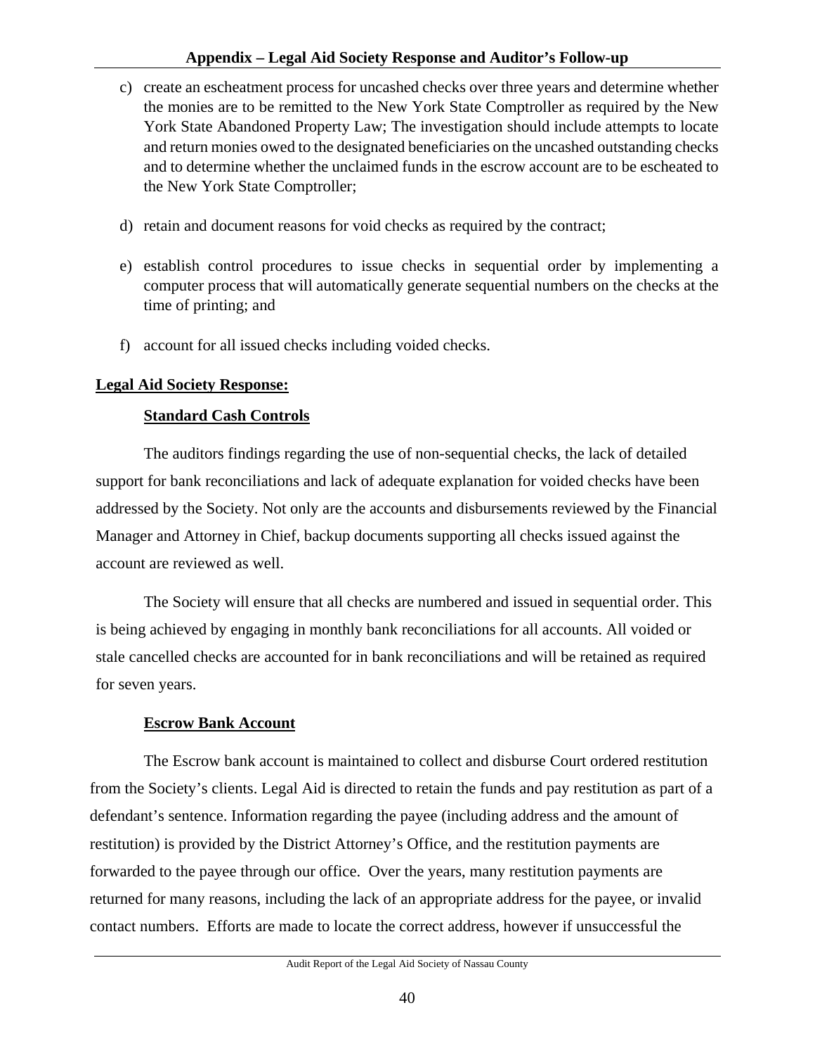c) create an escheatment process for uncashed checks over three years and determine whether the monies are to be remitted to the New York State Comptroller as required by the New York State Abandoned Property Law; The investigation should include attempts to locate and return monies owed to the designated beneficiaries on the uncashed outstanding checks and to determine whether the unclaimed funds in the escrow account are to be escheated to the New York State Comptroller;

d) retain and document reasons for void checks as required by the contract;

e) establish control procedures to issue checks in sequential order by implementing a computer process that will automatically generate sequential numbers on the checks at the time of printing; and

f) account for all issued checks including voided checks.

**Legal Aid Society Response:**

**Standard Cash Controls**

The auditors findings regarding the use of non-sequential checks, the lack of detailed support for bank reconciliations and lack of adequate explanation for voided checks have been addressed by the Society. Not only are the accounts and disbursements reviewed by the Financial Manager and Attorney in Chief, backup documents supporting all checks issued against the account are reviewed as well.

The Society will ensure that all checks are numbered and issued in sequential order. This is being achieved by engaging in monthly bank reconciliations for all accounts. All voided or stale cancelled checks are accounted for in bank reconciliations and will be retained as required for seven years.

**Escrow Bank Account**

The Escrow bank account is maintained to collect and disburse Court ordered restitution from the Society's clients. Legal Aid is directed to retain the funds and pay restitution as part of a defendant's sentence. Information regarding the payee (including address and the amount of restitution) is provided by the District Attorney's Office, and the restitution payments are forwarded to the payee through our office. Over the years, many restitution payments are returned for many reasons, including the lack of an appropriate address for the payee, or invalid contact numbers. Efforts are made to locate the correct address, however if unsuccessful the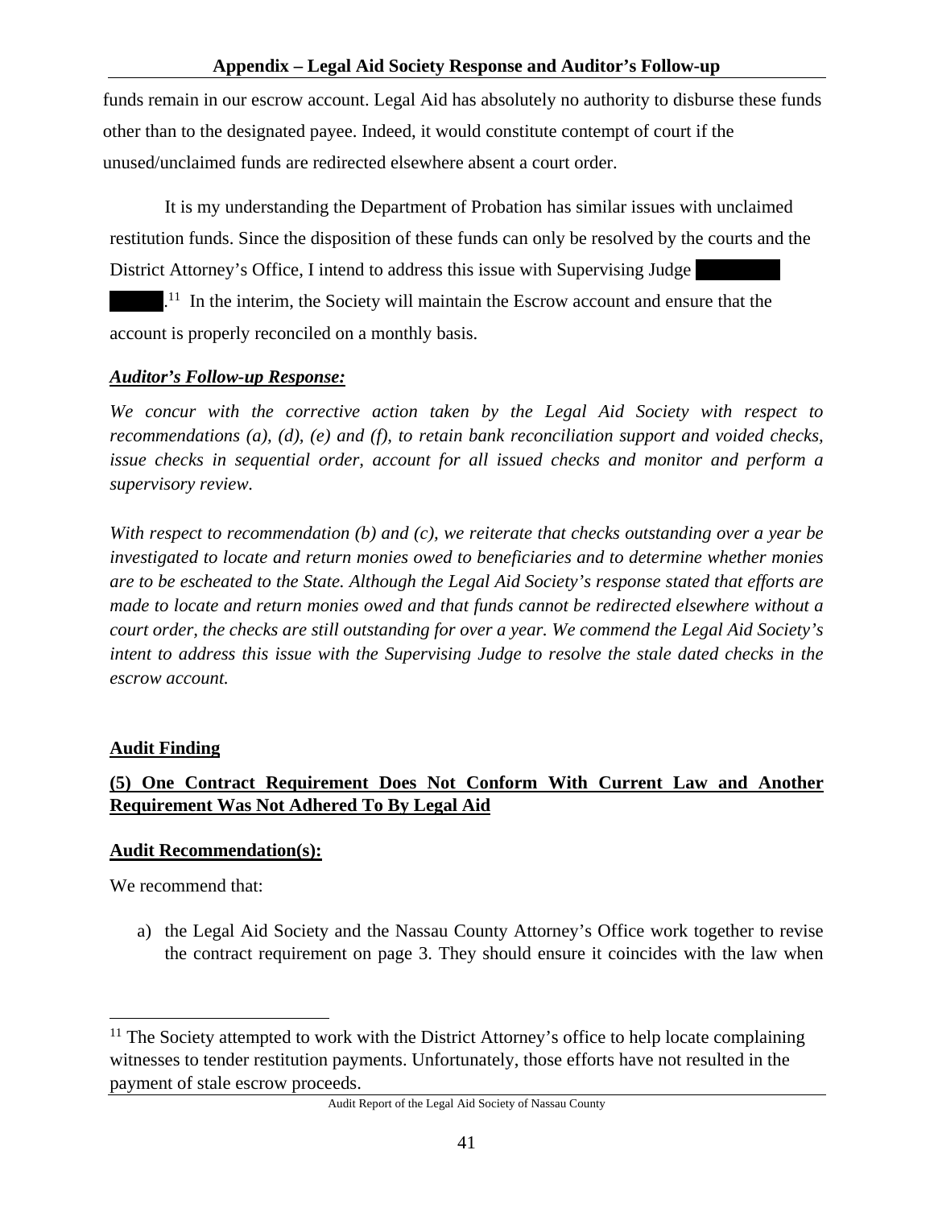funds remain in our escrow account. Legal Aid has absolutely no authority to disburse these funds other than to the designated payee. Indeed, it would constitute contempt of court if the unused/unclaimed funds are redirected elsewhere absent a court order.

It is my understanding the Department of Probation has similar issues with unclaimed restitution funds. Since the disposition of these funds can only be resolved by the courts and the District Attorney's Office, I intend to address this issue with Supervising Judge ████████ ██████.[11] In the interim, the Society will maintain the Escrow account and ensure that the account is properly reconciled on a monthly basis.

***Auditor's Follow-up Response:***

*We concur with the corrective action taken by the Legal Aid Society with respect to recommendations (a), (d), (e) and (f), to retain bank reconciliation support and voided checks, issue checks in sequential order, account for all issued checks and monitor and perform a supervisory review.*

*With respect to recommendation (b) and (c), we reiterate that checks outstanding over a year be investigated to locate and return monies owed to beneficiaries and to determine whether monies are to be escheated to the State. Although the Legal Aid Society's response stated that efforts are made to locate and return monies owed and that funds cannot be redirected elsewhere without a court order, the checks are still outstanding for over a year. We commend the Legal Aid Society's intent to address this issue with the Supervising Judge to resolve the stale dated checks in the escrow account.*

**Audit Finding**

**(5) One Contract Requirement Does Not Conform With Current Law and Another Requirement Was Not Adhered To By Legal Aid**

**Audit Recommendation(s):**

We recommend that:

a) the Legal Aid Society and the Nassau County Attorney's Office work together to revise the contract requirement on page 3. They should ensure it coincides with the law when

---

[11] The Society attempted to work with the District Attorney's office to help locate complaining witnesses to tender restitution payments. Unfortunately, those efforts have not resulted in the payment of stale escrow proceeds.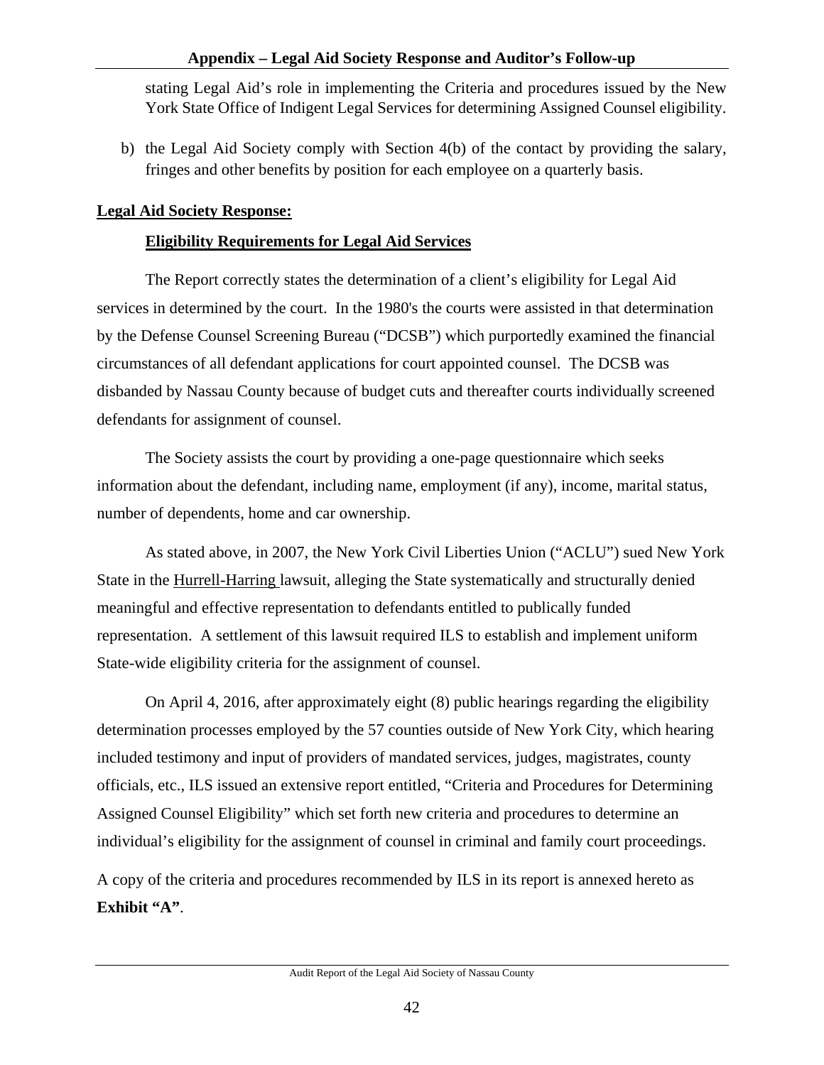stating Legal Aid's role in implementing the Criteria and procedures issued by the New York State Office of Indigent Legal Services for determining Assigned Counsel eligibility.

b) the Legal Aid Society comply with Section 4(b) of the contact by providing the salary, fringes and other benefits by position for each employee on a quarterly basis.

**Legal Aid Society Response:**

**Eligibility Requirements for Legal Aid Services**

The Report correctly states the determination of a client's eligibility for Legal Aid services in determined by the court. In the 1980's the courts were assisted in that determination by the Defense Counsel Screening Bureau ("DCSB") which purportedly examined the financial circumstances of all defendant applications for court appointed counsel. The DCSB was disbanded by Nassau County because of budget cuts and thereafter courts individually screened defendants for assignment of counsel.

The Society assists the court by providing a one-page questionnaire which seeks information about the defendant, including name, employment (if any), income, marital status, number of dependents, home and car ownership.

As stated above, in 2007, the New York Civil Liberties Union ("ACLU") sued New York State in the Hurrell-Harring lawsuit, alleging the State systematically and structurally denied meaningful and effective representation to defendants entitled to publically funded representation. A settlement of this lawsuit required ILS to establish and implement uniform State-wide eligibility criteria for the assignment of counsel.

On April 4, 2016, after approximately eight (8) public hearings regarding the eligibility determination processes employed by the 57 counties outside of New York City, which hearing included testimony and input of providers of mandated services, judges, magistrates, county officials, etc., ILS issued an extensive report entitled, "Criteria and Procedures for Determining Assigned Counsel Eligibility" which set forth new criteria and procedures to determine an individual's eligibility for the assignment of counsel in criminal and family court proceedings.

A copy of the criteria and procedures recommended by ILS in its report is annexed hereto as **Exhibit "A"**.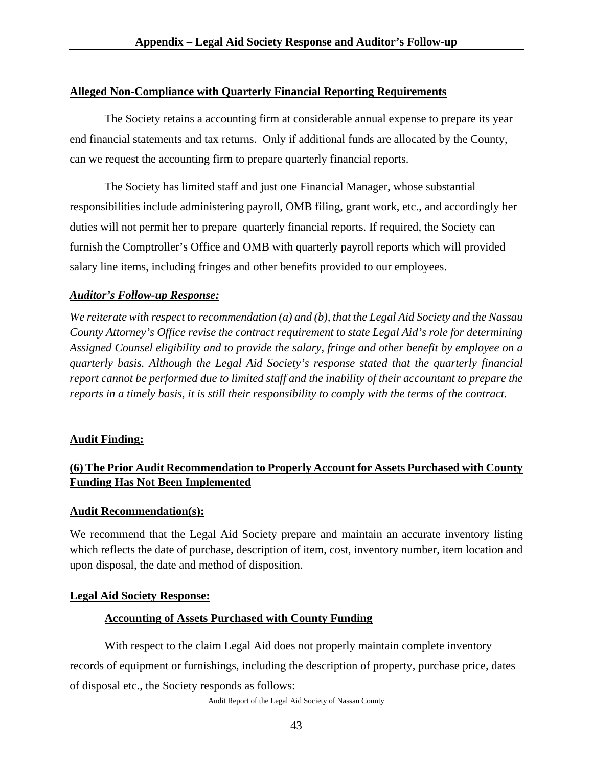**Alleged Non-Compliance with Quarterly Financial Reporting Requirements**

The Society retains a accounting firm at considerable annual expense to prepare its year end financial statements and tax returns. Only if additional funds are allocated by the County, can we request the accounting firm to prepare quarterly financial reports.

The Society has limited staff and just one Financial Manager, whose substantial responsibilities include administering payroll, OMB filing, grant work, etc., and accordingly her duties will not permit her to prepare quarterly financial reports. If required, the Society can furnish the Comptroller's Office and OMB with quarterly payroll reports which will provided salary line items, including fringes and other benefits provided to our employees.

***Auditor's Follow-up Response:***

*We reiterate with respect to recommendation (a) and (b), that the Legal Aid Society and the Nassau County Attorney's Office revise the contract requirement to state Legal Aid's role for determining Assigned Counsel eligibility and to provide the salary, fringe and other benefit by employee on a quarterly basis. Although the Legal Aid Society's response stated that the quarterly financial report cannot be performed due to limited staff and the inability of their accountant to prepare the reports in a timely basis, it is still their responsibility to comply with the terms of the contract.*

**Audit Finding:**

**(6) The Prior Audit Recommendation to Properly Account for Assets Purchased with County Funding Has Not Been Implemented**

**Audit Recommendation(s):**

We recommend that the Legal Aid Society prepare and maintain an accurate inventory listing which reflects the date of purchase, description of item, cost, inventory number, item location and upon disposal, the date and method of disposition.

**Legal Aid Society Response:**

**Accounting of Assets Purchased with County Funding**

With respect to the claim Legal Aid does not properly maintain complete inventory records of equipment or furnishings, including the description of property, purchase price, dates of disposal etc., the Society responds as follows: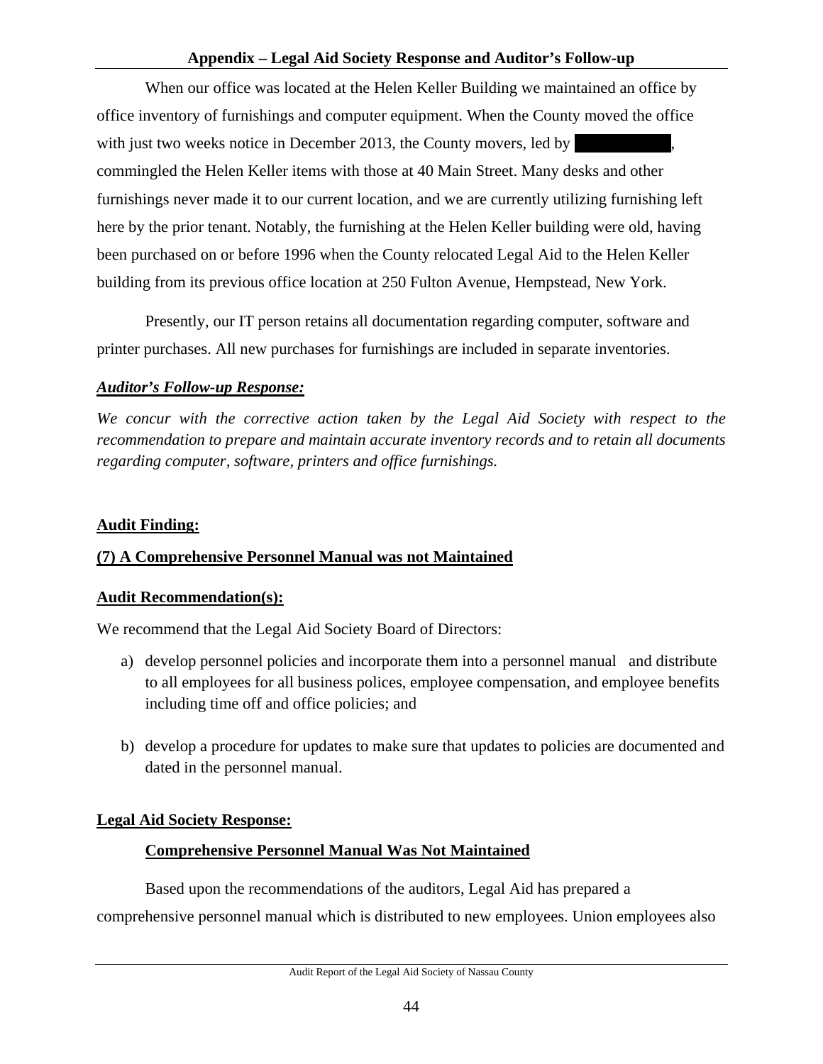When our office was located at the Helen Keller Building we maintained an office by office inventory of furnishings and computer equipment. When the County moved the office with just two weeks notice in December 2013, the County movers, led by ██████████, commingled the Helen Keller items with those at 40 Main Street. Many desks and other furnishings never made it to our current location, and we are currently utilizing furnishing left here by the prior tenant. Notably, the furnishing at the Helen Keller building were old, having been purchased on or before 1996 when the County relocated Legal Aid to the Helen Keller building from its previous office location at 250 Fulton Avenue, Hempstead, New York.

Presently, our IT person retains all documentation regarding computer, software and printer purchases. All new purchases for furnishings are included in separate inventories.

***Auditor's Follow-up Response:***

*We concur with the corrective action taken by the Legal Aid Society with respect to the recommendation to prepare and maintain accurate inventory records and to retain all documents regarding computer, software, printers and office furnishings.*

**Audit Finding:**

**(7) A Comprehensive Personnel Manual was not Maintained**

**Audit Recommendation(s):**

We recommend that the Legal Aid Society Board of Directors:

a) develop personnel policies and incorporate them into a personnel manual and distribute to all employees for all business polices, employee compensation, and employee benefits including time off and office policies; and

b) develop a procedure for updates to make sure that updates to policies are documented and dated in the personnel manual.

**Legal Aid Society Response:**

**Comprehensive Personnel Manual Was Not Maintained**

Based upon the recommendations of the auditors, Legal Aid has prepared a comprehensive personnel manual which is distributed to new employees. Union employees also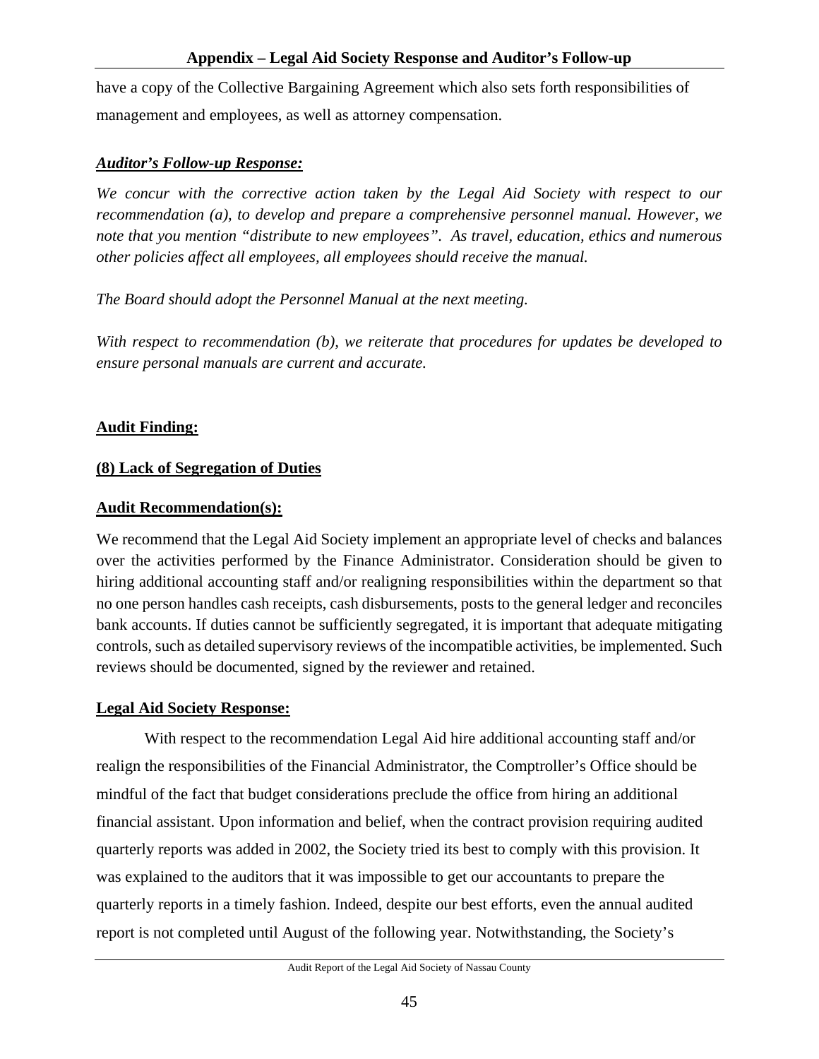have a copy of the Collective Bargaining Agreement which also sets forth responsibilities of management and employees, as well as attorney compensation.

***Auditor's Follow-up Response:***

*We concur with the corrective action taken by the Legal Aid Society with respect to our recommendation (a), to develop and prepare a comprehensive personnel manual. However, we note that you mention "distribute to new employees". As travel, education, ethics and numerous other policies affect all employees, all employees should receive the manual.*

*The Board should adopt the Personnel Manual at the next meeting.*

*With respect to recommendation (b), we reiterate that procedures for updates be developed to ensure personal manuals are current and accurate.*

**Audit Finding:**

**(8) Lack of Segregation of Duties**

**Audit Recommendation(s):**

We recommend that the Legal Aid Society implement an appropriate level of checks and balances over the activities performed by the Finance Administrator. Consideration should be given to hiring additional accounting staff and/or realigning responsibilities within the department so that no one person handles cash receipts, cash disbursements, posts to the general ledger and reconciles bank accounts. If duties cannot be sufficiently segregated, it is important that adequate mitigating controls, such as detailed supervisory reviews of the incompatible activities, be implemented. Such reviews should be documented, signed by the reviewer and retained.

**Legal Aid Society Response:**

With respect to the recommendation Legal Aid hire additional accounting staff and/or realign the responsibilities of the Financial Administrator, the Comptroller's Office should be mindful of the fact that budget considerations preclude the office from hiring an additional financial assistant. Upon information and belief, when the contract provision requiring audited quarterly reports was added in 2002, the Society tried its best to comply with this provision. It was explained to the auditors that it was impossible to get our accountants to prepare the quarterly reports in a timely fashion. Indeed, despite our best efforts, even the annual audited report is not completed until August of the following year. Notwithstanding, the Society's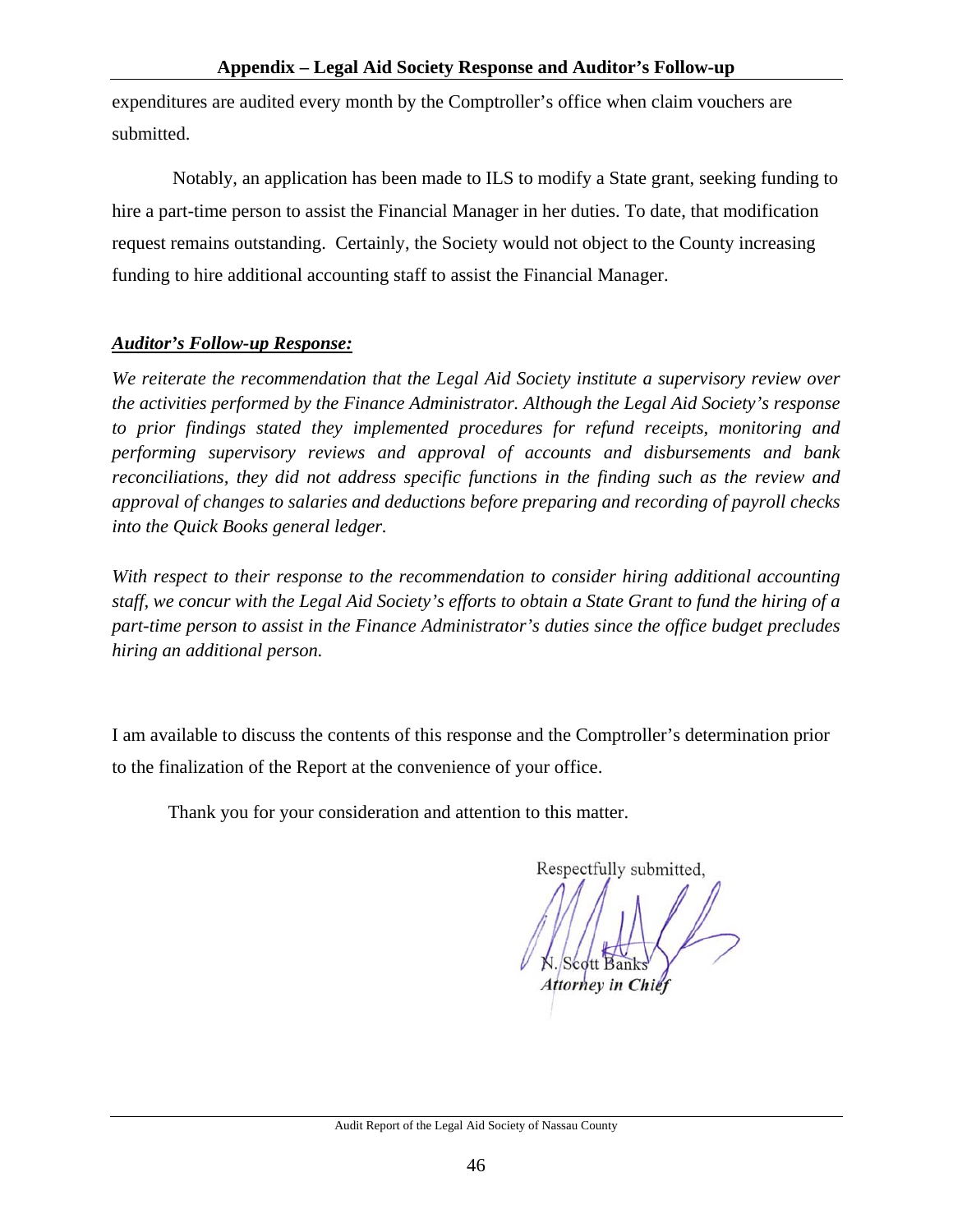expenditures are audited every month by the Comptroller's office when claim vouchers are submitted.

Notably, an application has been made to ILS to modify a State grant, seeking funding to hire a part-time person to assist the Financial Manager in her duties. To date, that modification request remains outstanding. Certainly, the Society would not object to the County increasing funding to hire additional accounting staff to assist the Financial Manager.

***Auditor's Follow-up Response:***

*We reiterate the recommendation that the Legal Aid Society institute a supervisory review over the activities performed by the Finance Administrator. Although the Legal Aid Society's response to prior findings stated they implemented procedures for refund receipts, monitoring and performing supervisory reviews and approval of accounts and disbursements and bank reconciliations, they did not address specific functions in the finding such as the review and approval of changes to salaries and deductions before preparing and recording of payroll checks into the Quick Books general ledger.*

*With respect to their response to the recommendation to consider hiring additional accounting staff, we concur with the Legal Aid Society's efforts to obtain a State Grant to fund the hiring of a part-time person to assist in the Finance Administrator's duties since the office budget precludes hiring an additional person.*

I am available to discuss the contents of this response and the Comptroller's determination prior to the finalization of the Report at the convenience of your office.

Thank you for your consideration and attention to this matter.

Respectfully submitted,

N. Scott Banks
*Attorney in Chief*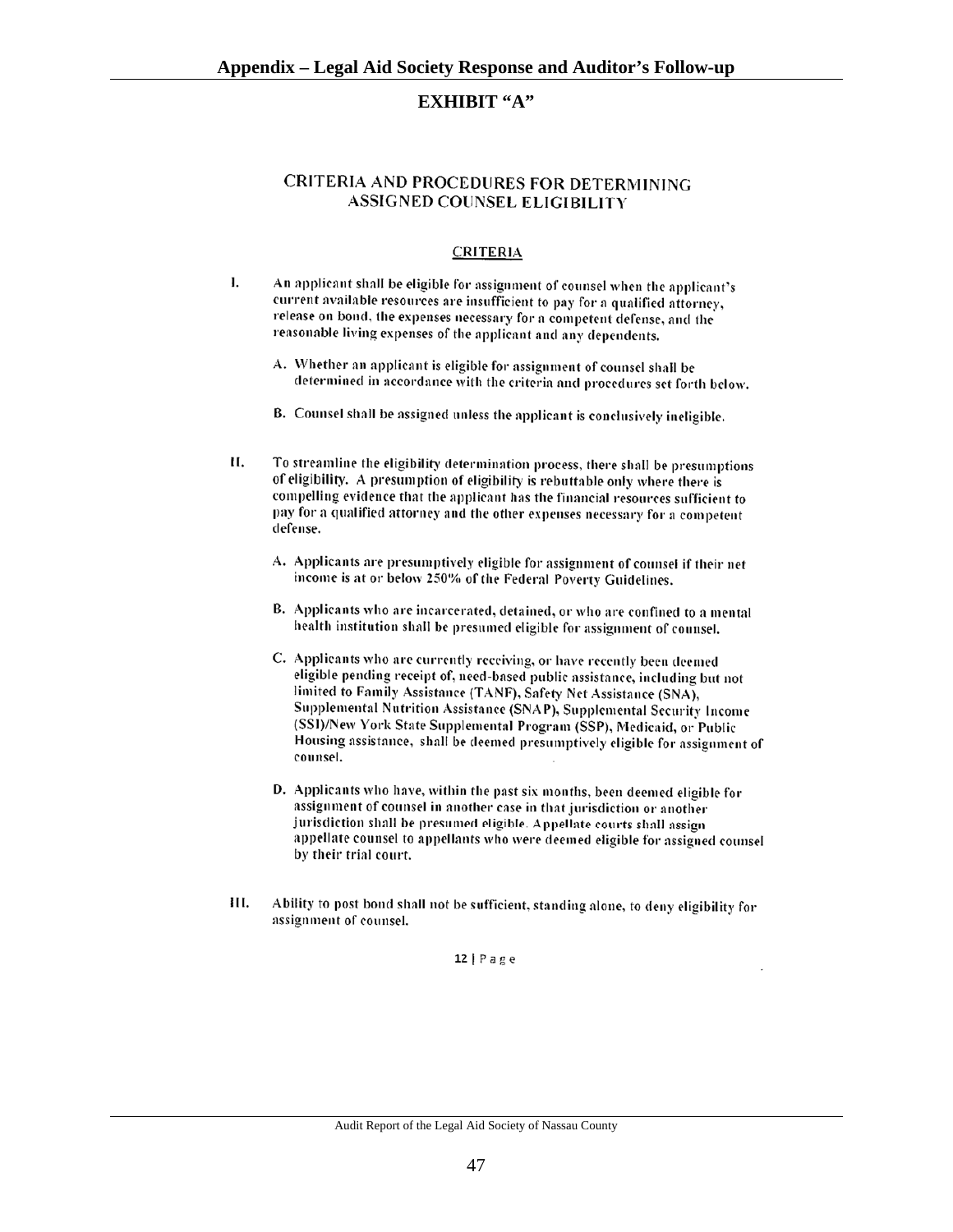# EXHIBIT "A"

## CRITERIA AND PROCEDURES FOR DETERMINING ASSIGNED COUNSEL ELIGIBILITY

### CRITERIA

I. An applicant shall be eligible for assignment of counsel when the applicant's current available resources are insufficient to pay for a qualified attorney, release on bond, the expenses necessary for a competent defense, and the reasonable living expenses of the applicant and any dependents.

   A. Whether an applicant is eligible for assignment of counsel shall be determined in accordance with the criteria and procedures set forth below.

   B. Counsel shall be assigned unless the applicant is conclusively ineligible.

II. To streamline the eligibility determination process, there shall be presumptions of eligibility. A presumption of eligibility is rebuttable only where there is compelling evidence that the applicant has the financial resources sufficient to pay for a qualified attorney and the other expenses necessary for a competent defense.

   A. Applicants are presumptively eligible for assignment of counsel if their net income is at or below 250% of the Federal Poverty Guidelines.

   B. Applicants who are incarcerated, detained, or who are confined to a mental health institution shall be presumed eligible for assignment of counsel.

   C. Applicants who are currently receiving, or have recently been deemed eligible pending receipt of, need-based public assistance, including but not limited to Family Assistance (TANF), Safety Net Assistance (SNA), Supplemental Nutrition Assistance (SNAP), Supplemental Security Income (SSI)/New York State Supplemental Program (SSP), Medicaid, or Public Housing assistance, shall be deemed presumptively eligible for assignment of counsel.

   D. Applicants who have, within the past six months, been deemed eligible for assignment of counsel in another case in that jurisdiction or another jurisdiction shall be presumed eligible. Appellate courts shall assign appellate counsel to appellants who were deemed eligible for assigned counsel by their trial court.

III. Ability to post bond shall not be sufficient, standing alone, to deny eligibility for assignment of counsel.

12 | Page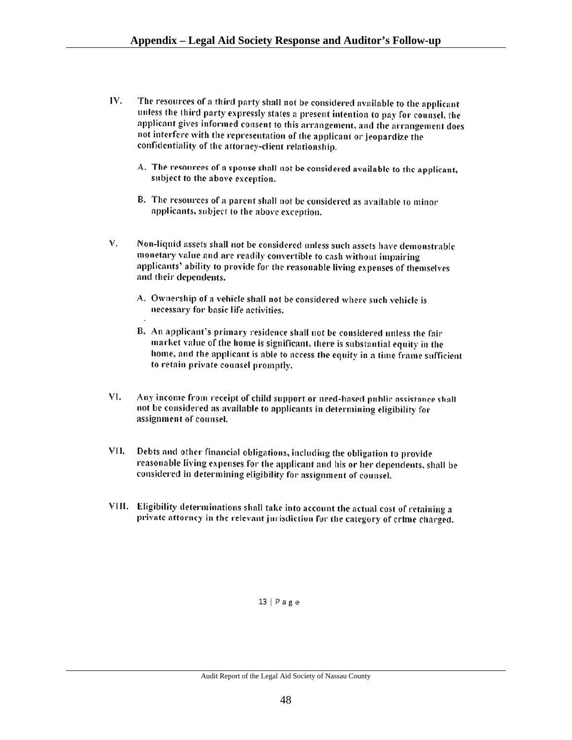IV. The resources of a third party shall not be considered available to the applicant unless the third party expressly states a present intention to pay for counsel, the applicant gives informed consent to this arrangement, and the arrangement does not interfere with the representation of the applicant or jeopardize the confidentiality of the attorney-client relationship.

   A. The resources of a spouse shall not be considered available to the applicant, subject to the above exception.

   B. The resources of a parent shall not be considered as available to minor applicants, subject to the above exception.

V. Non-liquid assets shall not be considered unless such assets have demonstrable monetary value and are readily convertible to cash without impairing applicants' ability to provide for the reasonable living expenses of themselves and their dependents.

   A. Ownership of a vehicle shall not be considered where such vehicle is necessary for basic life activities.

   B. An applicant's primary residence shall not be considered unless the fair market value of the home is significant, there is substantial equity in the home, and the applicant is able to access the equity in a time frame sufficient to retain private counsel promptly.

VI. Any income from receipt of child support or need-based public assistance shall not be considered as available to applicants in determining eligibility for assignment of counsel.

VII. Debts and other financial obligations, including the obligation to provide reasonable living expenses for the applicant and his or her dependents, shall be considered in determining eligibility for assignment of counsel.

VIII. Eligibility determinations shall take into account the actual cost of retaining a private attorney in the relevant jurisdiction for the category of crime charged.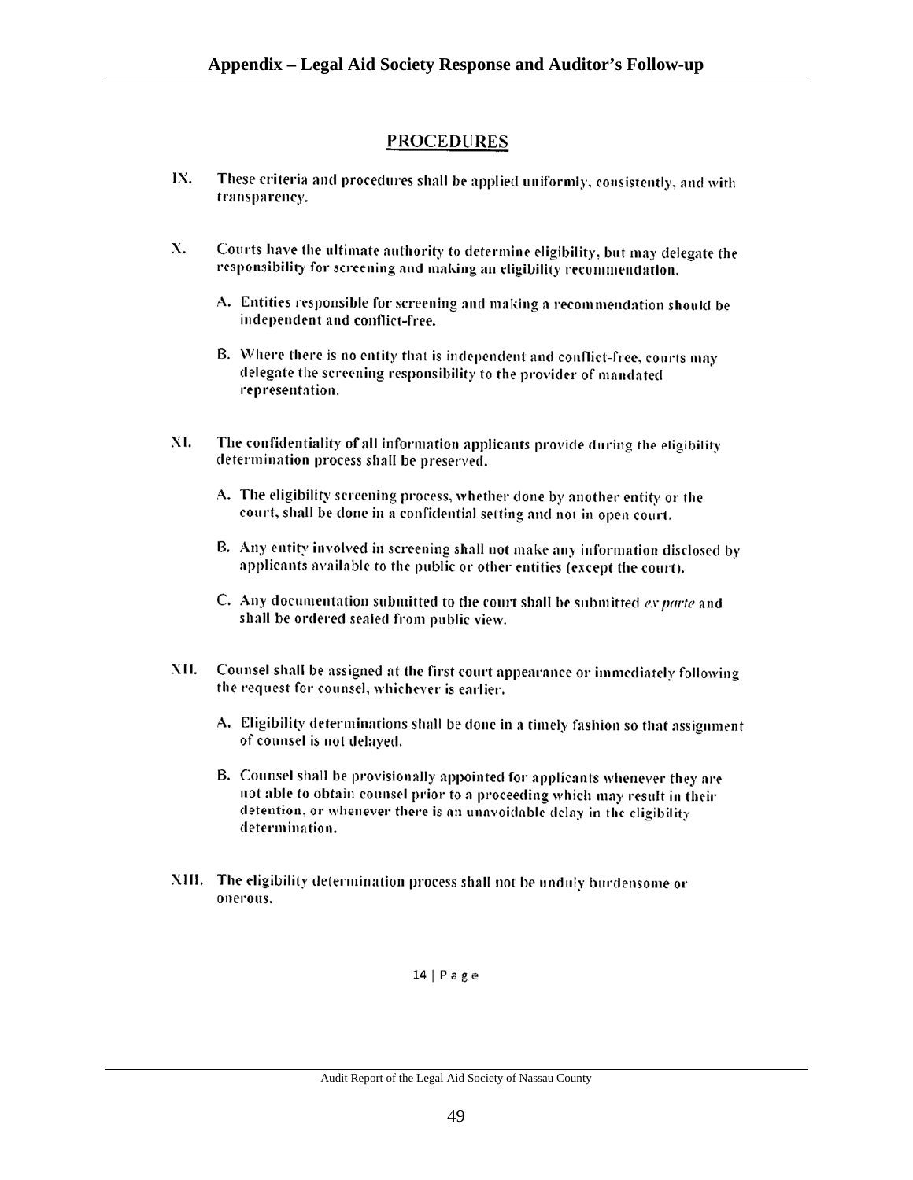## PROCEDURES

IX. These criteria and procedures shall be applied uniformly, consistently, and with transparency.

X. Courts have the ultimate authority to determine eligibility, but may delegate the responsibility for screening and making an eligibility recommendation.

   A. Entities responsible for screening and making a recommendation should be independent and conflict-free.

   B. Where there is no entity that is independent and conflict-free, courts may delegate the screening responsibility to the provider of mandated representation.

XI. The confidentiality of all information applicants provide during the eligibility determination process shall be preserved.

   A. The eligibility screening process, whether done by another entity or the court, shall be done in a confidential setting and not in open court.

   B. Any entity involved in screening shall not make any information disclosed by applicants available to the public or other entities (except the court).

   C. Any documentation submitted to the court shall be submitted *ex parte* and shall be ordered sealed from public view.

XII. Counsel shall be assigned at the first court appearance or immediately following the request for counsel, whichever is earlier.

   A. Eligibility determinations shall be done in a timely fashion so that assignment of counsel is not delayed.

   B. Counsel shall be provisionally appointed for applicants whenever they are not able to obtain counsel prior to a proceeding which may result in their detention, or whenever there is an unavoidable delay in the eligibility determination.

XIII. The eligibility determination process shall not be unduly burdensome or onerous.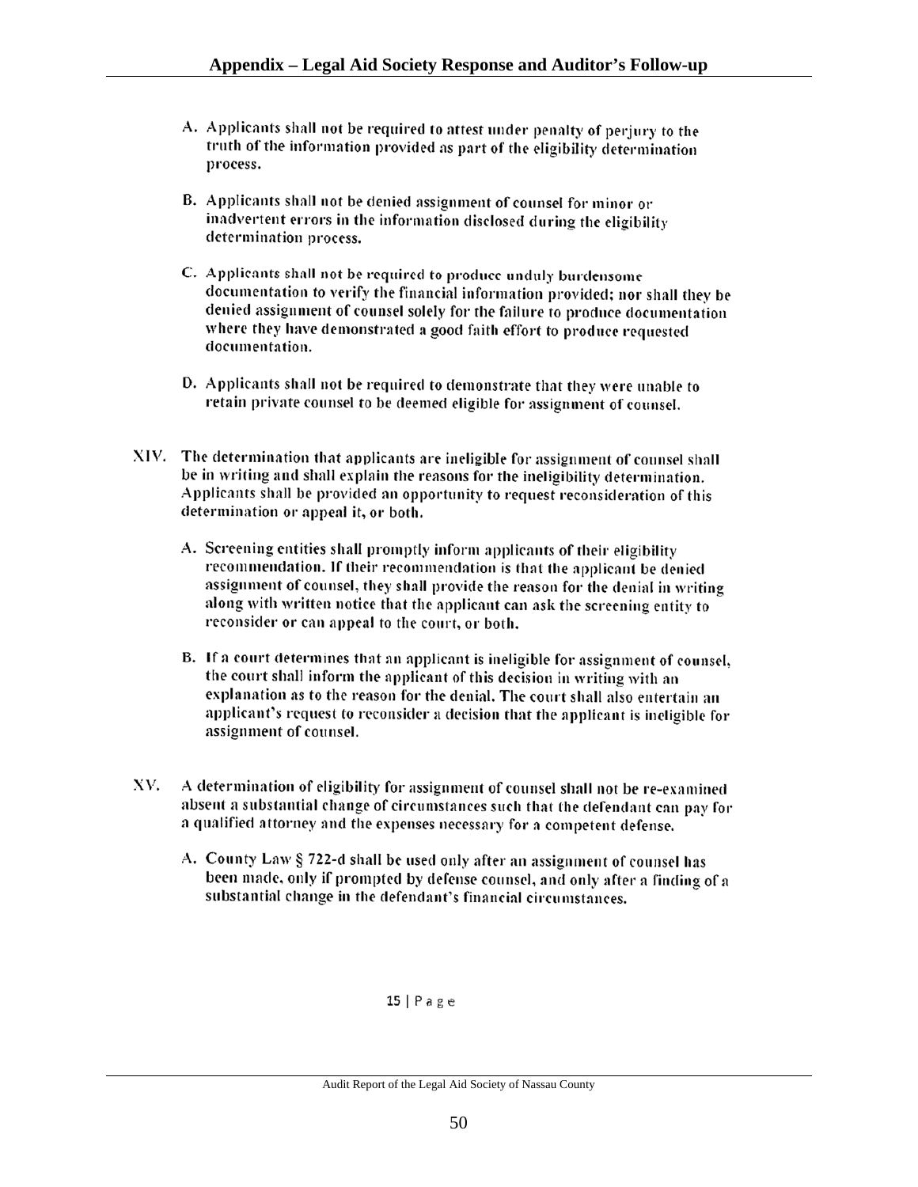A. Applicants shall not be required to attest under penalty of perjury to the truth of the information provided as part of the eligibility determination process.

B. Applicants shall not be denied assignment of counsel for minor or inadvertent errors in the information disclosed during the eligibility determination process.

C. Applicants shall not be required to produce unduly burdensome documentation to verify the financial information provided; nor shall they be denied assignment of counsel solely for the failure to produce documentation where they have demonstrated a good faith effort to produce requested documentation.

D. Applicants shall not be required to demonstrate that they were unable to retain private counsel to be deemed eligible for assignment of counsel.

XIV. The determination that applicants are ineligible for assignment of counsel shall be in writing and shall explain the reasons for the ineligibility determination. Applicants shall be provided an opportunity to request reconsideration of this determination or appeal it, or both.

A. Screening entities shall promptly inform applicants of their eligibility recommendation. If their recommendation is that the applicant be denied assignment of counsel, they shall provide the reason for the denial in writing along with written notice that the applicant can ask the screening entity to reconsider or can appeal to the court, or both.

B. If a court determines that an applicant is ineligible for assignment of counsel, the court shall inform the applicant of this decision in writing with an explanation as to the reason for the denial. The court shall also entertain an applicant's request to reconsider a decision that the applicant is ineligible for assignment of counsel.

XV. A determination of eligibility for assignment of counsel shall not be re-examined absent a substantial change of circumstances such that the defendant can pay for a qualified attorney and the expenses necessary for a competent defense.

A. County Law § 722-d shall be used only after an assignment of counsel has been made, only if prompted by defense counsel, and only after a finding of a substantial change in the defendant's financial circumstances.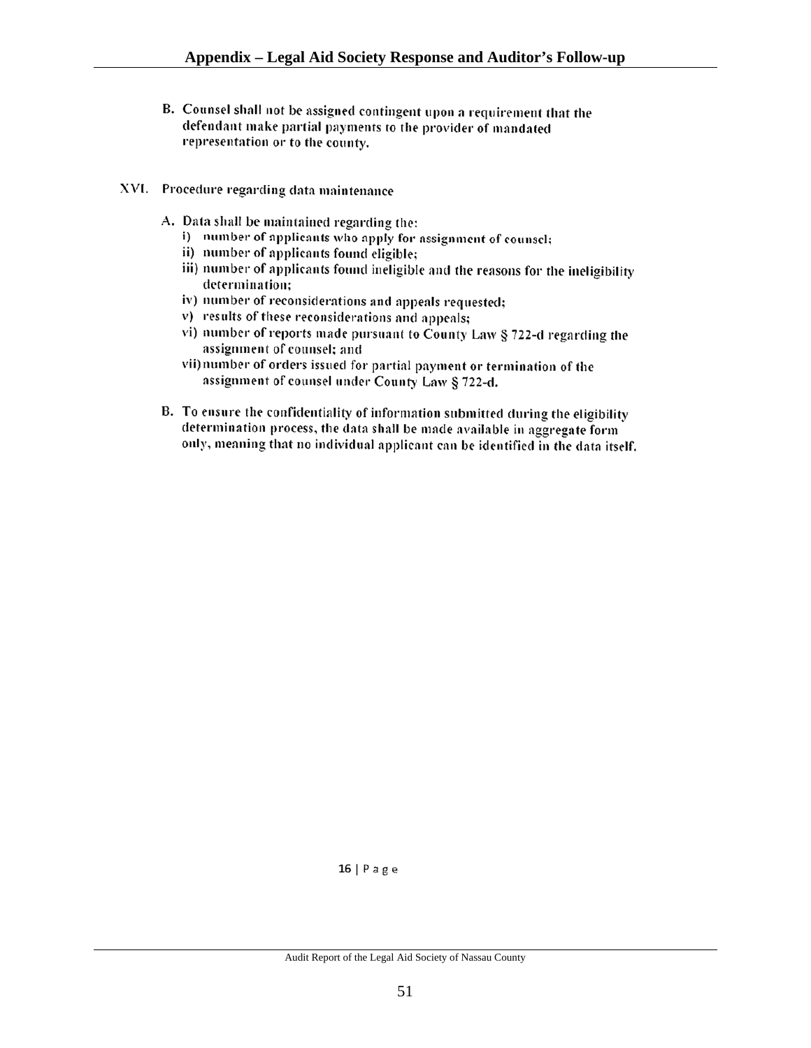B. Counsel shall not be assigned contingent upon a requirement that the defendant make partial payments to the provider of mandated representation or to the county.

XVI. Procedure regarding data maintenance

A. Data shall be maintained regarding the:
   i) number of applicants who apply for assignment of counsel;
   ii) number of applicants found eligible;
   iii) number of applicants found ineligible and the reasons for the ineligibility determination;
   iv) number of reconsiderations and appeals requested;
   v) results of these reconsiderations and appeals;
   vi) number of reports made pursuant to County Law § 722-d regarding the assignment of counsel; and
   vii) number of orders issued for partial payment or termination of the assignment of counsel under County Law § 722-d.

B. To ensure the confidentiality of information submitted during the eligibility determination process, the data shall be made available in aggregate form only, meaning that no individual applicant can be identified in the data itself.

16 | Page